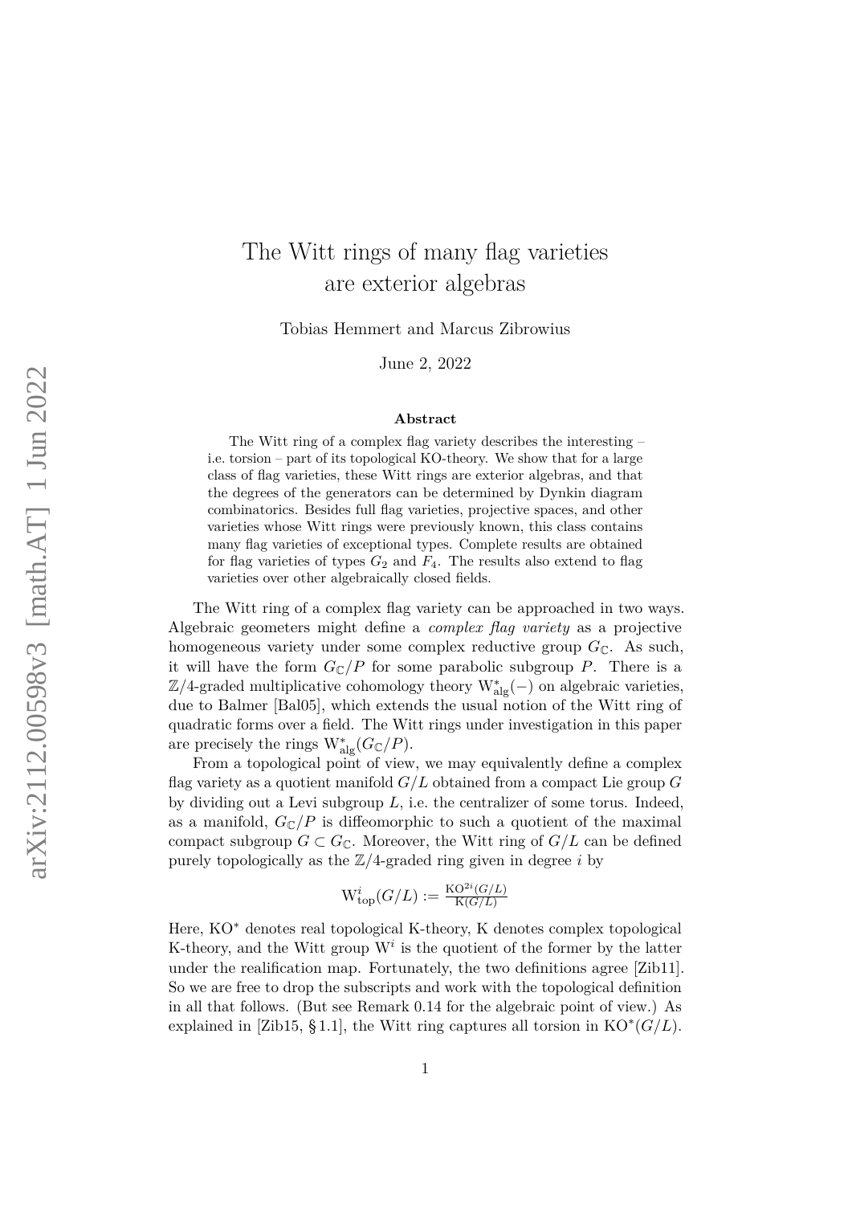# The Witt rings of many flag varieties are exterior algebras

Tobias Hemmert and Marcus Zibrowius

June 2, 2022

## Abstract

The Witt ring of a complex flag variety describes the interesting – i.e. torsion – part of its topological KO-theory. We show that for a large class of flag varieties, these Witt rings are exterior algebras, and that the degrees of the generators can be determined by Dynkin diagram combinatorics. Besides full flag varieties, projective spaces, and other varieties whose Witt rings were previously known, this class contains many flag varieties of exceptional types. Complete results are obtained for flag varieties of types $G_2$ and $F_4$. The results also extend to flag varieties over other algebraically closed fields.

The Witt ring of a complex flag variety can be approached in two ways. Algebraic geometers might define a *complex flag variety* as a projective homogeneous variety under some complex reductive group $G_{\mathbb{C}}$. As such, it will have the form $G_{\mathbb{C}}/P$ for some parabolic subgroup $P$. There is a $\mathbb{Z}/4$-graded multiplicative cohomology theory $\mathrm{W}_{\mathrm{alg}}(-)$ on algebraic varieties, due to Balmer [Bal05], which extends the usual notion of the Witt ring of quadratic forms over a field. The Witt rings under investigation in this paper are precisely the rings $\mathrm{W}^*_{\mathrm{alg}}(G_{\mathbb{C}}/P)$.

From a topological point of view, we may equivalently define a complex flag variety as a quotient manifold $G/L$ obtained from a compact Lie group $G$ by dividing out a Levi subgroup $L$, i.e. the centralizer of some torus. Indeed, as a manifold, $G_{\mathbb{C}}/P$ is diffeomorphic to such a quotient of the maximal compact subgroup $G \subset G_{\mathbb{C}}$. Moreover, the Witt ring of $G/L$ can be defined purely topologically as the $\mathbb{Z}/4$-graded ring given in degree $i$ by

$$\mathrm{W}^i_{\mathrm{top}}(G/L) := \frac{\mathrm{KO}^{2i}(G/L)}{\mathrm{K}(G/L)}$$

Here, $\mathrm{KO}^*$ denotes real topological K-theory, K denotes complex topological K-theory, and the Witt group $\mathrm{W}^i$ is the quotient of the former by the latter under the realification map. Fortunately, the two definitions agree [Zib11]. So we are free to drop the subscripts and work with the topological definition in all that follows. (But see Remark 0.14 for the algebraic point of view.) As explained in [Zib15, § 1.1], the Witt ring captures all torsion in $\mathrm{KO}^*(G/L)$.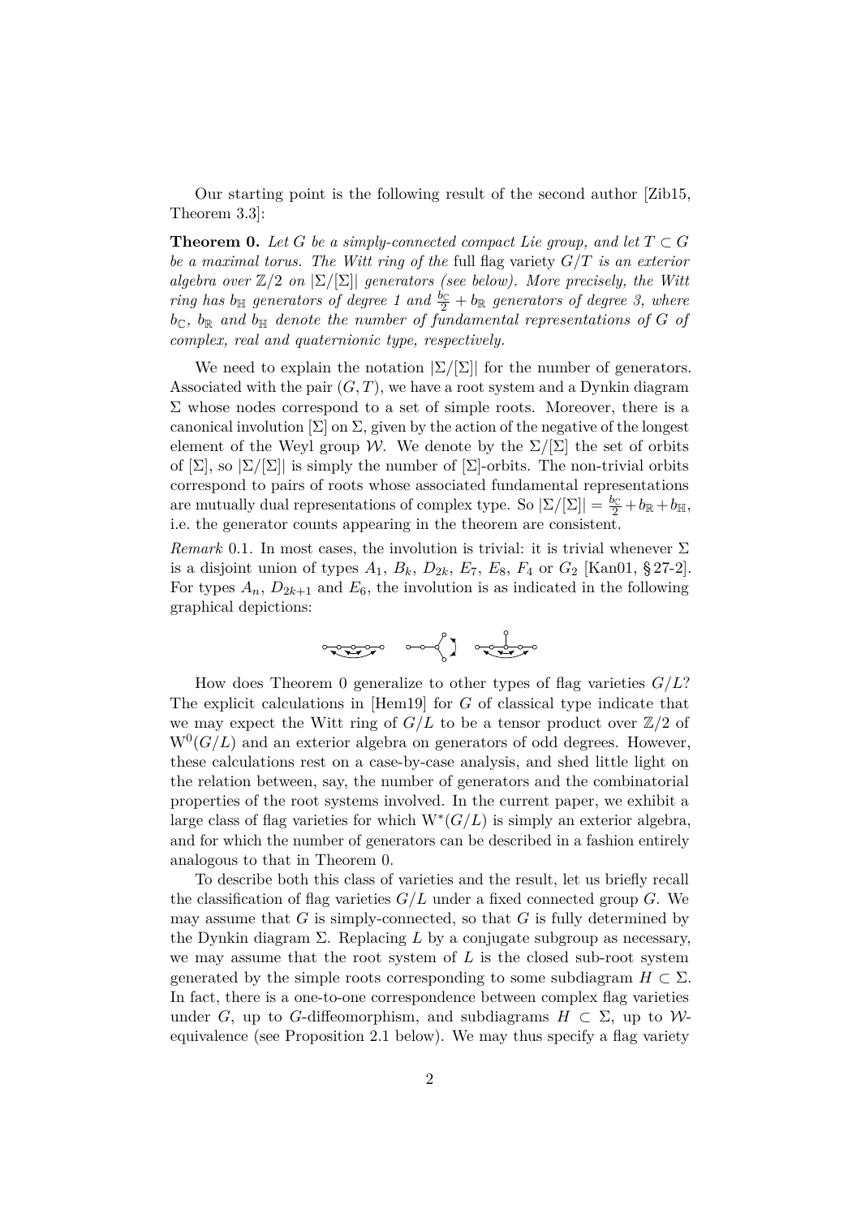Our starting point is the following result of the second author [Zib15, Theorem 3.3]:

**Theorem 0.** *Let $G$ be a simply-connected compact Lie group, and let $T \subset G$ be a maximal torus. The Witt ring of the* full flag variety *$G/T$ is an exterior algebra over $\mathbb{Z}/2$ on $|\Sigma/[\Sigma]|$ generators (see below). More precisely, the Witt ring has $b_{\mathbb{H}}$ generators of degree 1 and $\frac{b_{\mathbb{C}}}{2} + b_{\mathbb{R}}$ generators of degree 3, where $b_{\mathbb{C}}$, $b_{\mathbb{R}}$ and $b_{\mathbb{H}}$ denote the number of fundamental representations of $G$ of complex, real and quaternionic type, respectively.*

We need to explain the notation $|\Sigma/[\Sigma]|$ for the number of generators. Associated with the pair $(G, T)$, we have a root system and a Dynkin diagram $\Sigma$ whose nodes correspond to a set of simple roots. Moreover, there is a canonical involution $[\Sigma]$ on $\Sigma$, given by the action of the negative of the longest element of the Weyl group $\mathcal{W}$. We denote by the $\Sigma/[\Sigma]$ the set of orbits of $[\Sigma]$, so $|\Sigma/[\Sigma]|$ is simply the number of $[\Sigma]$-orbits. The non-trivial orbits correspond to pairs of roots whose associated fundamental representations are mutually dual representations of complex type. So $|\Sigma/[\Sigma]| = \frac{b_{\mathbb{C}}}{2} + b_{\mathbb{R}} + b_{\mathbb{H}}$, i.e. the generator counts appearing in the theorem are consistent.

*Remark* 0.1. In most cases, the involution is trivial: it is trivial whenever $\Sigma$ is a disjoint union of types $A_1$, $B_k$, $D_{2k}$, $E_7$, $E_8$, $F_4$ or $G_2$ [Kan01, § 27-2]. For types $A_n$, $D_{2k+1}$ and $E_6$, the involution is as indicated in the following graphical depictions:

How does Theorem 0 generalize to other types of flag varieties $G/L$? The explicit calculations in [Hem19] for $G$ of classical type indicate that we may expect the Witt ring of $G/L$ to be a tensor product over $\mathbb{Z}/2$ of $\mathrm{W}^0(G/L)$ and an exterior algebra on generators of odd degrees. However, these calculations rest on a case-by-case analysis, and shed little light on the relation between, say, the number of generators and the combinatorial properties of the root systems involved. In the current paper, we exhibit a large class of flag varieties for which $\mathrm{W}^*(G/L)$ is simply an exterior algebra, and for which the number of generators can be described in a fashion entirely analogous to that in Theorem 0.

To describe both this class of varieties and the result, let us briefly recall the classification of flag varieties $G/L$ under a fixed connected group $G$. We may assume that $G$ is simply-connected, so that $G$ is fully determined by the Dynkin diagram $\Sigma$. Replacing $L$ by a conjugate subgroup as necessary, we may assume that the root system of $L$ is the closed sub-root system generated by the simple roots corresponding to some subdiagram $H \subset \Sigma$. In fact, there is a one-to-one correspondence between complex flag varieties under $G$, up to $G$-diffeomorphism, and subdiagrams $H \subset \Sigma$, up to $\mathcal{W}$-equivalence (see Proposition 2.1 below). We may thus specify a flag variety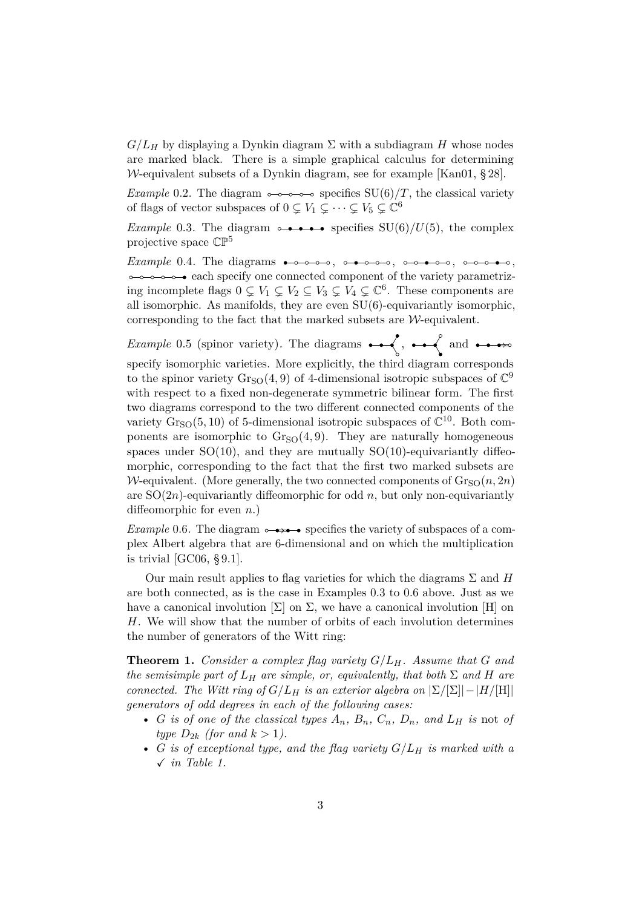$G/L_H$ by displaying a Dynkin diagram $\Sigma$ with a subdiagram $H$ whose nodes are marked black. There is a simple graphical calculus for determining $\mathcal{W}$-equivalent subsets of a Dynkin diagram, see for example [Kan01, § 28].

*Example* 0.2. The diagram ○–○–○–○–○ specifies $\mathrm{SU}(6)/T$, the classical variety of flags of vector subspaces of $0 \subsetneq V_1 \subsetneq \cdots \subsetneq V_5 \subsetneq \mathbb{C}^6$

*Example* 0.3. The diagram ○–●–●–●–● specifies $\mathrm{SU}(6)/U(5)$, the complex projective space $\mathbb{CP}^5$

*Example* 0.4. The diagrams ●–○–○–○–○, ○–●–○–○–○, ○–○–●–○–○, ○–○–○–●–○, ○–○–○–○–● each specify one connected component of the variety parametrizing incomplete flags $0 \subsetneq V_1 \subsetneq V_2 \subseteq V_3 \subsetneq V_4 \subsetneq \mathbb{C}^6$. These components are all isomorphic. As manifolds, they are even $\mathrm{SU}(6)$-equivariantly isomorphic, corresponding to the fact that the marked subsets are $\mathcal{W}$-equivalent.

*Example* 0.5 (spinor variety). The diagrams ●–●–●<(●,○), ●–●–●<(○,●) and ●–●–●⇒○ specify isomorphic varieties. More explicitly, the third diagram corresponds to the spinor variety $\mathrm{Gr}_{\mathrm{SO}}(4,9)$ of 4-dimensional isotropic subspaces of $\mathbb{C}^9$ with respect to a fixed non-degenerate symmetric bilinear form. The first two diagrams correspond to the two different connected components of the variety $\mathrm{Gr}_{\mathrm{SO}}(5,10)$ of 5-dimensional isotropic subspaces of $\mathbb{C}^{10}$. Both components are isomorphic to $\mathrm{Gr}_{\mathrm{SO}}(4,9)$. They are naturally homogeneous spaces under $\mathrm{SO}(10)$, and they are mutually $\mathrm{SO}(10)$-equivariantly diffeomorphic, corresponding to the fact that the first two marked subsets are $\mathcal{W}$-equivalent. (More generally, the two connected components of $\mathrm{Gr}_{\mathrm{SO}}(n,2n)$ are $\mathrm{SO}(2n)$-equivariantly diffeomorphic for odd $n$, but only non-equivariantly diffeomorphic for even $n$.)

*Example* 0.6. The diagram ○–●⇒●–● specifies the variety of subspaces of a complex Albert algebra that are 6-dimensional and on which the multiplication is trivial [GC06, § 9.1].

Our main result applies to flag varieties for which the diagrams $\Sigma$ and $H$ are both connected, as is the case in Examples 0.3 to 0.6 above. Just as we have a canonical involution $[\Sigma]$ on $\Sigma$, we have a canonical involution [H] on $H$. We will show that the number of orbits of each involution determines the number of generators of the Witt ring:

**Theorem 1.** *Consider a complex flag variety $G/L_H$. Assume that $G$ and the semisimple part of $L_H$ are simple, or, equivalently, that both $\Sigma$ and $H$ are connected. The Witt ring of $G/L_H$ is an exterior algebra on $|\Sigma/[\Sigma]| - |H/[\mathrm{H}]|$ generators of odd degrees in each of the following cases:*

- *$G$ is of one of the classical types $A_n$, $B_n$, $C_n$, $D_n$, and $L_H$ is* not *of type $D_{2k}$ (for and $k > 1$).*
- *$G$ is of exceptional type, and the flag variety $G/L_H$ is marked with a ✓ in Table 1.*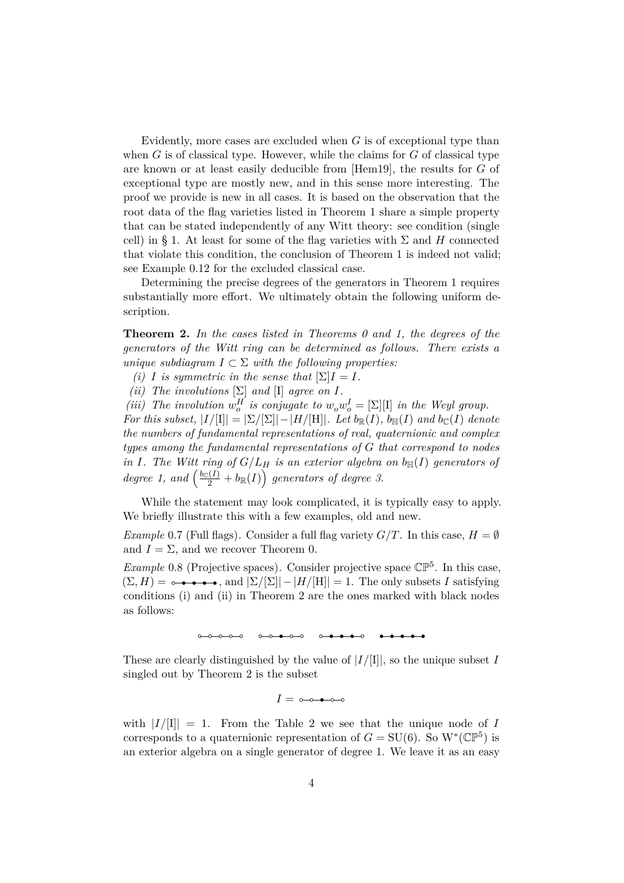Evidently, more cases are excluded when $G$ is of exceptional type than when $G$ is of classical type. However, while the claims for $G$ of classical type are known or at least easily deducible from [Hem19], the results for $G$ of exceptional type are mostly new, and in this sense more interesting. The proof we provide is new in all cases. It is based on the observation that the root data of the flag varieties listed in Theorem 1 share a simple property that can be stated independently of any Witt theory: see condition (single cell) in § 1. At least for some of the flag varieties with $\Sigma$ and $H$ connected that violate this condition, the conclusion of Theorem 1 is indeed not valid; see Example 0.12 for the excluded classical case.

Determining the precise degrees of the generators in Theorem 1 requires substantially more effort. We ultimately obtain the following uniform description.

**Theorem 2.** *In the cases listed in Theorems 0 and 1, the degrees of the generators of the Witt ring can be determined as follows. There exists a unique subdiagram $I \subset \Sigma$ with the following properties:*

*(i) $I$ is symmetric in the sense that $[\Sigma]I = I$.*

*(ii) The involutions $[\Sigma]$ and $[\mathrm{I}]$ agree on $I$.*

*(iii) The involution $w_o^H$ is conjugate to $w_o w_o^I = [\Sigma][\mathrm{I}]$ in the Weyl group.*

*For this subset, $|I/[\mathrm{I}]| = |\Sigma/[\Sigma]| - |H/[\mathrm{H}]|$. Let $b_{\mathbb{R}}(I)$, $b_{\mathbb{H}}(I)$ and $b_{\mathbb{C}}(I)$ denote the numbers of fundamental representations of real, quaternionic and complex types among the fundamental representations of $G$ that correspond to nodes in $I$. The Witt ring of $G/L_H$ is an exterior algebra on $b_{\mathbb{H}}(I)$ generators of degree 1, and $\left(\frac{b_{\mathbb{C}}(I)}{2} + b_{\mathbb{R}}(I)\right)$ generators of degree 3.*

While the statement may look complicated, it is typically easy to apply. We briefly illustrate this with a few examples, old and new.

*Example* 0.7 (Full flags). Consider a full flag variety $G/T$. In this case, $H = \emptyset$ and $I = \Sigma$, and we recover Theorem 0.

*Example* 0.8 (Projective spaces). Consider projective space $\mathbb{CP}^5$. In this case, $(\Sigma, H) =$ ∘–•–•–•–•, and $|\Sigma/[\Sigma]| - |H/[\mathrm{H}]| = 1$. The only subsets $I$ satisfying conditions (i) and (ii) in Theorem 2 are the ones marked with black nodes as follows:

∘–∘–∘–∘–∘ ∘–∘–•–∘–∘ ∘–•–•–•–∘ •–•–•–•–•

These are clearly distinguished by the value of $|I/[\mathrm{I}]|$, so the unique subset $I$ singled out by Theorem 2 is the subset

$I =$ ∘–∘–•–∘–∘

with $|I/[\mathrm{I}]| = 1$. From the Table 2 we see that the unique node of $I$ corresponds to a quaternionic representation of $G = \mathrm{SU}(6)$. So $\mathrm{W}^*(\mathbb{CP}^5)$ is an exterior algebra on a single generator of degree 1. We leave it as an easy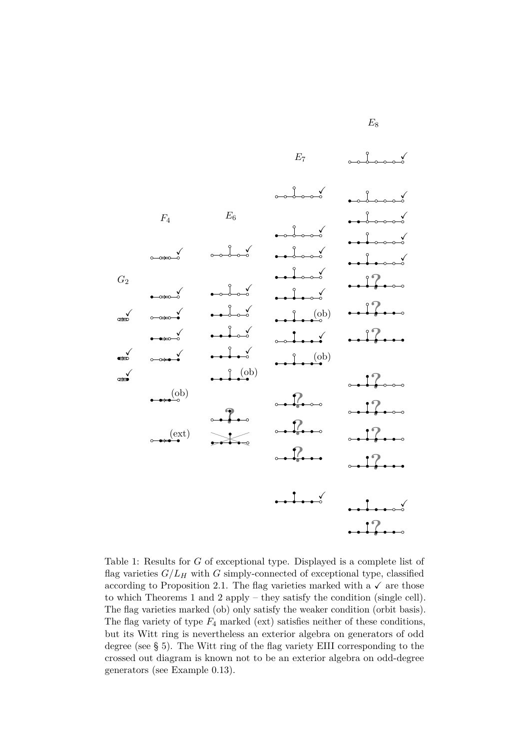$E_8$

$E_7$

$F_4$

$E_6$

$G_2$

(ob)

(ob)

(ob)

(ob)

(ext)

Table 1: Results for $G$ of exceptional type. Displayed is a complete list of flag varieties $G/L_H$ with $G$ simply-connected of exceptional type, classified according to Proposition 2.1. The flag varieties marked with a ✓ are those to which Theorems 1 and 2 apply – they satisfy the condition (single cell). The flag varieties marked (ob) only satisfy the weaker condition (orbit basis). The flag variety of type $F_4$ marked (ext) satisfies neither of these conditions, but its Witt ring is nevertheless an exterior algebra on generators of odd degree (see § 5). The Witt ring of the flag variety EIII corresponding to the crossed out diagram is known not to be an exterior algebra on odd-degree generators (see Example 0.13).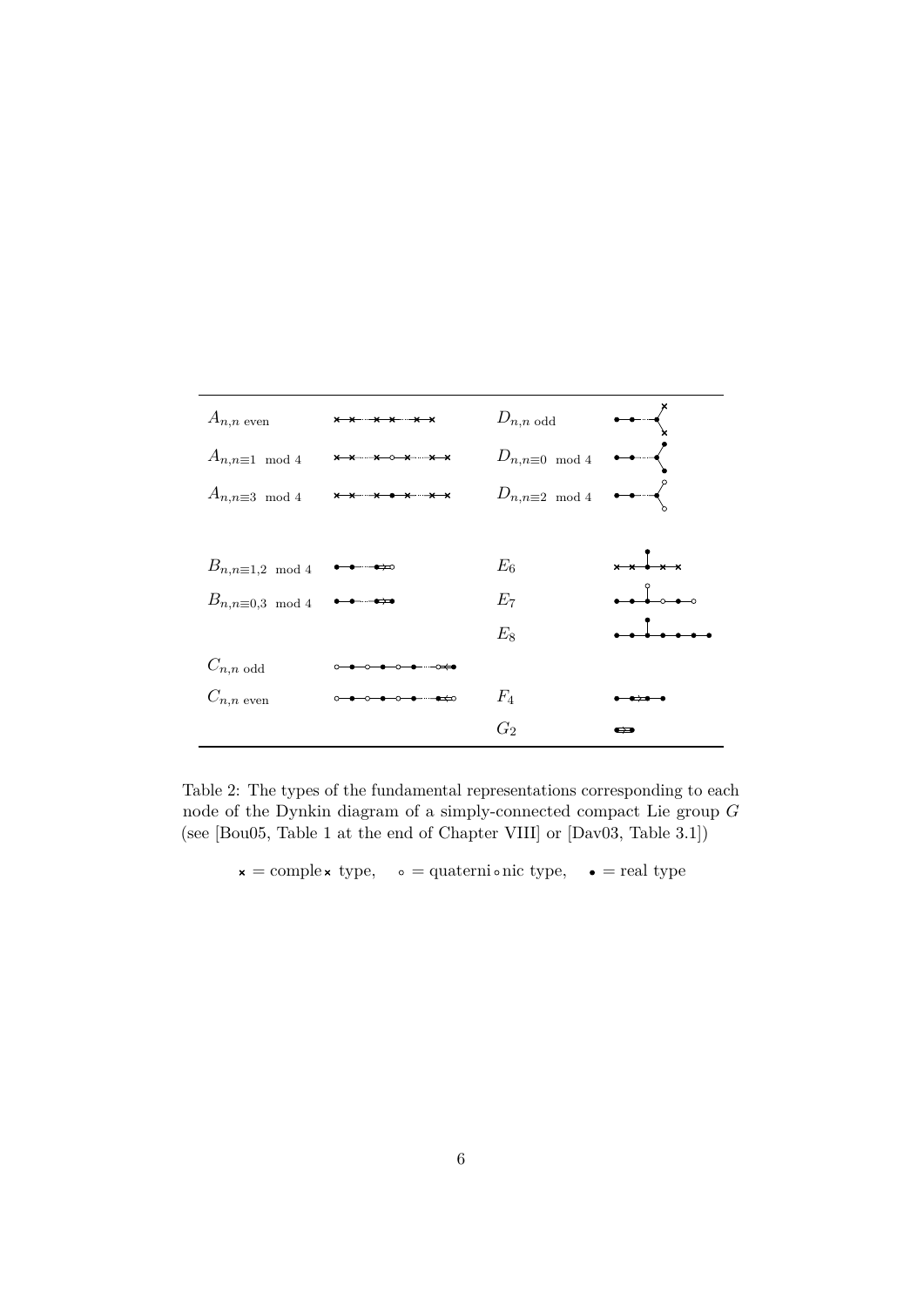| | | | |
|---|---|---|---|
| $A_{n,n \text{ even}}$ | ×—×┈┈×—×┈┈×—× | $D_{n,n \text{ odd}}$ | •—•┈┈•< (×, ×) |
| $A_{n,n\equiv 1 \mod 4}$ | ×—×┈┈×—∘—×┈┈×—× | $D_{n,n\equiv 0 \mod 4}$ | •—•┈┈•< (•, •) |
| $A_{n,n\equiv 3 \mod 4}$ | ×—×┈┈×—•—×┈┈×—× | $D_{n,n\equiv 2 \mod 4}$ | •—•┈┈•< (∘, ∘) |
| $B_{n,n\equiv 1,2 \mod 4}$ | •—•┈┈•⇒∘ | $E_6$ | ×—×—•—×—× (branch •) |
| $B_{n,n\equiv 0,3 \mod 4}$ | •—•┈┈•⇒• | $E_7$ | •—•—•—∘—•—∘ (branch ∘) |
| | | $E_8$ | •—•—•—•—•—•—• (branch •) |
| $C_{n,n \text{ odd}}$ | ∘—•—∘—•—∘—•┈┈∘⇐• | | |
| $C_{n,n \text{ even}}$ | ∘—•—∘—•—∘—•┈┈•⇐∘ | $F_4$ | •—•⇒•—• |
| | | $G_2$ | •⇛• |

Table 2: The types of the fundamental representations corresponding to each node of the Dynkin diagram of a simply-connected compact Lie group $G$ (see [Bou05, Table 1 at the end of Chapter VIII] or [Dav03, Table 3.1])

× = complex type, ∘ = quaternionic type, • = real type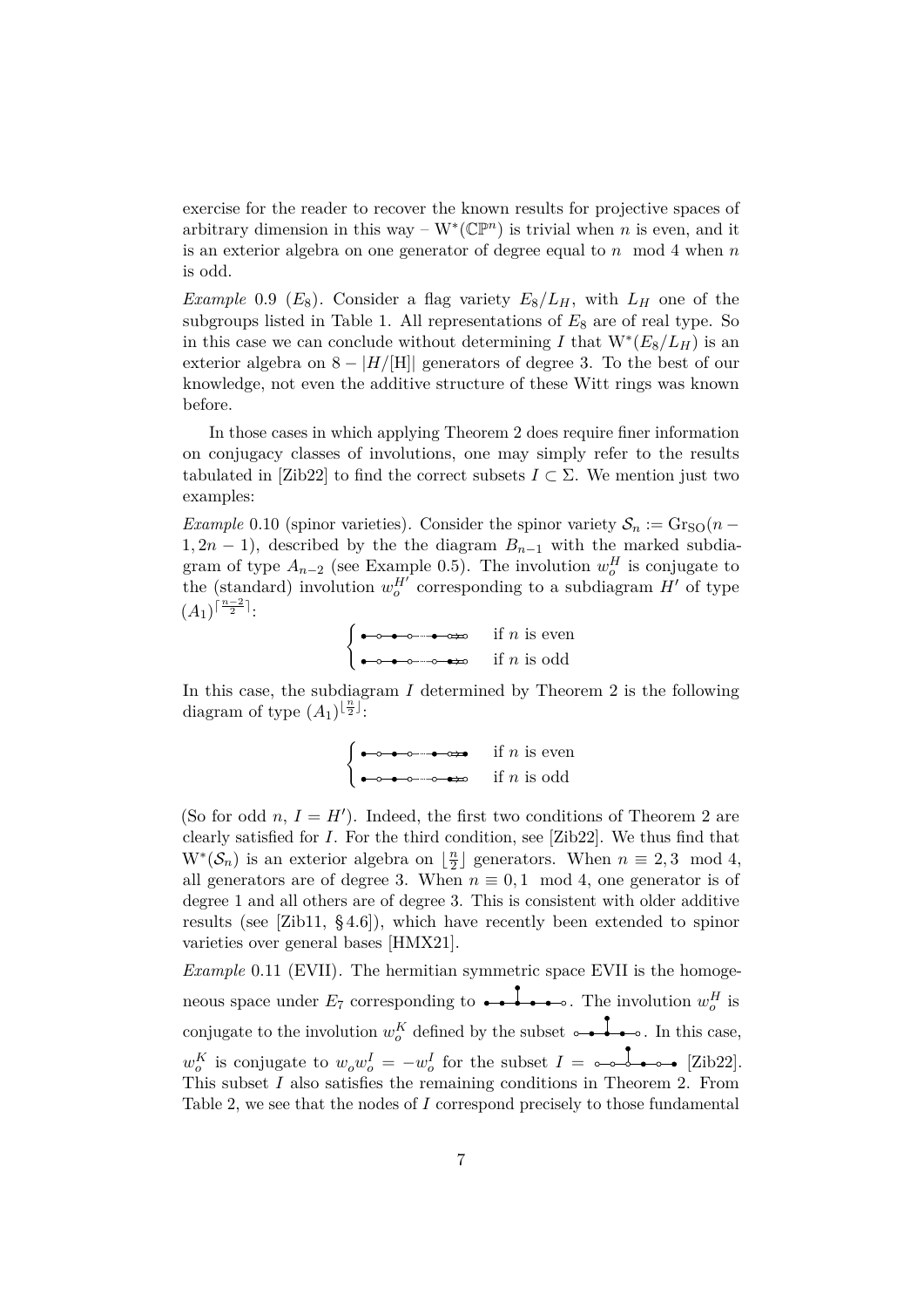exercise for the reader to recover the known results for projective spaces of arbitrary dimension in this way – $W^*(\mathbb{CP}^n)$ is trivial when $n$ is even, and it is an exterior algebra on one generator of degree equal to $n \mod 4$ when $n$ is odd.

*Example* 0.9 ($E_8$). Consider a flag variety $E_8/L_H$, with $L_H$ one of the subgroups listed in Table 1. All representations of $E_8$ are of real type. So in this case we can conclude without determining $I$ that $W^*(E_8/L_H)$ is an exterior algebra on $8 - |H/[H]|$ generators of degree 3. To the best of our knowledge, not even the additive structure of these Witt rings was known before.

In those cases in which applying Theorem 2 does require finer information on conjugacy classes of involutions, one may simply refer to the results tabulated in [Zib22] to find the correct subsets $I \subset \Sigma$. We mention just two examples:

*Example* 0.10 (spinor varieties). Consider the spinor variety $\mathcal{S}_n := \mathrm{Gr}_{\mathrm{SO}}(n-1, 2n-1)$, described by the the diagram $B_{n-1}$ with the marked subdiagram of type $A_{n-2}$ (see Example 0.5). The involution $w_o^H$ is conjugate to the (standard) involution $w_o^{H'}$ corresponding to a subdiagram $H'$ of type $(A_1)^{\lceil \frac{n-2}{2} \rceil}$:

$$\begin{cases} \bullet\!\!-\!\!\circ\!\!-\!\!\bullet\!\!-\!\!\circ \cdots \bullet\!\!-\!\!\circ\!\!\Rightarrow\!\!\circ & \text{if } n \text{ is even} \\ \bullet\!\!-\!\!\circ\!\!-\!\!\bullet\!\!-\!\!\circ \cdots \circ\!\!-\!\!\bullet\!\!\Rightarrow\!\!\circ & \text{if } n \text{ is odd} \end{cases}$$

In this case, the subdiagram $I$ determined by Theorem 2 is the following diagram of type $(A_1)^{\lfloor \frac{n}{2} \rfloor}$:

$$\begin{cases} \bullet\!\!-\!\!\circ\!\!-\!\!\bullet\!\!-\!\!\circ \cdots \bullet\!\!-\!\!\circ\!\!\Rightarrow\!\!\bullet & \text{if } n \text{ is even} \\ \bullet\!\!-\!\!\circ\!\!-\!\!\bullet\!\!-\!\!\circ \cdots \circ\!\!-\!\!\bullet\!\!\Rightarrow\!\!\circ & \text{if } n \text{ is odd} \end{cases}$$

(So for odd $n$, $I = H'$). Indeed, the first two conditions of Theorem 2 are clearly satisfied for $I$. For the third condition, see [Zib22]. We thus find that $W^*(\mathcal{S}_n)$ is an exterior algebra on $\lfloor \frac{n}{2} \rfloor$ generators. When $n \equiv 2, 3 \mod 4$, all generators are of degree 3. When $n \equiv 0, 1 \mod 4$, one generator is of degree 1 and all others are of degree 3. This is consistent with older additive results (see [Zib11, §4.6]), which have recently been extended to spinor varieties over general bases [HMX21].

*Example* 0.11 (EVII). The hermitian symmetric space EVII is the homogeneous space under $E_7$ corresponding to [$E_7$ diagram: ●–●–●(●)–●–●–○]. The involution $w_o^H$ is conjugate to the involution $w_o^K$ defined by the subset [$E_7$ diagram: ○–●–●(●)–●–●–○]. In this case, $w_o^K$ is conjugate to $w_o w_o^I = -w_o^I$ for the subset $I =$ [$E_7$ diagram: ○–○–○(●)–●–○–●] [Zib22]. This subset $I$ also satisfies the remaining conditions in Theorem 2. From Table 2, we see that the nodes of $I$ correspond precisely to those fundamental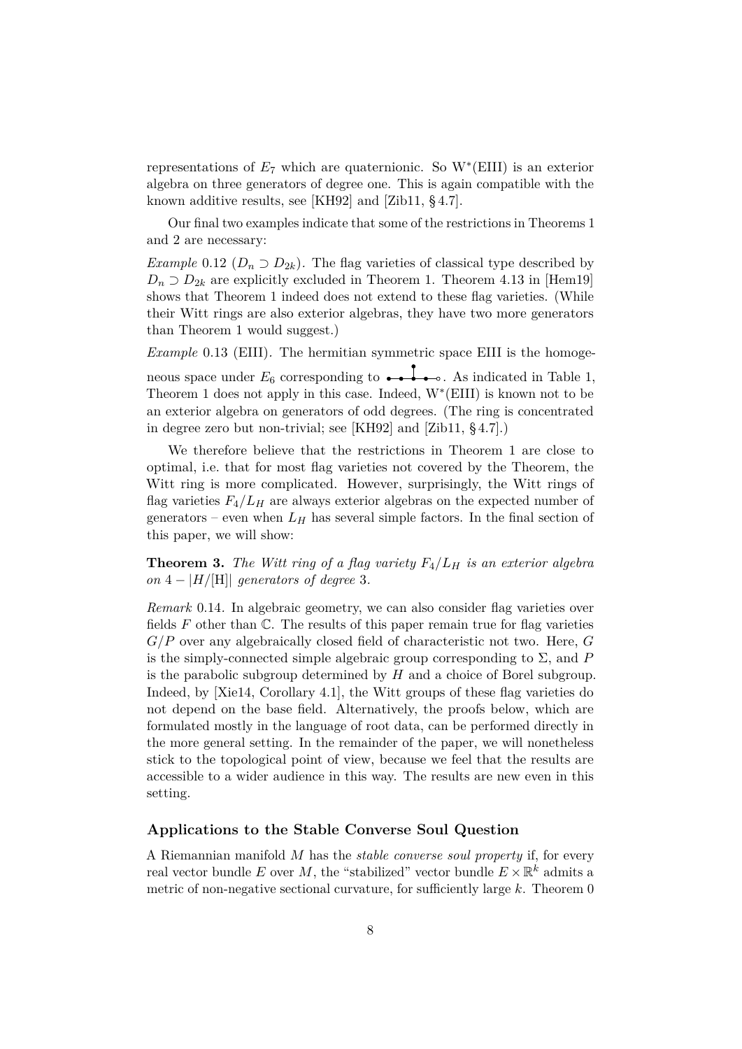representations of $E_7$ which are quaternionic. So $\mathrm{W}^*(\mathrm{EIII})$ is an exterior algebra on three generators of degree one. This is again compatible with the known additive results, see [KH92] and [Zib11, § 4.7].

Our final two examples indicate that some of the restrictions in Theorems 1 and 2 are necessary:

*Example* 0.12 ($D_n \supset D_{2k}$). The flag varieties of classical type described by $D_n \supset D_{2k}$ are explicitly excluded in Theorem 1. Theorem 4.13 in [Hem19] shows that Theorem 1 indeed does not extend to these flag varieties. (While their Witt rings are also exterior algebras, they have two more generators than Theorem 1 would suggest.)

*Example* 0.13 (EIII). The hermitian symmetric space EIII is the homogeneous space under $E_6$ corresponding to a Dynkin diagram of $E_6$. As indicated in Table 1, Theorem 1 does not apply in this case. Indeed, $\mathrm{W}^*(\mathrm{EIII})$ is known not to be an exterior algebra on generators of odd degrees. (The ring is concentrated in degree zero but non-trivial; see [KH92] and [Zib11, § 4.7].)

We therefore believe that the restrictions in Theorem 1 are close to optimal, i.e. that for most flag varieties not covered by the Theorem, the Witt ring is more complicated. However, surprisingly, the Witt rings of flag varieties $F_4/L_H$ are always exterior algebras on the expected number of generators – even when $L_H$ has several simple factors. In the final section of this paper, we will show:

**Theorem 3.** *The Witt ring of a flag variety $F_4/L_H$ is an exterior algebra on $4 - |H/[\mathrm{H}]|$ generators of degree 3.*

*Remark* 0.14. In algebraic geometry, we can also consider flag varieties over fields $F$ other than $\mathbb{C}$. The results of this paper remain true for flag varieties $G/P$ over any algebraically closed field of characteristic not two. Here, $G$ is the simply-connected simple algebraic group corresponding to $\Sigma$, and $P$ is the parabolic subgroup determined by $H$ and a choice of Borel subgroup. Indeed, by [Xie14, Corollary 4.1], the Witt groups of these flag varieties do not depend on the base field. Alternatively, the proofs below, which are formulated mostly in the language of root data, can be performed directly in the more general setting. In the remainder of the paper, we will nonetheless stick to the topological point of view, because we feel that the results are accessible to a wider audience in this way. The results are new even in this setting.

## Applications to the Stable Converse Soul Question

A Riemannian manifold $M$ has the *stable converse soul property* if, for every real vector bundle $E$ over $M$, the "stabilized" vector bundle $E \times \mathbb{R}^k$ admits a metric of non-negative sectional curvature, for sufficiently large $k$. Theorem 0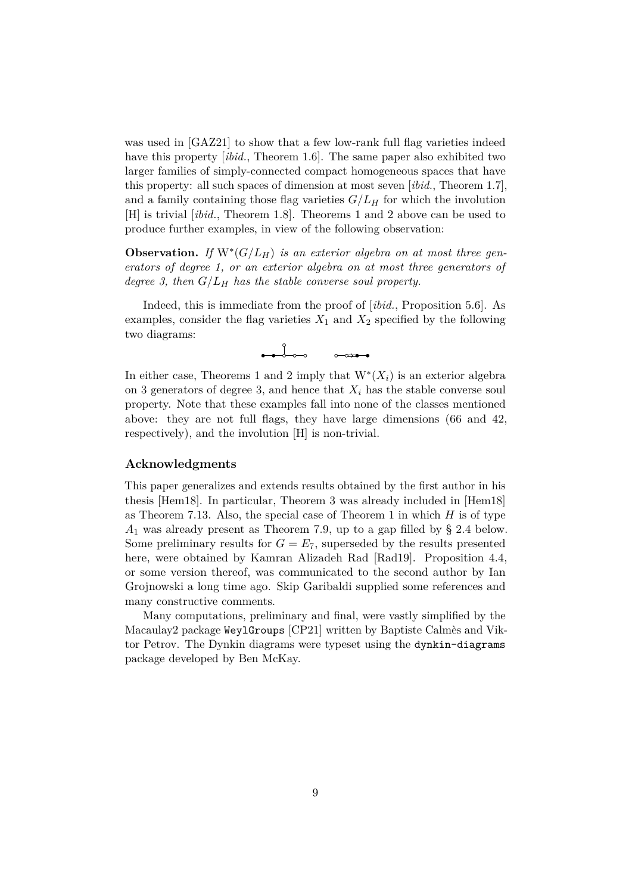was used in [GAZ21] to show that a few low-rank full flag varieties indeed have this property [*ibid.*, Theorem 1.6]. The same paper also exhibited two larger families of simply-connected compact homogeneous spaces that have this property: all such spaces of dimension at most seven [*ibid.*, Theorem 1.7], and a family containing those flag varieties $G/L_H$ for which the involution [H] is trivial [*ibid.*, Theorem 1.8]. Theorems 1 and 2 above can be used to produce further examples, in view of the following observation:

**Observation.** *If* $\mathrm{W}^*(G/L_H)$ *is an exterior algebra on at most three generators of degree 1, or an exterior algebra on at most three generators of degree 3, then* $G/L_H$ *has the stable converse soul property.*

Indeed, this is immediate from the proof of [*ibid.*, Proposition 5.6]. As examples, consider the flag varieties $X_1$ and $X_2$ specified by the following two diagrams:

In either case, Theorems 1 and 2 imply that $\mathrm{W}^*(X_i)$ is an exterior algebra on 3 generators of degree 3, and hence that $X_i$ has the stable converse soul property. Note that these examples fall into none of the classes mentioned above: they are not full flags, they have large dimensions (66 and 42, respectively), and the involution [H] is non-trivial.

### Acknowledgments

This paper generalizes and extends results obtained by the first author in his thesis [Hem18]. In particular, Theorem 3 was already included in [Hem18] as Theorem 7.13. Also, the special case of Theorem 1 in which $H$ is of type $A_1$ was already present as Theorem 7.9, up to a gap filled by § 2.4 below. Some preliminary results for $G = E_7$, superseded by the results presented here, were obtained by Kamran Alizadeh Rad [Rad19]. Proposition 4.4, or some version thereof, was communicated to the second author by Ian Grojnowski a long time ago. Skip Garibaldi supplied some references and many constructive comments.

Many computations, preliminary and final, were vastly simplified by the Macaulay2 package `WeylGroups` [CP21] written by Baptiste Calmès and Viktor Petrov. The Dynkin diagrams were typeset using the `dynkin-diagrams` package developed by Ben McKay.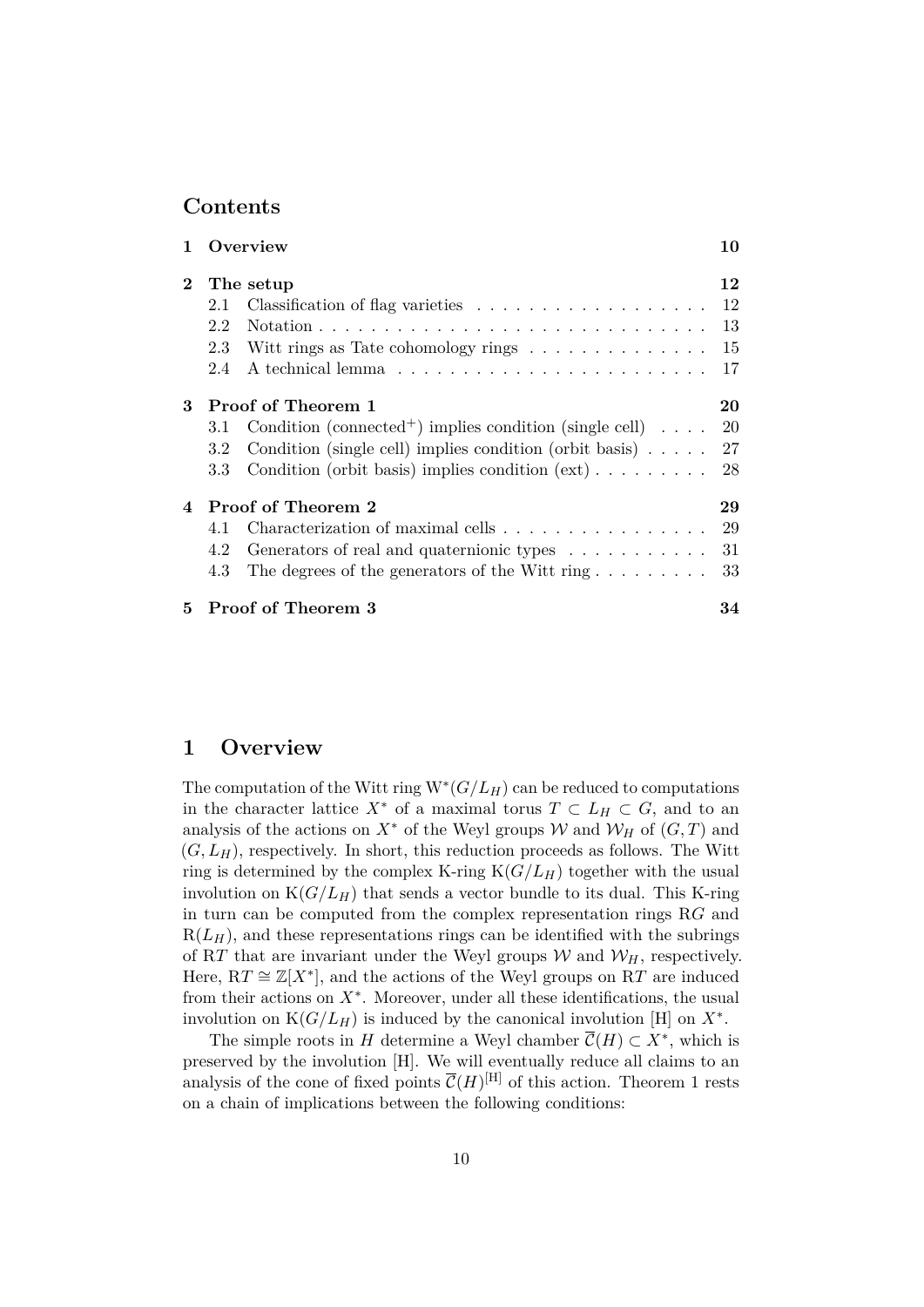## Contents

| | | |
|---|---|---|
| **1** | **Overview** | **10** |
| **2** | **The setup** | **12** |
| | 2.1 Classification of flag varieties | 12 |
| | 2.2 Notation | 13 |
| | 2.3 Witt rings as Tate cohomology rings | 15 |
| | 2.4 A technical lemma | 17 |
| **3** | **Proof of Theorem 1** | **20** |
| | 3.1 Condition (connected$^+$) implies condition (single cell) | 20 |
| | 3.2 Condition (single cell) implies condition (orbit basis) | 27 |
| | 3.3 Condition (orbit basis) implies condition (ext) | 28 |
| **4** | **Proof of Theorem 2** | **29** |
| | 4.1 Characterization of maximal cells | 29 |
| | 4.2 Generators of real and quaternionic types | 31 |
| | 4.3 The degrees of the generators of the Witt ring | 33 |
| **5** | **Proof of Theorem 3** | **34** |

# 1 Overview

The computation of the Witt ring $\mathrm{W}^*(G/L_H)$ can be reduced to computations in the character lattice $X^*$ of a maximal torus $T \subset L_H \subset G$, and to an analysis of the actions on $X^*$ of the Weyl groups $\mathcal{W}$ and $\mathcal{W}_H$ of $(G,T)$ and $(G, L_H)$, respectively. In short, this reduction proceeds as follows. The Witt ring is determined by the complex K-ring $\mathrm{K}(G/L_H)$ together with the usual involution on $\mathrm{K}(G/L_H)$ that sends a vector bundle to its dual. This K-ring in turn can be computed from the complex representation rings $\mathrm{R}G$ and $\mathrm{R}(L_H)$, and these representations rings can be identified with the subrings of $\mathrm{R}T$ that are invariant under the Weyl groups $\mathcal{W}$ and $\mathcal{W}_H$, respectively. Here, $\mathrm{R}T \cong \mathbb{Z}[X^*]$, and the actions of the Weyl groups on $\mathrm{R}T$ are induced from their actions on $X^*$. Moreover, under all these identifications, the usual involution on $\mathrm{K}(G/L_H)$ is induced by the canonical involution [H] on $X^*$.

The simple roots in $H$ determine a Weyl chamber $\overline{\mathcal{C}}(H) \subset X^*$, which is preserved by the involution [H]. We will eventually reduce all claims to an analysis of the cone of fixed points $\overline{\mathcal{C}}(H)^{[\mathrm{H}]}$ of this action. Theorem 1 rests on a chain of implications between the following conditions: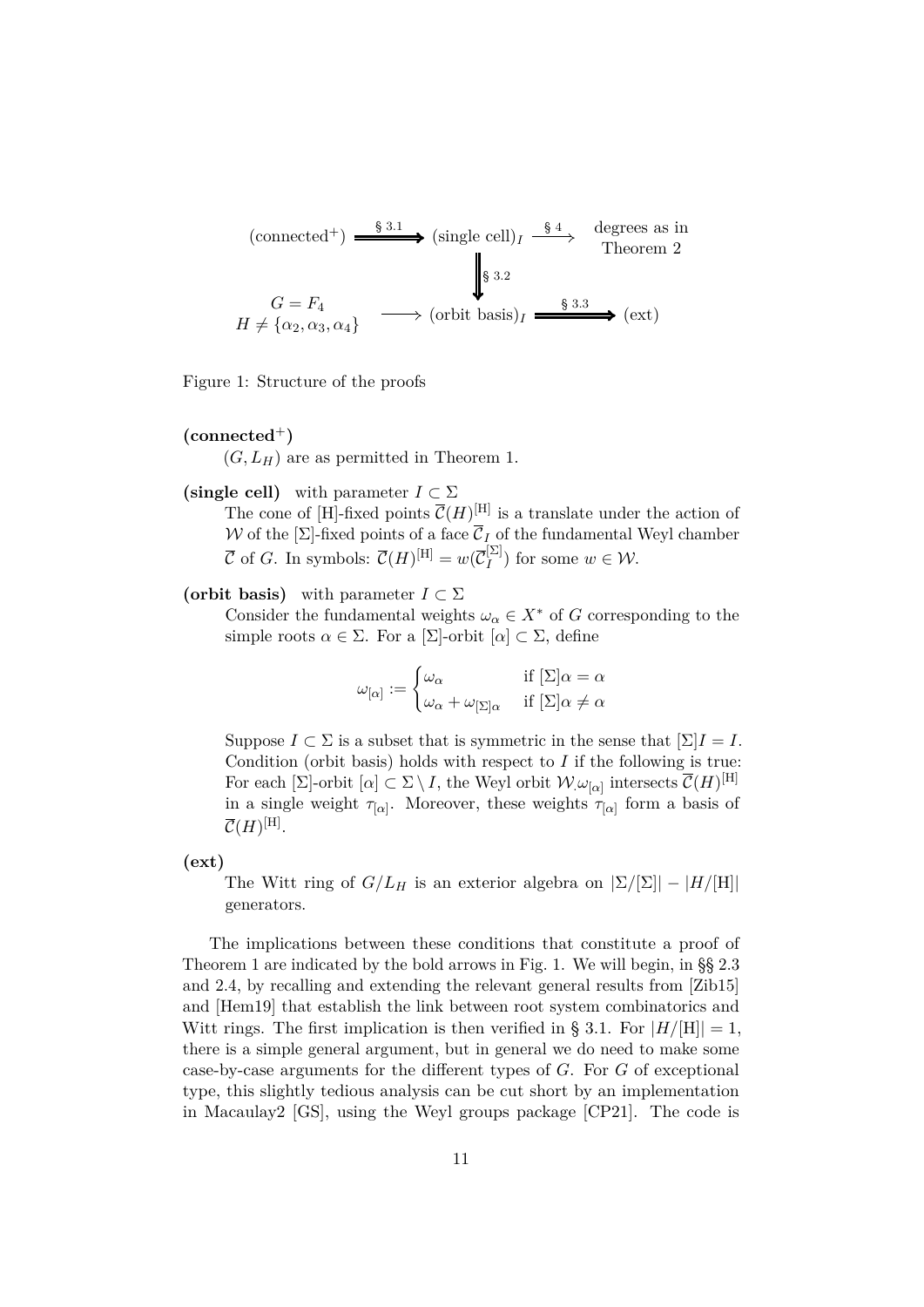$$
\begin{array}{ccccc}
(\text{connected}^+) & \xRightarrow{\S\,3.1} & (\text{single cell})_I & \xrightarrow{\S\,4} & \begin{array}{c}\text{degrees as in}\\ \text{Theorem 2}\end{array} \\
 & & \Big\Downarrow{\scriptstyle \S\,3.2} & & \\
\begin{array}{c} G = F_4 \\ H \neq \{\alpha_2, \alpha_3, \alpha_4\} \end{array} & \longrightarrow & (\text{orbit basis})_I & \xRightarrow{\S\,3.3} & (\text{ext})
\end{array}
$$

Figure 1: Structure of the proofs

**(connected$^+$)**
$(G, L_H)$ are as permitted in Theorem 1.

**(single cell)** with parameter $I \subset \Sigma$
The cone of [H]-fixed points $\overline{\mathcal{C}}(H)^{[\mathrm{H}]}$ is a translate under the action of $\mathcal{W}$ of the $[\Sigma]$-fixed points of a face $\overline{\mathcal{C}}_I$ of the fundamental Weyl chamber $\overline{\mathcal{C}}$ of $G$. In symbols: $\overline{\mathcal{C}}(H)^{[\mathrm{H}]} = w(\overline{\mathcal{C}}_I^{[\Sigma]})$ for some $w \in \mathcal{W}$.

**(orbit basis)** with parameter $I \subset \Sigma$
Consider the fundamental weights $\omega_\alpha \in X^*$ of $G$ corresponding to the simple roots $\alpha \in \Sigma$. For a $[\Sigma]$-orbit $[\alpha] \subset \Sigma$, define

$$
\omega_{[\alpha]} := \begin{cases} \omega_\alpha & \text{if } [\Sigma]\alpha = \alpha \\ \omega_\alpha + \omega_{[\Sigma]\alpha} & \text{if } [\Sigma]\alpha \neq \alpha \end{cases}
$$

Suppose $I \subset \Sigma$ is a subset that is symmetric in the sense that $[\Sigma]I = I$. Condition (orbit basis) holds with respect to $I$ if the following is true: For each $[\Sigma]$-orbit $[\alpha] \subset \Sigma \setminus I$, the Weyl orbit $\mathcal{W}.\omega_{[\alpha]}$ intersects $\overline{\mathcal{C}}(H)^{[\mathrm{H}]}$ in a single weight $\tau_{[\alpha]}$. Moreover, these weights $\tau_{[\alpha]}$ form a basis of $\overline{\mathcal{C}}(H)^{[\mathrm{H}]}$.

**(ext)**
The Witt ring of $G/L_H$ is an exterior algebra on $|\Sigma/[\Sigma]| - |H/[\mathrm{H}]|$ generators.

The implications between these conditions that constitute a proof of Theorem 1 are indicated by the bold arrows in Fig. 1. We will begin, in §§ 2.3 and 2.4, by recalling and extending the relevant general results from [Zib15] and [Hem19] that establish the link between root system combinatorics and Witt rings. The first implication is then verified in § 3.1. For $|H/[\mathrm{H}]| = 1$, there is a simple general argument, but in general we do need to make some case-by-case arguments for the different types of $G$. For $G$ of exceptional type, this slightly tedious analysis can be cut short by an implementation in Macaulay2 [GS], using the Weyl groups package [CP21]. The code is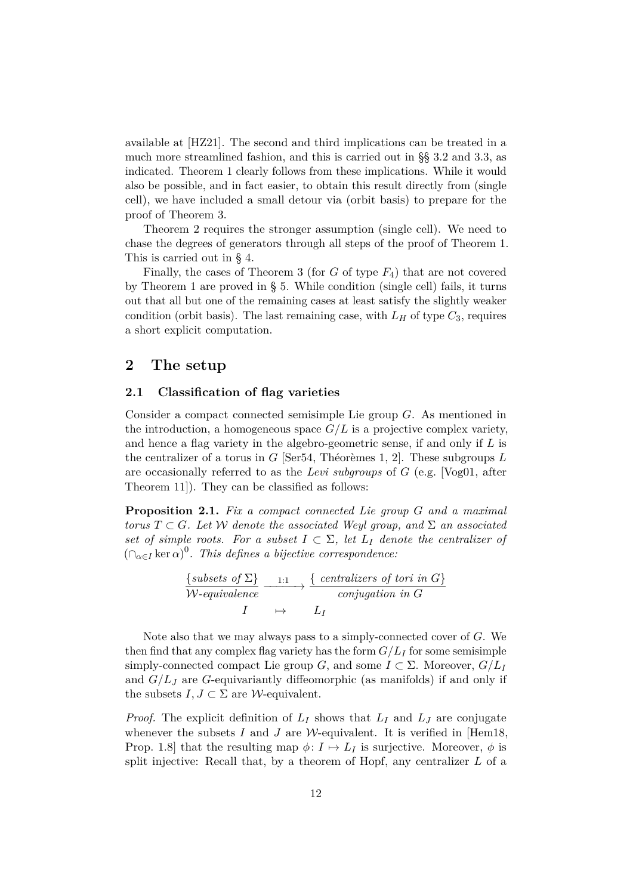available at [HZ21]. The second and third implications can be treated in a much more streamlined fashion, and this is carried out in §§ 3.2 and 3.3, as indicated. Theorem 1 clearly follows from these implications. While it would also be possible, and in fact easier, to obtain this result directly from (single cell), we have included a small detour via (orbit basis) to prepare for the proof of Theorem 3.

Theorem 2 requires the stronger assumption (single cell). We need to chase the degrees of generators through all steps of the proof of Theorem 1. This is carried out in § 4.

Finally, the cases of Theorem 3 (for $G$ of type $F_4$) that are not covered by Theorem 1 are proved in § 5. While condition (single cell) fails, it turns out that all but one of the remaining cases at least satisfy the slightly weaker condition (orbit basis). The last remaining case, with $L_H$ of type $C_3$, requires a short explicit computation.

# 2 The setup

## 2.1 Classification of flag varieties

Consider a compact connected semisimple Lie group $G$. As mentioned in the introduction, a homogeneous space $G/L$ is a projective complex variety, and hence a flag variety in the algebro-geometric sense, if and only if $L$ is the centralizer of a torus in $G$ [Ser54, Théorèmes 1, 2]. These subgroups $L$ are occasionally referred to as the *Levi subgroups* of $G$ (e.g. [Vog01, after Theorem 11]). They can be classified as follows:

**Proposition 2.1.** *Fix a compact connected Lie group $G$ and a maximal torus $T \subset G$. Let $\mathcal{W}$ denote the associated Weyl group, and $\Sigma$ an associated set of simple roots. For a subset $I \subset \Sigma$, let $L_I$ denote the centralizer of $\left(\cap_{\alpha\in I} \ker\alpha\right)^0$. This defines a bijective correspondence:*

$$\frac{\{\text{subsets of } \Sigma\}}{\mathcal{W}\text{-equivalence}} \xrightarrow{\ 1:1\ } \frac{\{\text{ centralizers of tori in } G\}}{\text{conjugation in } G}$$
$$I \quad \mapsto \quad L_I$$

Note also that we may always pass to a simply-connected cover of $G$. We then find that any complex flag variety has the form $G/L_I$ for some semisimple simply-connected compact Lie group $G$, and some $I \subset \Sigma$. Moreover, $G/L_I$ and $G/L_J$ are $G$-equivariantly diffeomorphic (as manifolds) if and only if the subsets $I, J \subset \Sigma$ are $\mathcal{W}$-equivalent.

*Proof.* The explicit definition of $L_I$ shows that $L_I$ and $L_J$ are conjugate whenever the subsets $I$ and $J$ are $\mathcal{W}$-equivalent. It is verified in [Hem18, Prop. 1.8] that the resulting map $\phi\colon I \mapsto L_I$ is surjective. Moreover, $\phi$ is split injective: Recall that, by a theorem of Hopf, any centralizer $L$ of a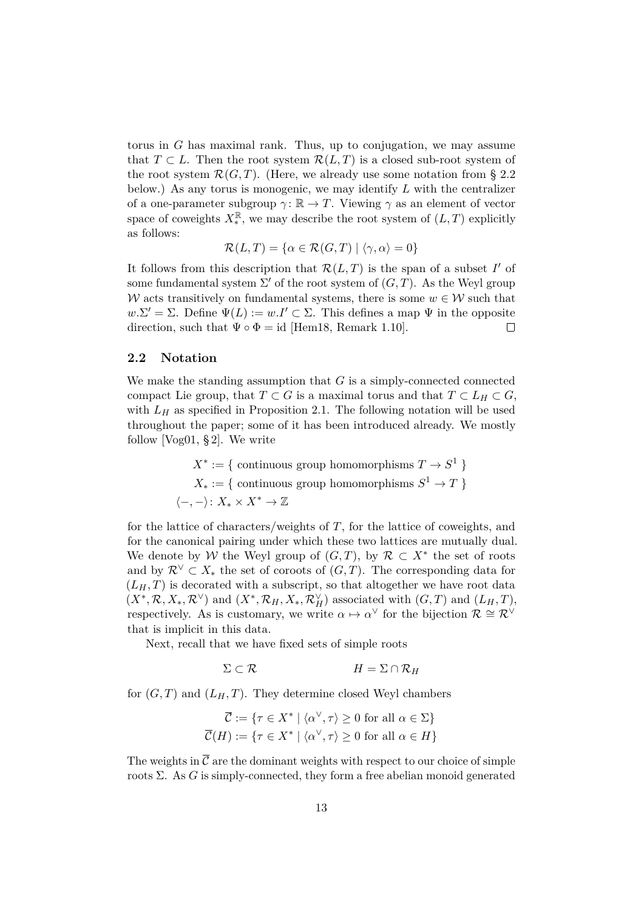torus in $G$ has maximal rank. Thus, up to conjugation, we may assume that $T \subset L$. Then the root system $\mathcal{R}(L,T)$ is a closed sub-root system of the root system $\mathcal{R}(G,T)$. (Here, we already use some notation from § 2.2 below.) As any torus is monogenic, we may identify $L$ with the centralizer of a one-parameter subgroup $\gamma \colon \mathbb{R} \to T$. Viewing $\gamma$ as an element of vector space of coweights $X_*^{\mathbb{R}}$, we may describe the root system of $(L,T)$ explicitly as follows:

$$\mathcal{R}(L,T) = \{\alpha \in \mathcal{R}(G,T) \mid \langle \gamma, \alpha \rangle = 0\}$$

It follows from this description that $\mathcal{R}(L,T)$ is the span of a subset $I'$ of some fundamental system $\Sigma'$ of the root system of $(G,T)$. As the Weyl group $\mathcal{W}$ acts transitively on fundamental systems, there is some $w \in \mathcal{W}$ such that $w.\Sigma' = \Sigma$. Define $\Psi(L) := w.I' \subset \Sigma$. This defines a map $\Psi$ in the opposite direction, such that $\Psi \circ \Phi = \mathrm{id}$ [Hem18, Remark 1.10]. □

## 2.2 Notation

We make the standing assumption that $G$ is a simply-connected connected compact Lie group, that $T \subset G$ is a maximal torus and that $T \subset L_H \subset G$, with $L_H$ as specified in Proposition 2.1. The following notation will be used throughout the paper; some of it has been introduced already. We mostly follow [Vog01, § 2]. We write

$$X^* := \{ \text{ continuous group homomorphisms } T \to S^1 \ \}$$
$$X_* := \{ \text{ continuous group homomorphisms } S^1 \to T \ \}$$
$$\langle -,- \rangle \colon X_* \times X^* \to \mathbb{Z}$$

for the lattice of characters/weights of $T$, for the lattice of coweights, and for the canonical pairing under which these two lattices are mutually dual. We denote by $\mathcal{W}$ the Weyl group of $(G,T)$, by $\mathcal{R} \subset X^*$ the set of roots and by $\mathcal{R}^\vee \subset X_*$ the set of coroots of $(G,T)$. The corresponding data for $(L_H,T)$ is decorated with a subscript, so that altogether we have root data $(X^*, \mathcal{R}, X_*, \mathcal{R}^\vee)$ and $(X^*, \mathcal{R}_H, X_*, \mathcal{R}_H^\vee)$ associated with $(G,T)$ and $(L_H,T)$, respectively. As is customary, we write $\alpha \mapsto \alpha^\vee$ for the bijection $\mathcal{R} \cong \mathcal{R}^\vee$ that is implicit in this data.

Next, recall that we have fixed sets of simple roots

$$\Sigma \subset \mathcal{R} \qquad\qquad H = \Sigma \cap \mathcal{R}_H$$

for $(G,T)$ and $(L_H,T)$. They determine closed Weyl chambers

$$\overline{\mathcal{C}} := \{\tau \in X^* \mid \langle \alpha^\vee, \tau \rangle \geq 0 \text{ for all } \alpha \in \Sigma\}$$
$$\overline{\mathcal{C}}(H) := \{\tau \in X^* \mid \langle \alpha^\vee, \tau \rangle \geq 0 \text{ for all } \alpha \in H\}$$

The weights in $\overline{\mathcal{C}}$ are the dominant weights with respect to our choice of simple roots $\Sigma$. As $G$ is simply-connected, they form a free abelian monoid generated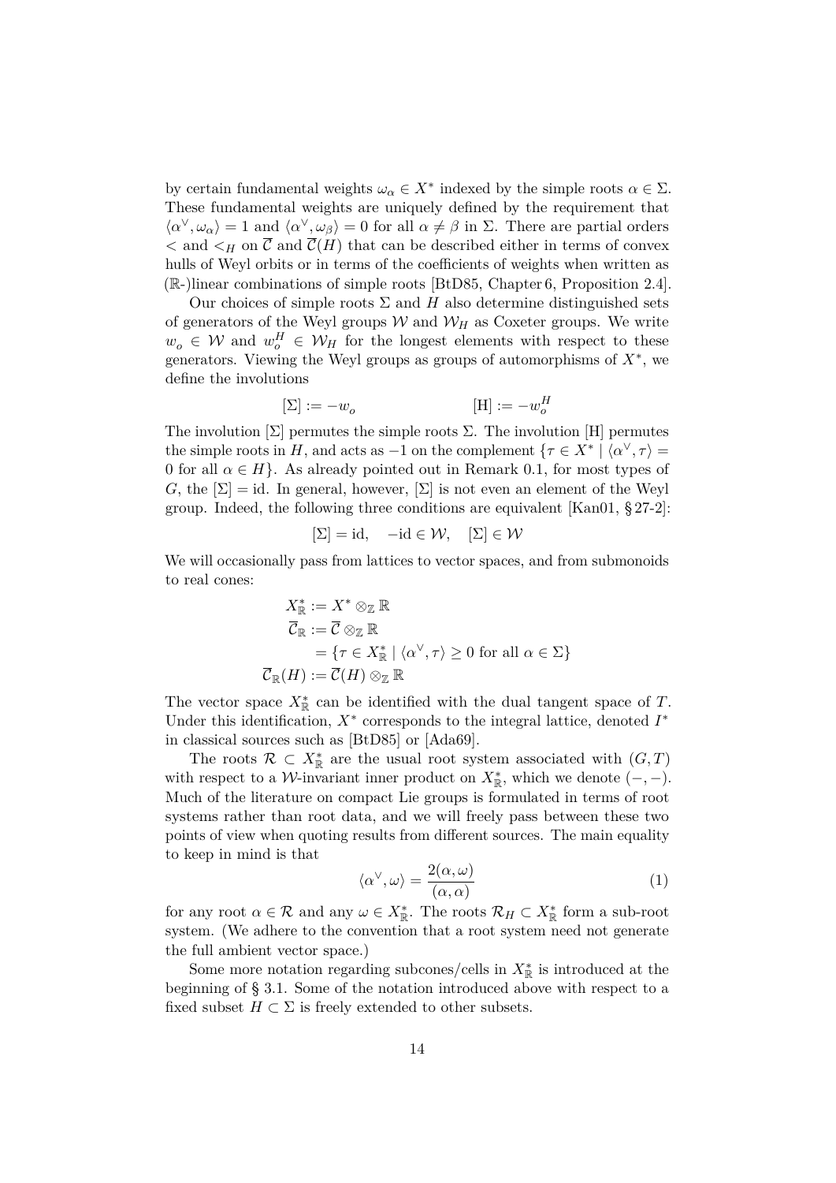by certain fundamental weights $\omega_\alpha \in X^*$ indexed by the simple roots $\alpha \in \Sigma$. These fundamental weights are uniquely defined by the requirement that $\langle \alpha^\vee, \omega_\alpha \rangle = 1$ and $\langle \alpha^\vee, \omega_\beta \rangle = 0$ for all $\alpha \neq \beta$ in $\Sigma$. There are partial orders $<$ and $<_H$ on $\overline{\mathcal{C}}$ and $\overline{\mathcal{C}}(H)$ that can be described either in terms of convex hulls of Weyl orbits or in terms of the coefficients of weights when written as ($\mathbb{R}$-)linear combinations of simple roots [BtD85, Chapter 6, Proposition 2.4].

Our choices of simple roots $\Sigma$ and $H$ also determine distinguished sets of generators of the Weyl groups $\mathcal{W}$ and $\mathcal{W}_H$ as Coxeter groups. We write $w_o \in \mathcal{W}$ and $w_o^H \in \mathcal{W}_H$ for the longest elements with respect to these generators. Viewing the Weyl groups as groups of automorphisms of $X^*$, we define the involutions

$$[\Sigma] := -w_o \qquad\qquad [\mathrm{H}] := -w_o^H$$

The involution $[\Sigma]$ permutes the simple roots $\Sigma$. The involution $[\mathrm{H}]$ permutes the simple roots in $H$, and acts as $-1$ on the complement $\{\tau \in X^* \mid \langle \alpha^\vee, \tau \rangle = 0 \text{ for all } \alpha \in H\}$. As already pointed out in Remark 0.1, for most types of $G$, the $[\Sigma] = \mathrm{id}$. In general, however, $[\Sigma]$ is not even an element of the Weyl group. Indeed, the following three conditions are equivalent [Kan01, § 27-2]:

$$[\Sigma] = \mathrm{id}, \quad -\mathrm{id} \in \mathcal{W}, \quad [\Sigma] \in \mathcal{W}$$

We will occasionally pass from lattices to vector spaces, and from submonoids to real cones:

$$\begin{aligned}
X^*_{\mathbb{R}} &:= X^* \otimes_{\mathbb{Z}} \mathbb{R} \\
\overline{\mathcal{C}}_{\mathbb{R}} &:= \overline{\mathcal{C}} \otimes_{\mathbb{Z}} \mathbb{R} \\
&= \{\tau \in X^*_{\mathbb{R}} \mid \langle \alpha^\vee, \tau \rangle \geq 0 \text{ for all } \alpha \in \Sigma\} \\
\overline{\mathcal{C}}_{\mathbb{R}}(H) &:= \overline{\mathcal{C}}(H) \otimes_{\mathbb{Z}} \mathbb{R}
\end{aligned}$$

The vector space $X^*_{\mathbb{R}}$ can be identified with the dual tangent space of $T$. Under this identification, $X^*$ corresponds to the integral lattice, denoted $I^*$ in classical sources such as [BtD85] or [Ada69].

The roots $\mathcal{R} \subset X^*_{\mathbb{R}}$ are the usual root system associated with $(G, T)$ with respect to a $\mathcal{W}$-invariant inner product on $X^*_{\mathbb{R}}$, which we denote $(-,-)$. Much of the literature on compact Lie groups is formulated in terms of root systems rather than root data, and we will freely pass between these two points of view when quoting results from different sources. The main equality to keep in mind is that

$$\langle \alpha^\vee, \omega \rangle = \frac{2(\alpha, \omega)}{(\alpha, \alpha)} \tag{1}$$

for any root $\alpha \in \mathcal{R}$ and any $\omega \in X^*_{\mathbb{R}}$. The roots $\mathcal{R}_H \subset X^*_{\mathbb{R}}$ form a sub-root system. (We adhere to the convention that a root system need not generate the full ambient vector space.)

Some more notation regarding subcones/cells in $X^*_{\mathbb{R}}$ is introduced at the beginning of § 3.1. Some of the notation introduced above with respect to a fixed subset $H \subset \Sigma$ is freely extended to other subsets.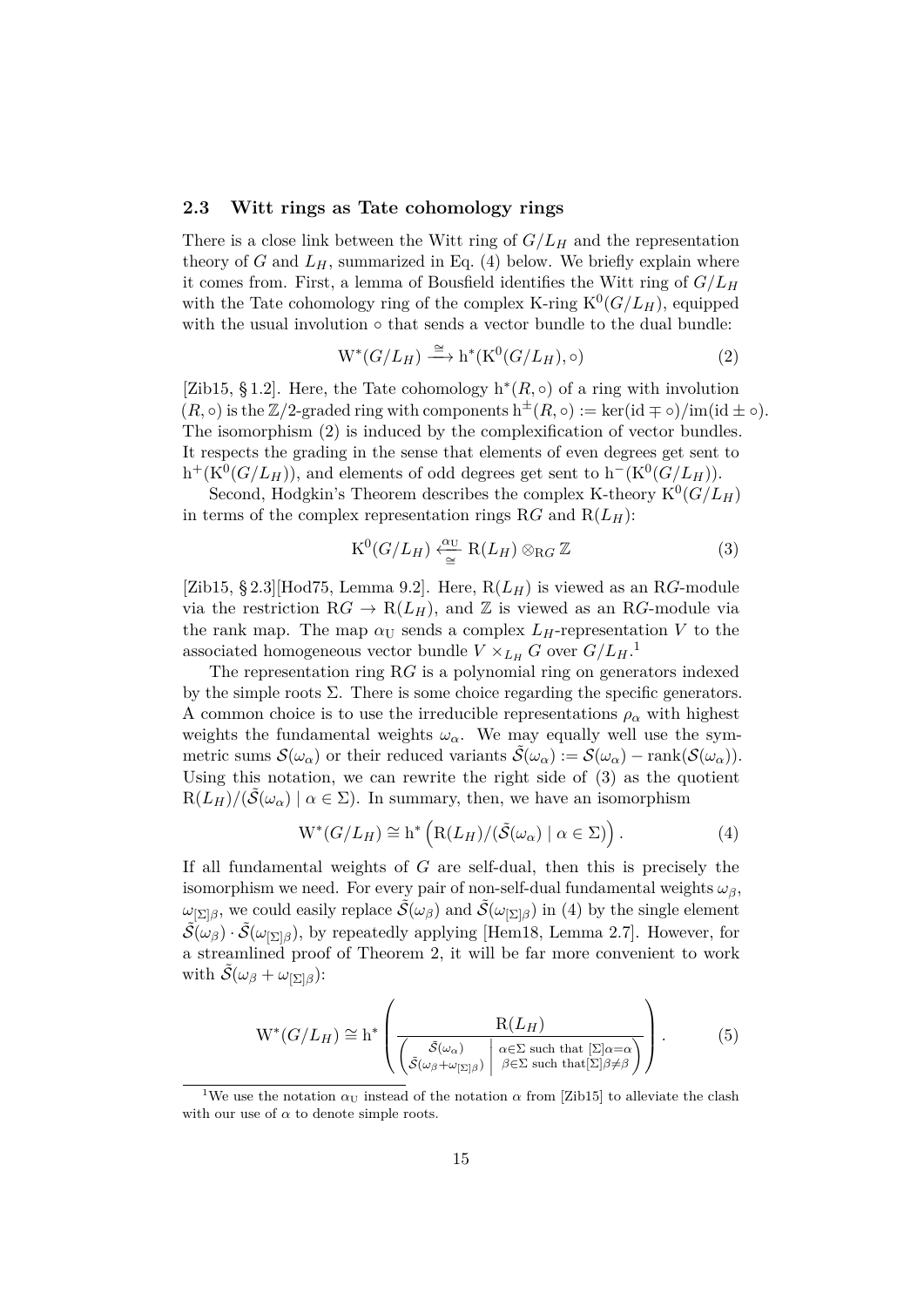### 2.3 Witt rings as Tate cohomology rings

There is a close link between the Witt ring of $G/L_H$ and the representation theory of $G$ and $L_H$, summarized in Eq. (4) below. We briefly explain where it comes from. First, a lemma of Bousfield identifies the Witt ring of $G/L_H$ with the Tate cohomology ring of the complex K-ring $\mathrm{K}^0(G/L_H)$, equipped with the usual involution $\circ$ that sends a vector bundle to the dual bundle:

$$\mathrm{W}^*(G/L_H) \xrightarrow{\cong} \mathrm{h}^*(\mathrm{K}^0(G/L_H), \circ) \tag{2}$$

[Zib15, § 1.2]. Here, the Tate cohomology $\mathrm{h}^*(R, \circ)$ of a ring with involution $(R, \circ)$ is the $\mathbb{Z}/2$-graded ring with components $\mathrm{h}^{\pm}(R, \circ) := \ker(\mathrm{id} \mp \circ)/\mathrm{im}(\mathrm{id} \pm \circ)$. The isomorphism (2) is induced by the complexification of vector bundles. It respects the grading in the sense that elements of even degrees get sent to $\mathrm{h}^+(\mathrm{K}^0(G/L_H))$, and elements of odd degrees get sent to $\mathrm{h}^-(\mathrm{K}^0(G/L_H))$.

Second, Hodgkin's Theorem describes the complex K-theory $\mathrm{K}^0(G/L_H)$ in terms of the complex representation rings $\mathrm{R}G$ and $\mathrm{R}(L_H)$:

$$\mathrm{K}^0(G/L_H) \underset{\cong}{\xleftarrow{\alpha_{\mathrm{U}}}} \mathrm{R}(L_H) \otimes_{\mathrm{R}G} \mathbb{Z} \tag{3}$$

[Zib15, § 2.3][Hod75, Lemma 9.2]. Here, $\mathrm{R}(L_H)$ is viewed as an $\mathrm{R}G$-module via the restriction $\mathrm{R}G \to \mathrm{R}(L_H)$, and $\mathbb{Z}$ is viewed as an $\mathrm{R}G$-module via the rank map. The map $\alpha_{\mathrm{U}}$ sends a complex $L_H$-representation $V$ to the associated homogeneous vector bundle $V \times_{L_H} G$ over $G/L_H$.[1]

The representation ring $\mathrm{R}G$ is a polynomial ring on generators indexed by the simple roots $\Sigma$. There is some choice regarding the specific generators. A common choice is to use the irreducible representations $\rho_\alpha$ with highest weights the fundamental weights $\omega_\alpha$. We may equally well use the symmetric sums $\mathcal{S}(\omega_\alpha)$ or their reduced variants $\tilde{\mathcal{S}}(\omega_\alpha) := \mathcal{S}(\omega_\alpha) - \mathrm{rank}(\mathcal{S}(\omega_\alpha))$. Using this notation, we can rewrite the right side of (3) as the quotient $\mathrm{R}(L_H)/(\tilde{\mathcal{S}}(\omega_\alpha) \mid \alpha \in \Sigma)$. In summary, then, we have an isomorphism

$$\mathrm{W}^*(G/L_H) \cong \mathrm{h}^*\left(\mathrm{R}(L_H)/(\tilde{\mathcal{S}}(\omega_\alpha) \mid \alpha \in \Sigma)\right). \tag{4}$$

If all fundamental weights of $G$ are self-dual, then this is precisely the isomorphism we need. For every pair of non-self-dual fundamental weights $\omega_\beta$, $\omega_{[\Sigma]\beta}$, we could easily replace $\tilde{\mathcal{S}}(\omega_\beta)$ and $\tilde{\mathcal{S}}(\omega_{[\Sigma]\beta})$ in (4) by the single element $\tilde{\mathcal{S}}(\omega_\beta) \cdot \tilde{\mathcal{S}}(\omega_{[\Sigma]\beta})$, by repeatedly applying [Hem18, Lemma 2.7]. However, for a streamlined proof of Theorem 2, it will be far more convenient to work with $\tilde{\mathcal{S}}(\omega_\beta + \omega_{[\Sigma]\beta})$:

$$\mathrm{W}^*(G/L_H) \cong \mathrm{h}^*\left(\frac{\mathrm{R}(L_H)}{\left(\begin{array}{c|l} \tilde{\mathcal{S}}(\omega_\alpha) & \alpha\in\Sigma \text{ such that } [\Sigma]\alpha=\alpha \\ \tilde{\mathcal{S}}(\omega_\beta+\omega_{[\Sigma]\beta}) & \beta\in\Sigma \text{ such that} [\Sigma]\beta\neq\beta \end{array}\right)}\right). \tag{5}$$

[1] We use the notation $\alpha_{\mathrm{U}}$ instead of the notation $\alpha$ from [Zib15] to alleviate the clash with our use of $\alpha$ to denote simple roots.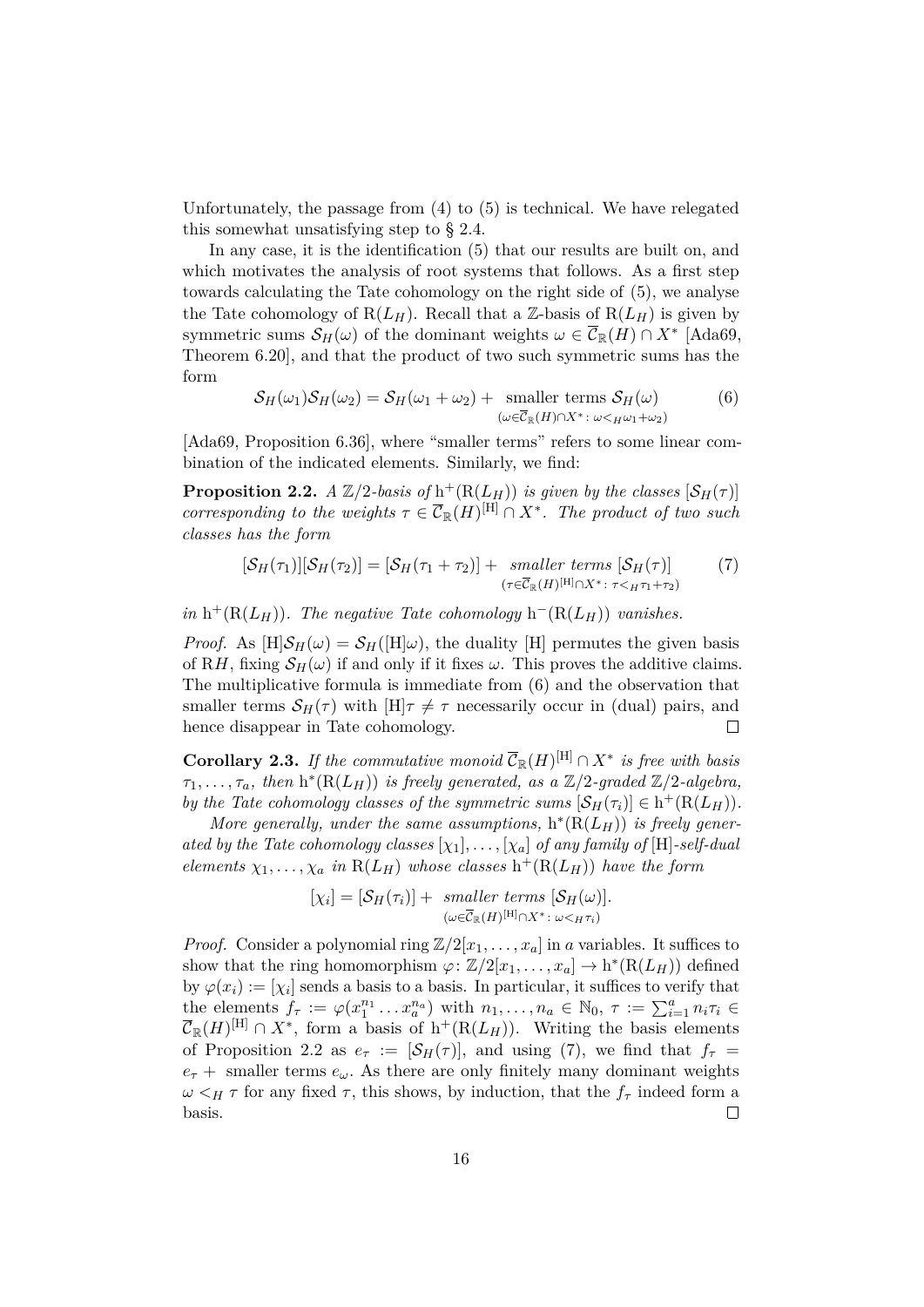Unfortunately, the passage from (4) to (5) is technical. We have relegated this somewhat unsatisfying step to § 2.4.

In any case, it is the identification (5) that our results are built on, and which motivates the analysis of root systems that follows. As a first step towards calculating the Tate cohomology on the right side of (5), we analyse the Tate cohomology of $\mathrm{R}(L_H)$. Recall that a $\mathbb{Z}$-basis of $\mathrm{R}(L_H)$ is given by symmetric sums $\mathcal{S}_H(\omega)$ of the dominant weights $\omega \in \overline{\mathcal{C}}_{\mathbb{R}}(H) \cap X^*$ [Ada69, Theorem 6.20], and that the product of two such symmetric sums has the form

$$\mathcal{S}_H(\omega_1)\mathcal{S}_H(\omega_2) = \mathcal{S}_H(\omega_1 + \omega_2) + \underset{(\omega \in \overline{\mathcal{C}}_{\mathbb{R}}(H)\cap X^* \colon \omega <_H \omega_1+\omega_2)}{\text{smaller terms } \mathcal{S}_H(\omega)} \tag{6}$$

[Ada69, Proposition 6.36], where "smaller terms" refers to some linear combination of the indicated elements. Similarly, we find:

**Proposition 2.2.** *A $\mathbb{Z}/2$-basis of $\mathrm{h}^+(\mathrm{R}(L_H))$ is given by the classes $[\mathcal{S}_H(\tau)]$ corresponding to the weights $\tau \in \overline{\mathcal{C}}_{\mathbb{R}}(H)^{[\mathrm{H}]} \cap X^*$. The product of two such classes has the form*

$$[\mathcal{S}_H(\tau_1)][\mathcal{S}_H(\tau_2)] = [\mathcal{S}_H(\tau_1 + \tau_2)] + \underset{(\tau \in \overline{\mathcal{C}}_{\mathbb{R}}(H)^{[\mathrm{H}]}\cap X^* \colon \tau <_H \tau_1+\tau_2)}{\textit{smaller terms } [\mathcal{S}_H(\tau)]} \tag{7}$$

*in $\mathrm{h}^+(\mathrm{R}(L_H))$. The negative Tate cohomology $\mathrm{h}^-(\mathrm{R}(L_H))$ vanishes.*

*Proof.* As $[\mathrm{H}]\mathcal{S}_H(\omega) = \mathcal{S}_H([\mathrm{H}]\omega)$, the duality $[\mathrm{H}]$ permutes the given basis of $\mathrm{R}H$, fixing $\mathcal{S}_H(\omega)$ if and only if it fixes $\omega$. This proves the additive claims. The multiplicative formula is immediate from (6) and the observation that smaller terms $\mathcal{S}_H(\tau)$ with $[\mathrm{H}]\tau \neq \tau$ necessarily occur in (dual) pairs, and hence disappear in Tate cohomology. □

**Corollary 2.3.** *If the commutative monoid $\overline{\mathcal{C}}_{\mathbb{R}}(H)^{[\mathrm{H}]} \cap X^*$ is free with basis $\tau_1, \ldots, \tau_a$, then $\mathrm{h}^*(\mathrm{R}(L_H))$ is freely generated, as a $\mathbb{Z}/2$-graded $\mathbb{Z}/2$-algebra, by the Tate cohomology classes of the symmetric sums $[\mathcal{S}_H(\tau_i)] \in \mathrm{h}^+(\mathrm{R}(L_H))$.*

*More generally, under the same assumptions, $\mathrm{h}^*(\mathrm{R}(L_H))$ is freely generated by the Tate cohomology classes $[\chi_1], \ldots, [\chi_a]$ of any family of $[\mathrm{H}]$-self-dual elements $\chi_1, \ldots, \chi_a$ in $\mathrm{R}(L_H)$ whose classes $\mathrm{h}^+(\mathrm{R}(L_H))$ have the form*

$$[\chi_i] = [\mathcal{S}_H(\tau_i)] + \underset{(\omega \in \overline{\mathcal{C}}_{\mathbb{R}}(H)^{[\mathrm{H}]}\cap X^* \colon \omega <_H \tau_i)}{\textit{smaller terms } [\mathcal{S}_H(\omega)]}.$$

*Proof.* Consider a polynomial ring $\mathbb{Z}/2[x_1, \ldots, x_a]$ in $a$ variables. It suffices to show that the ring homomorphism $\varphi \colon \mathbb{Z}/2[x_1, \ldots, x_a] \to \mathrm{h}^*(\mathrm{R}(L_H))$ defined by $\varphi(x_i) := [\chi_i]$ sends a basis to a basis. In particular, it suffices to verify that the elements $f_\tau := \varphi(x_1^{n_1} \ldots x_a^{n_a})$ with $n_1, \ldots, n_a \in \mathbb{N}_0$, $\tau := \sum_{i=1}^a n_i \tau_i \in \overline{\mathcal{C}}_{\mathbb{R}}(H)^{[\mathrm{H}]} \cap X^*$, form a basis of $\mathrm{h}^+(\mathrm{R}(L_H))$. Writing the basis elements of Proposition 2.2 as $e_\tau := [\mathcal{S}_H(\tau)]$, and using (7), we find that $f_\tau = e_\tau +$ smaller terms $e_\omega$. As there are only finitely many dominant weights $\omega <_H \tau$ for any fixed $\tau$, this shows, by induction, that the $f_\tau$ indeed form a basis. □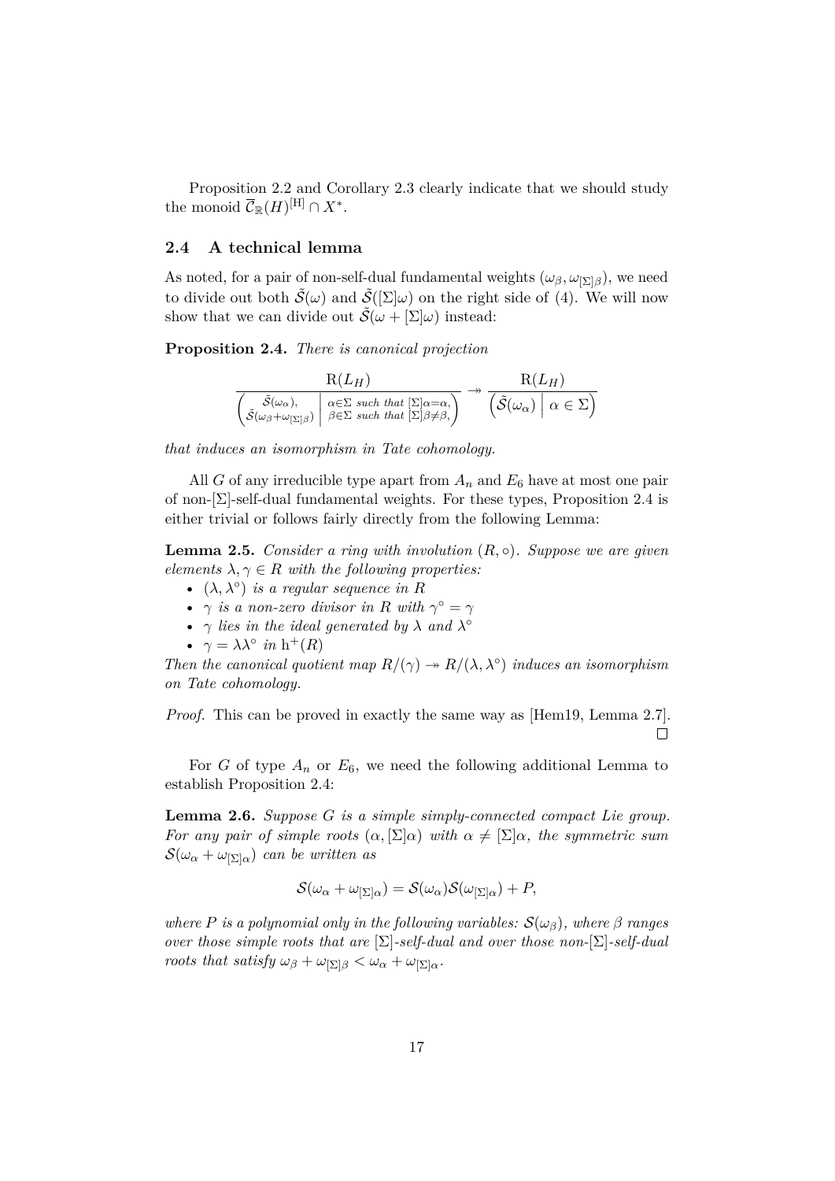Proposition 2.2 and Corollary 2.3 clearly indicate that we should study the monoid $\overline{\mathcal{C}}_{\mathbb{R}}(H)^{[\mathrm{H}]} \cap X^*$.

### 2.4 A technical lemma

As noted, for a pair of non-self-dual fundamental weights $(\omega_\beta, \omega_{[\Sigma]\beta})$, we need to divide out both $\tilde{\mathcal{S}}(\omega)$ and $\tilde{\mathcal{S}}([\Sigma]\omega)$ on the right side of (4). We will now show that we can divide out $\tilde{\mathcal{S}}(\omega + [\Sigma]\omega)$ instead:

**Proposition 2.4.** *There is canonical projection*

$$\frac{\mathrm{R}(L_H)}{\left( \begin{smallmatrix} \tilde{\mathcal{S}}(\omega_\alpha), \\ \tilde{\mathcal{S}}(\omega_\beta + \omega_{[\Sigma]\beta}) \end{smallmatrix} \,\middle|\, \begin{smallmatrix} \alpha \in \Sigma \text{ such that } [\Sigma]\alpha = \alpha, \\ \beta \in \Sigma \text{ such that } [\Sigma]\beta \neq \beta, \end{smallmatrix} \right)} \twoheadrightarrow \frac{\mathrm{R}(L_H)}{\left( \tilde{\mathcal{S}}(\omega_\alpha) \,\middle|\, \alpha \in \Sigma \right)}$$

*that induces an isomorphism in Tate cohomology.*

All $G$ of any irreducible type apart from $A_n$ and $E_6$ have at most one pair of non-$[\Sigma]$-self-dual fundamental weights. For these types, Proposition 2.4 is either trivial or follows fairly directly from the following Lemma:

**Lemma 2.5.** *Consider a ring with involution $(R, \circ)$. Suppose we are given elements $\lambda, \gamma \in R$ with the following properties:*

- *$(\lambda, \lambda^\circ)$ is a regular sequence in $R$*
- *$\gamma$ is a non-zero divisor in $R$ with $\gamma^\circ = \gamma$*
- *$\gamma$ lies in the ideal generated by $\lambda$ and $\lambda^\circ$*
- *$\gamma = \lambda\lambda^\circ$ in $\mathrm{h}^+(R)$*

*Then the canonical quotient map $R/(\gamma) \twoheadrightarrow R/(\lambda, \lambda^\circ)$ induces an isomorphism on Tate cohomology.*

*Proof.* This can be proved in exactly the same way as [Hem19, Lemma 2.7]. □

For $G$ of type $A_n$ or $E_6$, we need the following additional Lemma to establish Proposition 2.4:

**Lemma 2.6.** *Suppose $G$ is a simple simply-connected compact Lie group. For any pair of simple roots $(\alpha, [\Sigma]\alpha)$ with $\alpha \neq [\Sigma]\alpha$, the symmetric sum $\mathcal{S}(\omega_\alpha + \omega_{[\Sigma]\alpha})$ can be written as*

$$\mathcal{S}(\omega_\alpha + \omega_{[\Sigma]\alpha}) = \mathcal{S}(\omega_\alpha)\mathcal{S}(\omega_{[\Sigma]\alpha}) + P,$$

*where $P$ is a polynomial only in the following variables: $\mathcal{S}(\omega_\beta)$, where $\beta$ ranges over those simple roots that are $[\Sigma]$-self-dual and over those non-$[\Sigma]$-self-dual roots that satisfy $\omega_\beta + \omega_{[\Sigma]\beta} < \omega_\alpha + \omega_{[\Sigma]\alpha}$.*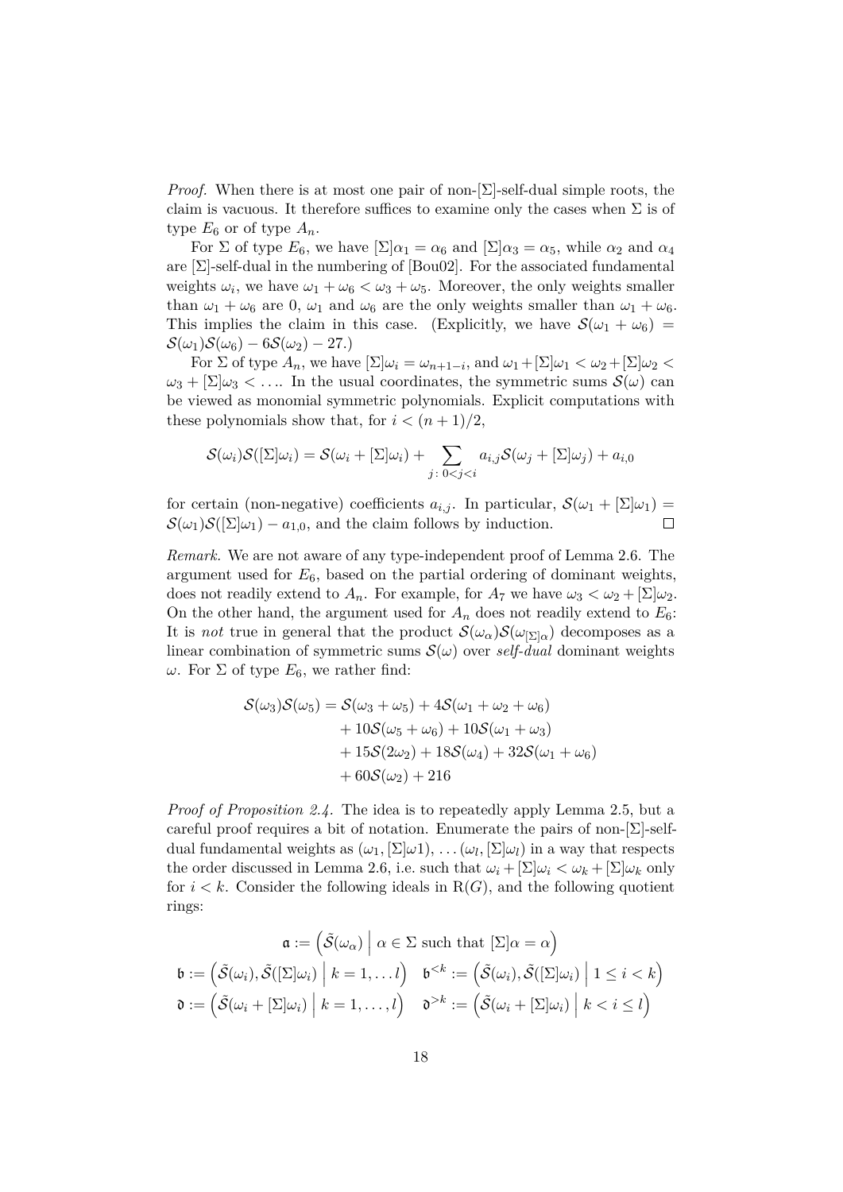*Proof.* When there is at most one pair of non-$[\Sigma]$-self-dual simple roots, the claim is vacuous. It therefore suffices to examine only the cases when $\Sigma$ is of type $E_6$ or of type $A_n$.

For $\Sigma$ of type $E_6$, we have $[\Sigma]\alpha_1 = \alpha_6$ and $[\Sigma]\alpha_3 = \alpha_5$, while $\alpha_2$ and $\alpha_4$ are $[\Sigma]$-self-dual in the numbering of [Bou02]. For the associated fundamental weights $\omega_i$, we have $\omega_1 + \omega_6 < \omega_3 + \omega_5$. Moreover, the only weights smaller than $\omega_1 + \omega_6$ are 0, $\omega_1$ and $\omega_6$ are the only weights smaller than $\omega_1 + \omega_6$. This implies the claim in this case. (Explicitly, we have $\mathcal{S}(\omega_1 + \omega_6) = \mathcal{S}(\omega_1)\mathcal{S}(\omega_6) - 6\mathcal{S}(\omega_2) - 27$.)

For $\Sigma$ of type $A_n$, we have $[\Sigma]\omega_i = \omega_{n+1-i}$, and $\omega_1 + [\Sigma]\omega_1 < \omega_2 + [\Sigma]\omega_2 < \omega_3 + [\Sigma]\omega_3 < \ldots$. In the usual coordinates, the symmetric sums $\mathcal{S}(\omega)$ can be viewed as monomial symmetric polynomials. Explicit computations with these polynomials show that, for $i < (n+1)/2$,

$$\mathcal{S}(\omega_i)\mathcal{S}([\Sigma]\omega_i) = \mathcal{S}(\omega_i + [\Sigma]\omega_i) + \sum_{j\colon 0<j<i} a_{i,j}\mathcal{S}(\omega_j + [\Sigma]\omega_j) + a_{i,0}$$

for certain (non-negative) coefficients $a_{i,j}$. In particular, $\mathcal{S}(\omega_1 + [\Sigma]\omega_1) = \mathcal{S}(\omega_1)\mathcal{S}([\Sigma]\omega_1) - a_{1,0}$, and the claim follows by induction. $\square$

*Remark.* We are not aware of any type-independent proof of Lemma 2.6. The argument used for $E_6$, based on the partial ordering of dominant weights, does not readily extend to $A_n$. For example, for $A_7$ we have $\omega_3 < \omega_2 + [\Sigma]\omega_2$. On the other hand, the argument used for $A_n$ does not readily extend to $E_6$: It is *not* true in general that the product $\mathcal{S}(\omega_\alpha)\mathcal{S}(\omega_{[\Sigma]\alpha})$ decomposes as a linear combination of symmetric sums $\mathcal{S}(\omega)$ over *self-dual* dominant weights $\omega$. For $\Sigma$ of type $E_6$, we rather find:

$$\begin{aligned}
\mathcal{S}(\omega_3)\mathcal{S}(\omega_5) &= \mathcal{S}(\omega_3 + \omega_5) + 4\mathcal{S}(\omega_1 + \omega_2 + \omega_6) \\
&\quad + 10\mathcal{S}(\omega_5 + \omega_6) + 10\mathcal{S}(\omega_1 + \omega_3) \\
&\quad + 15\mathcal{S}(2\omega_2) + 18\mathcal{S}(\omega_4) + 32\mathcal{S}(\omega_1 + \omega_6) \\
&\quad + 60\mathcal{S}(\omega_2) + 216
\end{aligned}$$

*Proof of Proposition 2.4.* The idea is to repeatedly apply Lemma 2.5, but a careful proof requires a bit of notation. Enumerate the pairs of non-$[\Sigma]$-self-dual fundamental weights as $(\omega_1, [\Sigma]\omega 1), \ldots (\omega_l, [\Sigma]\omega_l)$ in a way that respects the order discussed in Lemma 2.6, i.e. such that $\omega_i + [\Sigma]\omega_i < \omega_k + [\Sigma]\omega_k$ only for $i < k$. Consider the following ideals in $\mathrm{R}(G)$, and the following quotient rings:

$$\mathfrak{a} := \left(\tilde{\mathcal{S}}(\omega_\alpha) \;\middle|\; \alpha \in \Sigma \text{ such that } [\Sigma]\alpha = \alpha\right)$$

$$\mathfrak{b} := \left(\tilde{\mathcal{S}}(\omega_i), \tilde{\mathcal{S}}([\Sigma]\omega_i) \;\middle|\; k = 1, \ldots l\right) \quad \mathfrak{b}^{<k} := \left(\tilde{\mathcal{S}}(\omega_i), \tilde{\mathcal{S}}([\Sigma]\omega_i) \;\middle|\; 1 \le i < k\right)$$

$$\mathfrak{d} := \left(\tilde{\mathcal{S}}(\omega_i + [\Sigma]\omega_i) \;\middle|\; k = 1, \ldots, l\right) \quad \mathfrak{d}^{>k} := \left(\tilde{\mathcal{S}}(\omega_i + [\Sigma]\omega_i) \;\middle|\; k < i \le l\right)$$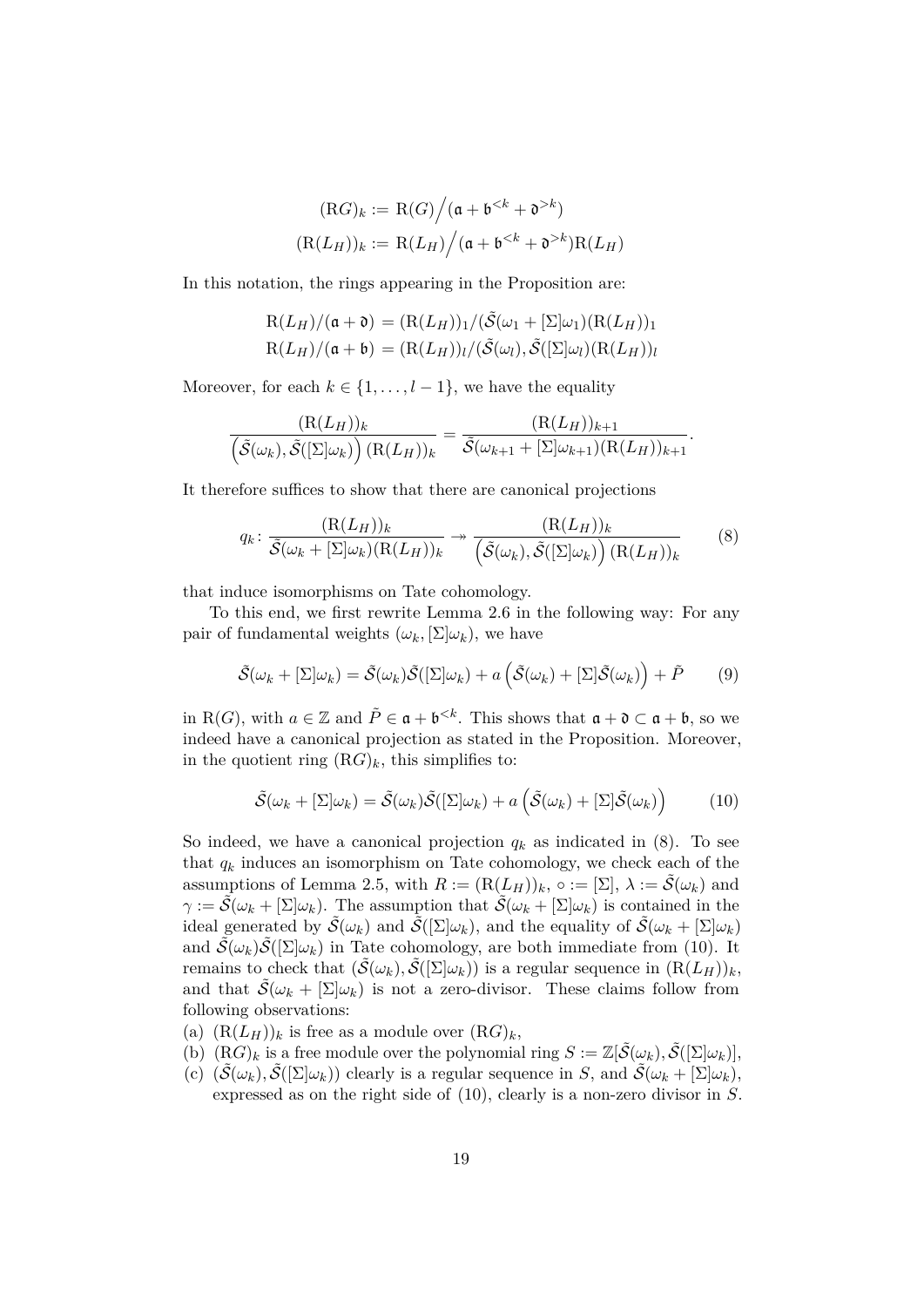$$(\mathrm{R}G)_k := \mathrm{R}(G)\Big/(\mathfrak{a} + \mathfrak{b}^{<k} + \mathfrak{d}^{>k})$$
$$(\mathrm{R}(L_H))_k := \mathrm{R}(L_H)\Big/(\mathfrak{a} + \mathfrak{b}^{<k} + \mathfrak{d}^{>k})\mathrm{R}(L_H)$$

In this notation, the rings appearing in the Proposition are:

$$\mathrm{R}(L_H)/(\mathfrak{a}+\mathfrak{d}) = (\mathrm{R}(L_H))_1/(\tilde{\mathcal{S}}(\omega_1 + [\Sigma]\omega_1)(\mathrm{R}(L_H))_1$$
$$\mathrm{R}(L_H)/(\mathfrak{a}+\mathfrak{b}) = (\mathrm{R}(L_H))_l/(\tilde{\mathcal{S}}(\omega_l), \tilde{\mathcal{S}}([\Sigma]\omega_l)(\mathrm{R}(L_H))_l$$

Moreover, for each $k \in \{1, \ldots, l-1\}$, we have the equality

$$\frac{(\mathrm{R}(L_H))_k}{\left(\tilde{\mathcal{S}}(\omega_k), \tilde{\mathcal{S}}([\Sigma]\omega_k)\right)(\mathrm{R}(L_H))_k} = \frac{(\mathrm{R}(L_H))_{k+1}}{\tilde{\mathcal{S}}(\omega_{k+1} + [\Sigma]\omega_{k+1})(\mathrm{R}(L_H))_{k+1}}.$$

It therefore suffices to show that there are canonical projections

$$q_k \colon \frac{(\mathrm{R}(L_H))_k}{\tilde{\mathcal{S}}(\omega_k + [\Sigma]\omega_k)(\mathrm{R}(L_H))_k} \twoheadrightarrow \frac{(\mathrm{R}(L_H))_k}{\left(\tilde{\mathcal{S}}(\omega_k), \tilde{\mathcal{S}}([\Sigma]\omega_k)\right)(\mathrm{R}(L_H))_k} \tag{8}$$

that induce isomorphisms on Tate cohomology.

To this end, we first rewrite Lemma 2.6 in the following way: For any pair of fundamental weights $(\omega_k, [\Sigma]\omega_k)$, we have

$$\tilde{\mathcal{S}}(\omega_k + [\Sigma]\omega_k) = \tilde{\mathcal{S}}(\omega_k)\tilde{\mathcal{S}}([\Sigma]\omega_k) + a\left(\tilde{\mathcal{S}}(\omega_k) + [\Sigma]\tilde{\mathcal{S}}(\omega_k)\right) + \tilde{P} \tag{9}$$

in $\mathrm{R}(G)$, with $a \in \mathbb{Z}$ and $\tilde{P} \in \mathfrak{a} + \mathfrak{b}^{<k}$. This shows that $\mathfrak{a} + \mathfrak{d} \subset \mathfrak{a} + \mathfrak{b}$, so we indeed have a canonical projection as stated in the Proposition. Moreover, in the quotient ring $(\mathrm{R}G)_k$, this simplifies to:

$$\tilde{\mathcal{S}}(\omega_k + [\Sigma]\omega_k) = \tilde{\mathcal{S}}(\omega_k)\tilde{\mathcal{S}}([\Sigma]\omega_k) + a\left(\tilde{\mathcal{S}}(\omega_k) + [\Sigma]\tilde{\mathcal{S}}(\omega_k)\right) \tag{10}$$

So indeed, we have a canonical projection $q_k$ as indicated in (8). To see that $q_k$ induces an isomorphism on Tate cohomology, we check each of the assumptions of Lemma 2.5, with $R := (\mathrm{R}(L_H))_k$, $\circ := [\Sigma]$, $\lambda := \tilde{\mathcal{S}}(\omega_k)$ and $\gamma := \tilde{\mathcal{S}}(\omega_k + [\Sigma]\omega_k)$. The assumption that $\tilde{\mathcal{S}}(\omega_k + [\Sigma]\omega_k)$ is contained in the ideal generated by $\tilde{\mathcal{S}}(\omega_k)$ and $\tilde{\mathcal{S}}([\Sigma]\omega_k)$, and the equality of $\tilde{\mathcal{S}}(\omega_k + [\Sigma]\omega_k)$ and $\tilde{\mathcal{S}}(\omega_k)\tilde{\mathcal{S}}([\Sigma]\omega_k)$ in Tate cohomology, are both immediate from (10). It remains to check that $(\tilde{\mathcal{S}}(\omega_k), \tilde{\mathcal{S}}([\Sigma]\omega_k))$ is a regular sequence in $(\mathrm{R}(L_H))_k$, and that $\tilde{\mathcal{S}}(\omega_k + [\Sigma]\omega_k)$ is not a zero-divisor. These claims follow from following observations:

(a) $(\mathrm{R}(L_H))_k$ is free as a module over $(\mathrm{R}G)_k$,

(b) $(\mathrm{R}G)_k$ is a free module over the polynomial ring $S := \mathbb{Z}[\tilde{\mathcal{S}}(\omega_k), \tilde{\mathcal{S}}([\Sigma]\omega_k)]$,

(c) $(\tilde{\mathcal{S}}(\omega_k), \tilde{\mathcal{S}}([\Sigma]\omega_k))$ clearly is a regular sequence in $S$, and $\tilde{\mathcal{S}}(\omega_k + [\Sigma]\omega_k)$, expressed as on the right side of (10), clearly is a non-zero divisor in $S$.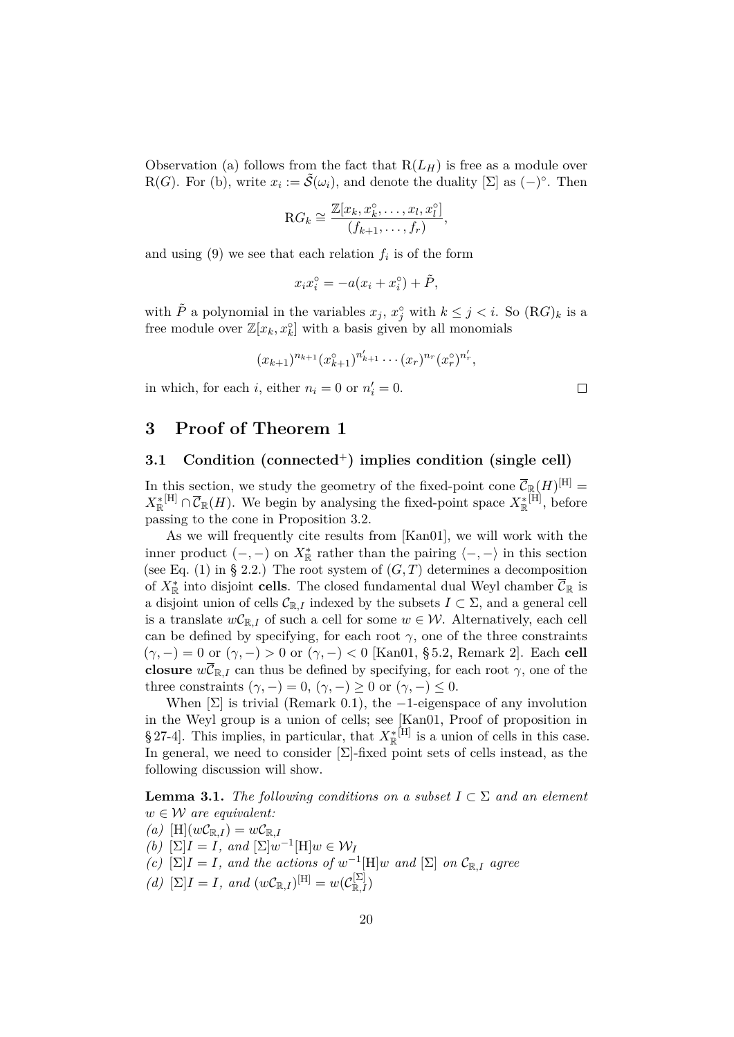Observation (a) follows from the fact that $\mathrm{R}(L_H)$ is free as a module over $\mathrm{R}(G)$. For (b), write $x_i := \tilde{\mathcal{S}}(\omega_i)$, and denote the duality $[\Sigma]$ as $(-)^\circ$. Then

$$\mathrm{R}G_k \cong \frac{\mathbb{Z}[x_k, x_k^\circ, \dots, x_l, x_l^\circ]}{(f_{k+1}, \dots, f_r)},$$

and using (9) we see that each relation $f_i$ is of the form

$$x_i x_i^\circ = -a(x_i + x_i^\circ) + \tilde{P},$$

with $\tilde{P}$ a polynomial in the variables $x_j$, $x_j^\circ$ with $k \leq j < i$. So $(\mathrm{R}G)_k$ is a free module over $\mathbb{Z}[x_k, x_k^\circ]$ with a basis given by all monomials

$$(x_{k+1})^{n_{k+1}} (x_{k+1}^\circ)^{n'_{k+1}} \cdots (x_r)^{n_r} (x_r^\circ)^{n'_r},$$

in which, for each $i$, either $n_i = 0$ or $n'_i = 0$. ∎

# 3 Proof of Theorem 1

## 3.1 Condition (connected$^+$) implies condition (single cell)

In this section, we study the geometry of the fixed-point cone $\overline{\mathcal{C}}_{\mathbb{R}}(H)^{[\mathrm{H}]} = X_{\mathbb{R}}^{*[\mathrm{H}]} \cap \overline{\mathcal{C}}_{\mathbb{R}}(H)$. We begin by analysing the fixed-point space $X_{\mathbb{R}}^{*[\mathrm{H}]}$, before passing to the cone in Proposition 3.2.

As we will frequently cite results from [Kan01], we will work with the inner product $(-,-)$ on $X_{\mathbb{R}}^*$ rather than the pairing $\langle -,- \rangle$ in this section (see Eq. (1) in § 2.2.) The root system of $(G,T)$ determines a decomposition of $X_{\mathbb{R}}^*$ into disjoint **cells**. The closed fundamental dual Weyl chamber $\overline{\mathcal{C}}_{\mathbb{R}}$ is a disjoint union of cells $\mathcal{C}_{\mathbb{R},I}$ indexed by the subsets $I \subset \Sigma$, and a general cell is a translate $w\mathcal{C}_{\mathbb{R},I}$ of such a cell for some $w \in \mathcal{W}$. Alternatively, each cell can be defined by specifying, for each root $\gamma$, one of the three constraints $(\gamma, -) = 0$ or $(\gamma, -) > 0$ or $(\gamma, -) < 0$ [Kan01, § 5.2, Remark 2]. Each **cell closure** $w\overline{\mathcal{C}}_{\mathbb{R},I}$ can thus be defined by specifying, for each root $\gamma$, one of the three constraints $(\gamma, -) = 0$, $(\gamma, -) \geq 0$ or $(\gamma, -) \leq 0$.

When $[\Sigma]$ is trivial (Remark 0.1), the $-1$-eigenspace of any involution in the Weyl group is a union of cells; see [Kan01, Proof of proposition in § 27-4]. This implies, in particular, that $X_{\mathbb{R}}^{*[\mathrm{H}]}$ is a union of cells in this case. In general, we need to consider $[\Sigma]$-fixed point sets of cells instead, as the following discussion will show.

**Lemma 3.1.** *The following conditions on a subset $I \subset \Sigma$ and an element $w \in \mathcal{W}$ are equivalent:*
*(a)* $[\mathrm{H}](w\mathcal{C}_{\mathbb{R},I}) = w\mathcal{C}_{\mathbb{R},I}$
*(b)* $[\Sigma]I = I$*, and* $[\Sigma]w^{-1}[\mathrm{H}]w \in \mathcal{W}_I$
*(c)* $[\Sigma]I = I$*, and the actions of* $w^{-1}[\mathrm{H}]w$ *and* $[\Sigma]$ *on* $\mathcal{C}_{\mathbb{R},I}$ *agree*
*(d)* $[\Sigma]I = I$*, and* $(w\mathcal{C}_{\mathbb{R},I})^{[\mathrm{H}]} = w(\mathcal{C}_{\mathbb{R},I}^{[\Sigma]})$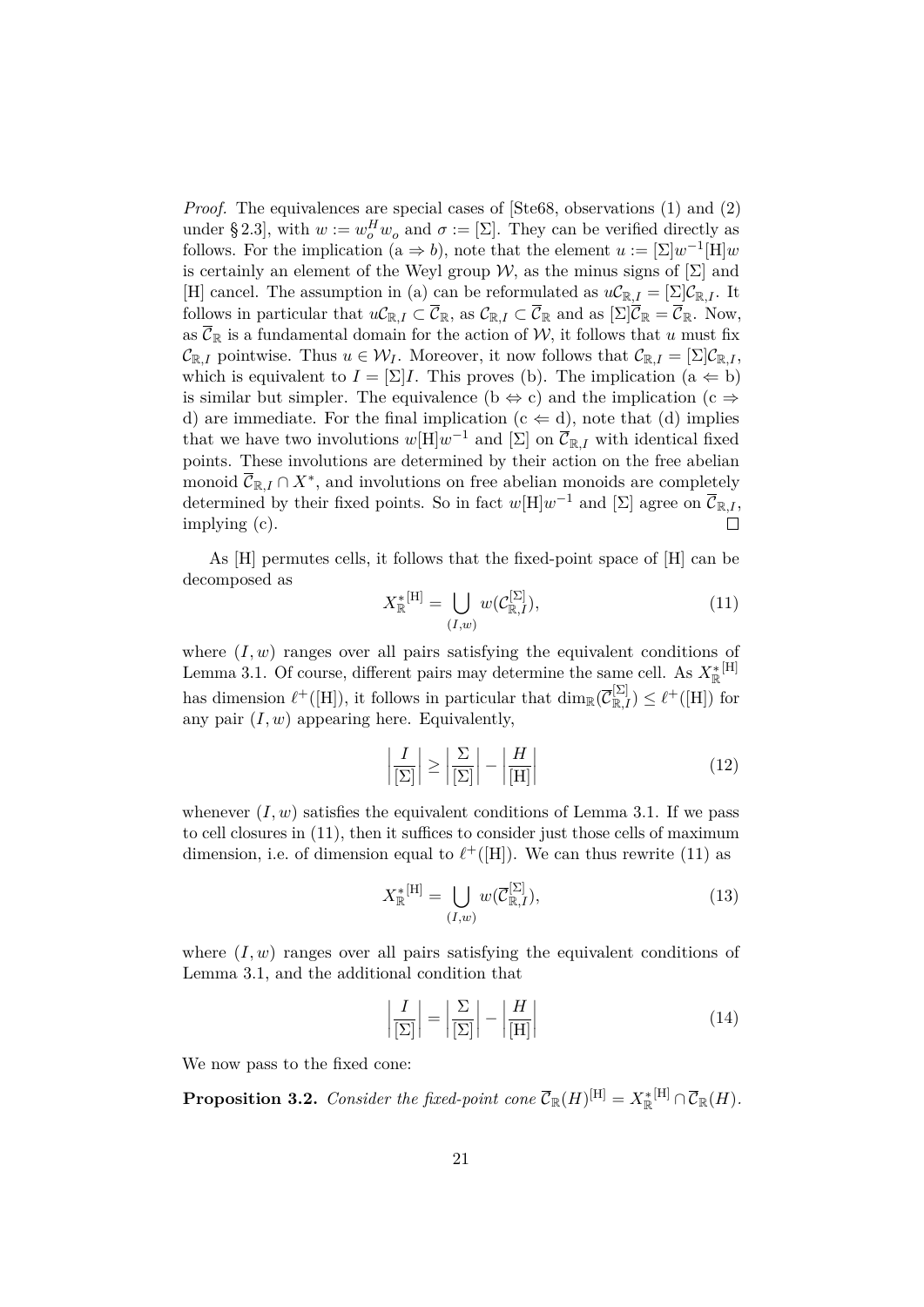*Proof.* The equivalences are special cases of [Ste68, observations (1) and (2) under § 2.3], with $w := w_o^H w_o$ and $\sigma := [\Sigma]$. They can be verified directly as follows. For the implication (a $\Rightarrow$ $b$), note that the element $u := [\Sigma]w^{-1}[\mathrm{H}]w$ is certainly an element of the Weyl group $\mathcal{W}$, as the minus signs of $[\Sigma]$ and $[\mathrm{H}]$ cancel. The assumption in (a) can be reformulated as $u\mathcal{C}_{\mathbb{R},I} = [\Sigma]\mathcal{C}_{\mathbb{R},I}$. It follows in particular that $u\mathcal{C}_{\mathbb{R},I} \subset \overline{\mathcal{C}}_{\mathbb{R}}$, as $\mathcal{C}_{\mathbb{R},I} \subset \overline{\mathcal{C}}_{\mathbb{R}}$ and as $[\Sigma]\overline{\mathcal{C}}_{\mathbb{R}} = \overline{\mathcal{C}}_{\mathbb{R}}$. Now, as $\overline{\mathcal{C}}_{\mathbb{R}}$ is a fundamental domain for the action of $\mathcal{W}$, it follows that $u$ must fix $\mathcal{C}_{\mathbb{R},I}$ pointwise. Thus $u \in \mathcal{W}_I$. Moreover, it now follows that $\mathcal{C}_{\mathbb{R},I} = [\Sigma]\mathcal{C}_{\mathbb{R},I}$, which is equivalent to $I = [\Sigma]I$. This proves (b). The implication (a $\Leftarrow$ b) is similar but simpler. The equivalence (b $\Leftrightarrow$ c) and the implication (c $\Rightarrow$ d) are immediate. For the final implication (c $\Leftarrow$ d), note that (d) implies that we have two involutions $w[\mathrm{H}]w^{-1}$ and $[\Sigma]$ on $\overline{\mathcal{C}}_{\mathbb{R},I}$ with identical fixed points. These involutions are determined by their action on the free abelian monoid $\overline{\mathcal{C}}_{\mathbb{R},I} \cap X^*$, and involutions on free abelian monoids are completely determined by their fixed points. So in fact $w[\mathrm{H}]w^{-1}$ and $[\Sigma]$ agree on $\overline{\mathcal{C}}_{\mathbb{R},I}$, implying (c). □

As $[\mathrm{H}]$ permutes cells, it follows that the fixed-point space of $[\mathrm{H}]$ can be decomposed as

$$X_{\mathbb{R}}^{*[\mathrm{H}]} = \bigcup_{(I,w)} w(\mathcal{C}_{\mathbb{R},I}^{[\Sigma]}), \tag{11}$$

where $(I, w)$ ranges over all pairs satisfying the equivalent conditions of Lemma 3.1. Of course, different pairs may determine the same cell. As $X_{\mathbb{R}}^{*[\mathrm{H}]}$ has dimension $\ell^+([\mathrm{H}])$, it follows in particular that $\dim_{\mathbb{R}}(\overline{\mathcal{C}}_{\mathbb{R},I}^{[\Sigma]}) \leq \ell^+([\mathrm{H}])$ for any pair $(I, w)$ appearing here. Equivalently,

$$\left|\frac{I}{[\Sigma]}\right| \geq \left|\frac{\Sigma}{[\Sigma]}\right| - \left|\frac{H}{[\mathrm{H}]}\right| \tag{12}$$

whenever $(I, w)$ satisfies the equivalent conditions of Lemma 3.1. If we pass to cell closures in (11), then it suffices to consider just those cells of maximum dimension, i.e. of dimension equal to $\ell^+([\mathrm{H}])$. We can thus rewrite (11) as

$$X_{\mathbb{R}}^{*[\mathrm{H}]} = \bigcup_{(I,w)} w(\overline{\mathcal{C}}_{\mathbb{R},I}^{[\Sigma]}), \tag{13}$$

where $(I, w)$ ranges over all pairs satisfying the equivalent conditions of Lemma 3.1, and the additional condition that

$$\left|\frac{I}{[\Sigma]}\right| = \left|\frac{\Sigma}{[\Sigma]}\right| - \left|\frac{H}{[\mathrm{H}]}\right| \tag{14}$$

We now pass to the fixed cone:

**Proposition 3.2.** *Consider the fixed-point cone* $\overline{\mathcal{C}}_{\mathbb{R}}(H)^{[\mathrm{H}]} = X_{\mathbb{R}}^{*[\mathrm{H}]} \cap \overline{\mathcal{C}}_{\mathbb{R}}(H)$.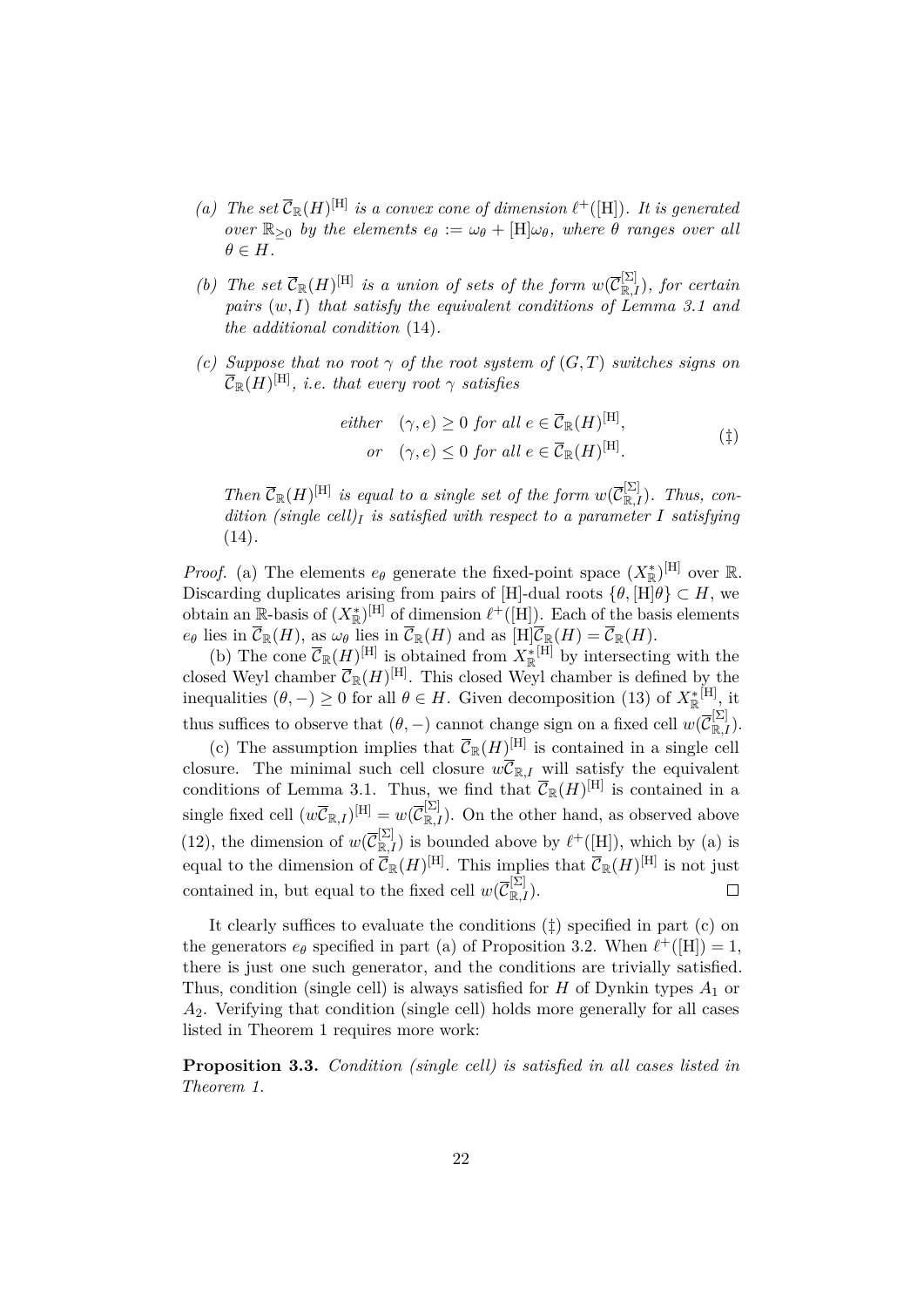*(a) The set $\overline{\mathcal{C}}_{\mathbb{R}}(H)^{[\mathrm{H}]}$ is a convex cone of dimension $\ell^+([\mathrm{H}])$. It is generated over $\mathbb{R}_{\geq 0}$ by the elements $e_\theta := \omega_\theta + [\mathrm{H}]\omega_\theta$, where $\theta$ ranges over all $\theta \in H$.*

*(b) The set $\overline{\mathcal{C}}_{\mathbb{R}}(H)^{[\mathrm{H}]}$ is a union of sets of the form $w(\overline{\mathcal{C}}_{\mathbb{R},I}^{[\Sigma]})$, for certain pairs $(w, I)$ that satisfy the equivalent conditions of Lemma 3.1 and the additional condition* (14)*.*

*(c) Suppose that no root $\gamma$ of the root system of $(G,T)$ switches signs on $\overline{\mathcal{C}}_{\mathbb{R}}(H)^{[\mathrm{H}]}$, i.e. that every root $\gamma$ satisfies*

$$\begin{aligned} \text{either} \quad & (\gamma, e) \geq 0 \text{ for all } e \in \overline{\mathcal{C}}_{\mathbb{R}}(H)^{[\mathrm{H}]}, \\ \text{or} \quad & (\gamma, e) \leq 0 \text{ for all } e \in \overline{\mathcal{C}}_{\mathbb{R}}(H)^{[\mathrm{H}]}. \end{aligned} \tag{‡}$$

*Then $\overline{\mathcal{C}}_{\mathbb{R}}(H)^{[\mathrm{H}]}$ is equal to a single set of the form $w(\overline{\mathcal{C}}_{\mathbb{R},I}^{[\Sigma]})$. Thus, condition (single cell)$_I$ is satisfied with respect to a parameter $I$ satisfying* (14)*.*

*Proof.* (a) The elements $e_\theta$ generate the fixed-point space $(X_{\mathbb{R}}^*)^{[\mathrm{H}]}$ over $\mathbb{R}$. Discarding duplicates arising from pairs of $[\mathrm{H}]$-dual roots $\{\theta, [\mathrm{H}]\theta\} \subset H$, we obtain an $\mathbb{R}$-basis of $(X_{\mathbb{R}}^*)^{[\mathrm{H}]}$ of dimension $\ell^+([\mathrm{H}])$. Each of the basis elements $e_\theta$ lies in $\overline{\mathcal{C}}_{\mathbb{R}}(H)$, as $\omega_\theta$ lies in $\overline{\mathcal{C}}_{\mathbb{R}}(H)$ and as $[\mathrm{H}]\overline{\mathcal{C}}_{\mathbb{R}}(H) = \overline{\mathcal{C}}_{\mathbb{R}}(H)$.

(b) The cone $\overline{\mathcal{C}}_{\mathbb{R}}(H)^{[\mathrm{H}]}$ is obtained from ${X_{\mathbb{R}}^*}^{[\mathrm{H}]}$ by intersecting with the closed Weyl chamber $\overline{\mathcal{C}}_{\mathbb{R}}(H)^{[\mathrm{H}]}$. This closed Weyl chamber is defined by the inequalities $(\theta, -) \geq 0$ for all $\theta \in H$. Given decomposition (13) of ${X_{\mathbb{R}}^*}^{[\mathrm{H}]}$, it thus suffices to observe that $(\theta, -)$ cannot change sign on a fixed cell $w(\overline{\mathcal{C}}_{\mathbb{R},I}^{[\Sigma]})$.

(c) The assumption implies that $\overline{\mathcal{C}}_{\mathbb{R}}(H)^{[\mathrm{H}]}$ is contained in a single cell closure. The minimal such cell closure $w\overline{\mathcal{C}}_{\mathbb{R},I}$ will satisfy the equivalent conditions of Lemma 3.1. Thus, we find that $\overline{\mathcal{C}}_{\mathbb{R}}(H)^{[\mathrm{H}]}$ is contained in a single fixed cell $(w\overline{\mathcal{C}}_{\mathbb{R},I})^{[\mathrm{H}]} = w(\overline{\mathcal{C}}_{\mathbb{R},I}^{[\Sigma]})$. On the other hand, as observed above (12), the dimension of $w(\overline{\mathcal{C}}_{\mathbb{R},I}^{[\Sigma]})$ is bounded above by $\ell^+([\mathrm{H}])$, which by (a) is equal to the dimension of $\overline{\mathcal{C}}_{\mathbb{R}}(H)^{[\mathrm{H}]}$. This implies that $\overline{\mathcal{C}}_{\mathbb{R}}(H)^{[\mathrm{H}]}$ is not just contained in, but equal to the fixed cell $w(\overline{\mathcal{C}}_{\mathbb{R},I}^{[\Sigma]})$. □

It clearly suffices to evaluate the conditions (‡) specified in part (c) on the generators $e_\theta$ specified in part (a) of Proposition 3.2. When $\ell^+([\mathrm{H}]) = 1$, there is just one such generator, and the conditions are trivially satisfied. Thus, condition (single cell) is always satisfied for $H$ of Dynkin types $A_1$ or $A_2$. Verifying that condition (single cell) holds more generally for all cases listed in Theorem 1 requires more work:

**Proposition 3.3.** *Condition (single cell) is satisfied in all cases listed in Theorem 1.*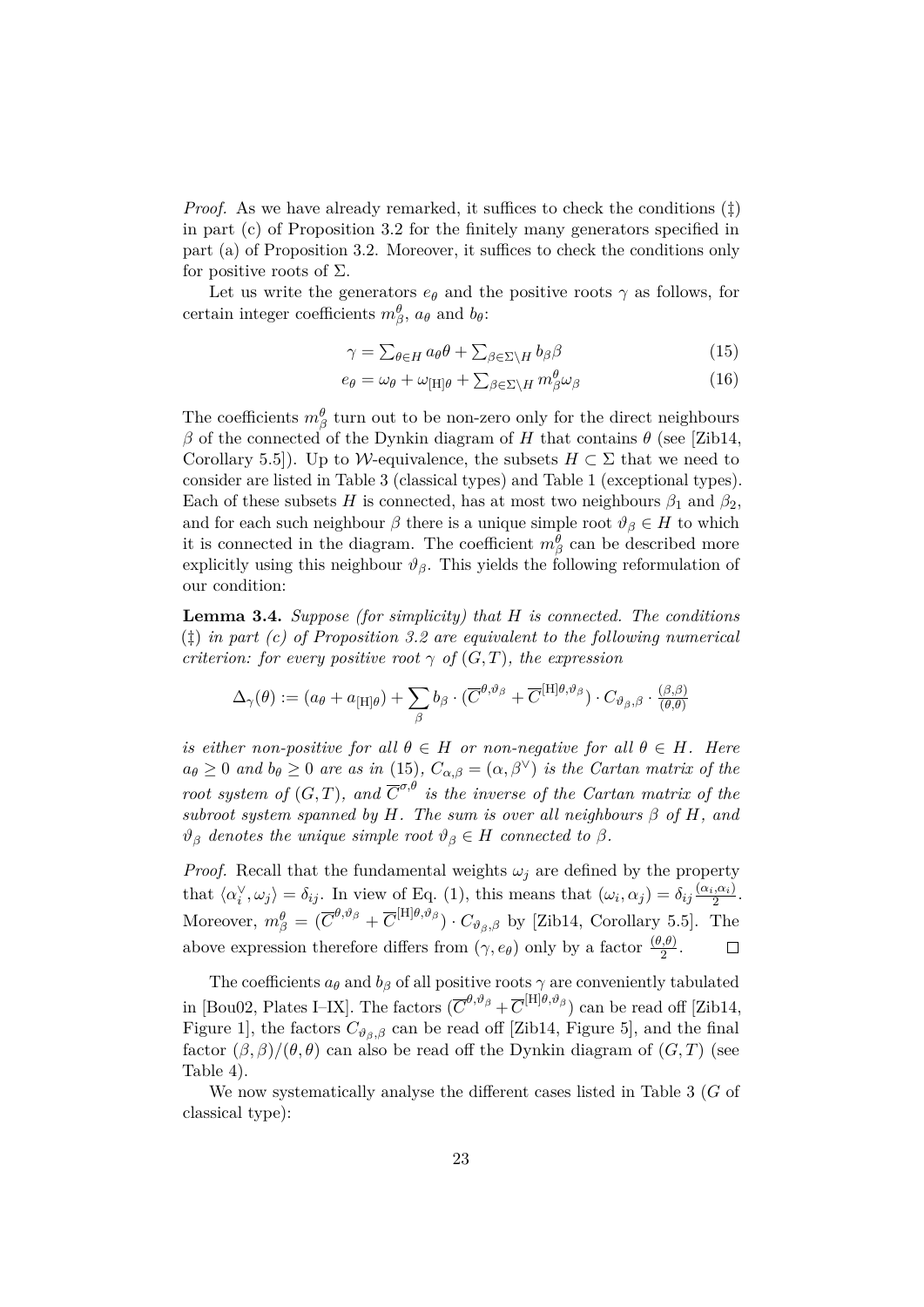*Proof.* As we have already remarked, it suffices to check the conditions (‡) in part (c) of Proposition 3.2 for the finitely many generators specified in part (a) of Proposition 3.2. Moreover, it suffices to check the conditions only for positive roots of $\Sigma$.

Let us write the generators $e_\theta$ and the positive roots $\gamma$ as follows, for certain integer coefficients $m^\theta_\beta$, $a_\theta$ and $b_\theta$:

$$\gamma = \textstyle\sum_{\theta \in H} a_\theta \theta + \sum_{\beta \in \Sigma \setminus H} b_\beta \beta \tag{15}$$

$$e_\theta = \omega_\theta + \omega_{[\mathrm{H}]\theta} + \textstyle\sum_{\beta \in \Sigma \setminus H} m^\theta_\beta \omega_\beta \tag{16}$$

The coefficients $m^\theta_\beta$ turn out to be non-zero only for the direct neighbours $\beta$ of the connected of the Dynkin diagram of $H$ that contains $\theta$ (see [Zib14, Corollary 5.5]). Up to $\mathcal{W}$-equivalence, the subsets $H \subset \Sigma$ that we need to consider are listed in Table 3 (classical types) and Table 1 (exceptional types). Each of these subsets $H$ is connected, has at most two neighbours $\beta_1$ and $\beta_2$, and for each such neighbour $\beta$ there is a unique simple root $\vartheta_\beta \in H$ to which it is connected in the diagram. The coefficient $m^\theta_\beta$ can be described more explicitly using this neighbour $\vartheta_\beta$. This yields the following reformulation of our condition:

**Lemma 3.4.** *Suppose (for simplicity) that $H$ is connected. The conditions (‡) in part (c) of Proposition 3.2 are equivalent to the following numerical criterion: for every positive root $\gamma$ of $(G,T)$, the expression*

$$\Delta_\gamma(\theta) := (a_\theta + a_{[\mathrm{H}]\theta}) + \sum_\beta b_\beta \cdot (\overline{C}^{\theta,\vartheta_\beta} + \overline{C}^{[\mathrm{H}]\theta,\vartheta_\beta}) \cdot C_{\vartheta_\beta,\beta} \cdot \tfrac{(\beta,\beta)}{(\theta,\theta)}$$

*is either non-positive for all $\theta \in H$ or non-negative for all $\theta \in H$. Here $a_\theta \geq 0$ and $b_\theta \geq 0$ are as in (15), $C_{\alpha,\beta} = (\alpha, \beta^\vee)$ is the Cartan matrix of the root system of $(G,T)$, and $\overline{C}^{\sigma,\theta}$ is the inverse of the Cartan matrix of the subroot system spanned by $H$. The sum is over all neighbours $\beta$ of $H$, and $\vartheta_\beta$ denotes the unique simple root $\vartheta_\beta \in H$ connected to $\beta$.*

*Proof.* Recall that the fundamental weights $\omega_j$ are defined by the property that $\langle \alpha_i^\vee, \omega_j \rangle = \delta_{ij}$. In view of Eq. (1), this means that $(\omega_i, \alpha_j) = \delta_{ij} \frac{(\alpha_i,\alpha_i)}{2}$. Moreover, $m^\theta_\beta = (\overline{C}^{\theta,\vartheta_\beta} + \overline{C}^{[\mathrm{H}]\theta,\vartheta_\beta}) \cdot C_{\vartheta_\beta,\beta}$ by [Zib14, Corollary 5.5]. The above expression therefore differs from $(\gamma, e_\theta)$ only by a factor $\frac{(\theta,\theta)}{2}$. $\square$

The coefficients $a_\theta$ and $b_\beta$ of all positive roots $\gamma$ are conveniently tabulated in [Bou02, Plates I–IX]. The factors $(\overline{C}^{\theta,\vartheta_\beta} + \overline{C}^{[\mathrm{H}]\theta,\vartheta_\beta})$ can be read off [Zib14, Figure 1], the factors $C_{\vartheta_\beta,\beta}$ can be read off [Zib14, Figure 5], and the final factor $(\beta,\beta)/(\theta,\theta)$ can also be read off the Dynkin diagram of $(G,T)$ (see Table 4).

We now systematically analyse the different cases listed in Table 3 ($G$ of classical type):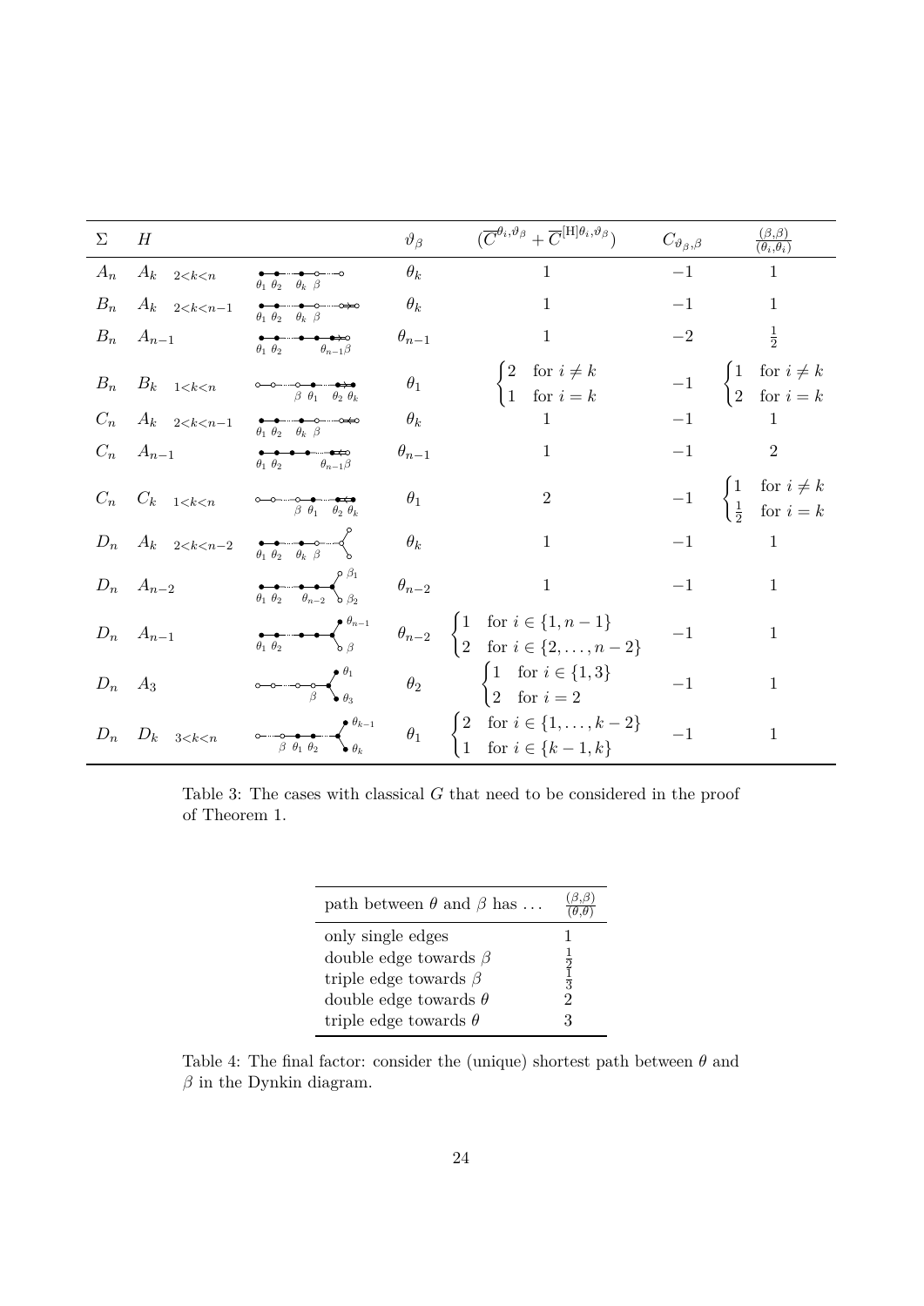| $\Sigma$ | $H$ | | $\vartheta_\beta$ | $(\overline{C}^{\theta_i,\vartheta_\beta} + \overline{C}^{[\mathrm{H}]\theta_i,\vartheta_\beta})$ | $C_{\vartheta_\beta,\beta}$ | $\frac{(\beta,\beta)}{(\theta_i,\theta_i)}$ |
|---|---|---|---|---|---|---|
| $A_n$ | $A_k$ $_{2<k<n}$ | $\theta_1\ \theta_2\ \ \theta_k\ \beta$ | $\theta_k$ | $1$ | $-1$ | $1$ |
| $B_n$ | $A_k$ $_{2<k<n-1}$ | $\theta_1\ \theta_2\ \ \theta_k\ \beta$ | $\theta_k$ | $1$ | $-1$ | $1$ |
| $B_n$ | $A_{n-1}$ | $\theta_1\ \theta_2\ \ \theta_{n-1}\beta$ | $\theta_{n-1}$ | $1$ | $-2$ | $\frac{1}{2}$ |
| $B_n$ | $B_k$ $_{1<k<n}$ | $\beta\ \theta_1\ \ \theta_2\ \theta_k$ | $\theta_1$ | $\begin{cases} 2 & \text{for } i \neq k \\ 1 & \text{for } i = k \end{cases}$ | $-1$ | $\begin{cases} 1 & \text{for } i \neq k \\ 2 & \text{for } i = k \end{cases}$ |
| $C_n$ | $A_k$ $_{2<k<n-1}$ | $\theta_1\ \theta_2\ \ \theta_k\ \beta$ | $\theta_k$ | $1$ | $-1$ | $1$ |
| $C_n$ | $A_{n-1}$ | $\theta_1\ \theta_2\ \ \theta_{n-1}\beta$ | $\theta_{n-1}$ | $1$ | $-1$ | $2$ |
| $C_n$ | $C_k$ $_{1<k<n}$ | $\beta\ \theta_1\ \ \theta_2\ \theta_k$ | $\theta_1$ | $2$ | $-1$ | $\begin{cases} 1 & \text{for } i \neq k \\ \frac{1}{2} & \text{for } i = k \end{cases}$ |
| $D_n$ | $A_k$ $_{2<k<n-2}$ | $\theta_1\ \theta_2\ \ \theta_k\ \beta$ | $\theta_k$ | $1$ | $-1$ | $1$ |
| $D_n$ | $A_{n-2}$ | $\theta_1\ \theta_2\ \ \theta_{n-2}\ \beta_1\ \beta_2$ | $\theta_{n-2}$ | $1$ | $-1$ | $1$ |
| $D_n$ | $A_{n-1}$ | $\theta_1\ \theta_2\ \ \theta_{n-1}\ \beta$ | $\theta_{n-2}$ | $\begin{cases} 1 & \text{for } i \in \{1, n-1\} \\ 2 & \text{for } i \in \{2, \dots, n-2\} \end{cases}$ | $-1$ | $1$ |
| $D_n$ | $A_3$ | $\beta\ \theta_1\ \theta_3$ | $\theta_2$ | $\begin{cases} 1 & \text{for } i \in \{1, 3\} \\ 2 & \text{for } i = 2 \end{cases}$ | $-1$ | $1$ |
| $D_n$ | $D_k$ $_{3<k<n}$ | $\beta\ \theta_1\ \theta_2\ \ \theta_{k-1}\ \theta_k$ | $\theta_1$ | $\begin{cases} 2 & \text{for } i \in \{1, \dots, k-2\} \\ 1 & \text{for } i \in \{k-1, k\} \end{cases}$ | $-1$ | $1$ |

Table 3: The cases with classical $G$ that need to be considered in the proof of Theorem 1.

| path between $\theta$ and $\beta$ has ... | $\frac{(\beta,\beta)}{(\theta,\theta)}$ |
|---|---|
| only single edges | $1$ |
| double edge towards $\beta$ | $\frac{1}{2}$ |
| triple edge towards $\beta$ | $\frac{1}{3}$ |
| double edge towards $\theta$ | $2$ |
| triple edge towards $\theta$ | $3$ |

Table 4: The final factor: consider the (unique) shortest path between $\theta$ and $\beta$ in the Dynkin diagram.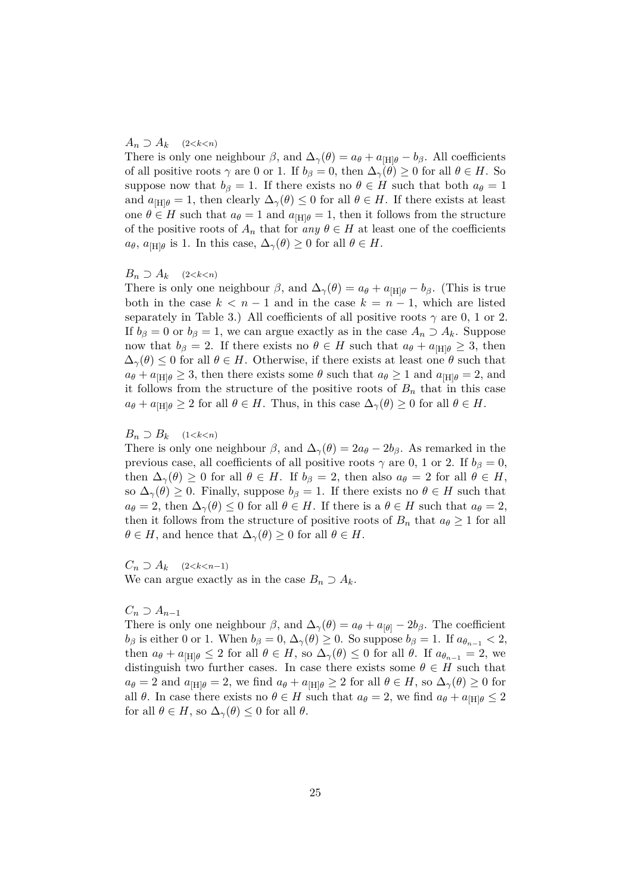$A_n \supset A_k \quad {\scriptstyle (2<k<n)}$

There is only one neighbour $\beta$, and $\Delta_\gamma(\theta) = a_\theta + a_{[\mathrm{H}]\theta} - b_\beta$. All coefficients of all positive roots $\gamma$ are 0 or 1. If $b_\beta = 0$, then $\Delta_\gamma(\theta) \geq 0$ for all $\theta \in H$. So suppose now that $b_\beta = 1$. If there exists no $\theta \in H$ such that both $a_\theta = 1$ and $a_{[\mathrm{H}]\theta} = 1$, then clearly $\Delta_\gamma(\theta) \leq 0$ for all $\theta \in H$. If there exists at least one $\theta \in H$ such that $a_\theta = 1$ and $a_{[\mathrm{H}]\theta} = 1$, then it follows from the structure of the positive roots of $A_n$ that for *any* $\theta \in H$ at least one of the coefficients $a_\theta$, $a_{[\mathrm{H}]\theta}$ is 1. In this case, $\Delta_\gamma(\theta) \geq 0$ for all $\theta \in H$.

$B_n \supset A_k \quad {\scriptstyle (2<k<n)}$

There is only one neighbour $\beta$, and $\Delta_\gamma(\theta) = a_\theta + a_{[\mathrm{H}]\theta} - b_\beta$. (This is true both in the case $k < n-1$ and in the case $k = n-1$, which are listed separately in Table 3.) All coefficients of all positive roots $\gamma$ are 0, 1 or 2. If $b_\beta = 0$ or $b_\beta = 1$, we can argue exactly as in the case $A_n \supset A_k$. Suppose now that $b_\beta = 2$. If there exists no $\theta \in H$ such that $a_\theta + a_{[\mathrm{H}]\theta} \geq 3$, then $\Delta_\gamma(\theta) \leq 0$ for all $\theta \in H$. Otherwise, if there exists at least one $\theta$ such that $a_\theta + a_{[\mathrm{H}]\theta} \geq 3$, then there exists some $\theta$ such that $a_\theta \geq 1$ and $a_{[\mathrm{H}]\theta} = 2$, and it follows from the structure of the positive roots of $B_n$ that in this case $a_\theta + a_{[\mathrm{H}]\theta} \geq 2$ for all $\theta \in H$. Thus, in this case $\Delta_\gamma(\theta) \geq 0$ for all $\theta \in H$.

$B_n \supset B_k \quad {\scriptstyle (1<k<n)}$

There is only one neighbour $\beta$, and $\Delta_\gamma(\theta) = 2a_\theta - 2b_\beta$. As remarked in the previous case, all coefficients of all positive roots $\gamma$ are 0, 1 or 2. If $b_\beta = 0$, then $\Delta_\gamma(\theta) \geq 0$ for all $\theta \in H$. If $b_\beta = 2$, then also $a_\theta = 2$ for all $\theta \in H$, so $\Delta_\gamma(\theta) \geq 0$. Finally, suppose $b_\beta = 1$. If there exists no $\theta \in H$ such that $a_\theta = 2$, then $\Delta_\gamma(\theta) \leq 0$ for all $\theta \in H$. If there is a $\theta \in H$ such that $a_\theta = 2$, then it follows from the structure of positive roots of $B_n$ that $a_\theta \geq 1$ for all $\theta \in H$, and hence that $\Delta_\gamma(\theta) \geq 0$ for all $\theta \in H$.

$C_n \supset A_k \quad {\scriptstyle (2<k<n-1)}$

We can argue exactly as in the case $B_n \supset A_k$.

$C_n \supset A_{n-1}$

There is only one neighbour $\beta$, and $\Delta_\gamma(\theta) = a_\theta + a_{[\theta]} - 2b_\beta$. The coefficient $b_\beta$ is either 0 or 1. When $b_\beta = 0$, $\Delta_\gamma(\theta) \geq 0$. So suppose $b_\beta = 1$. If $a_{\theta_{n-1}} < 2$, then $a_\theta + a_{[\mathrm{H}]\theta} \leq 2$ for all $\theta \in H$, so $\Delta_\gamma(\theta) \leq 0$ for all $\theta$. If $a_{\theta_{n-1}} = 2$, we distinguish two further cases. In case there exists some $\theta \in H$ such that $a_\theta = 2$ and $a_{[\mathrm{H}]\theta} = 2$, we find $a_\theta + a_{[\mathrm{H}]\theta} \geq 2$ for all $\theta \in H$, so $\Delta_\gamma(\theta) \geq 0$ for all $\theta$. In case there exists no $\theta \in H$ such that $a_\theta = 2$, we find $a_\theta + a_{[\mathrm{H}]\theta} \leq 2$ for all $\theta \in H$, so $\Delta_\gamma(\theta) \leq 0$ for all $\theta$.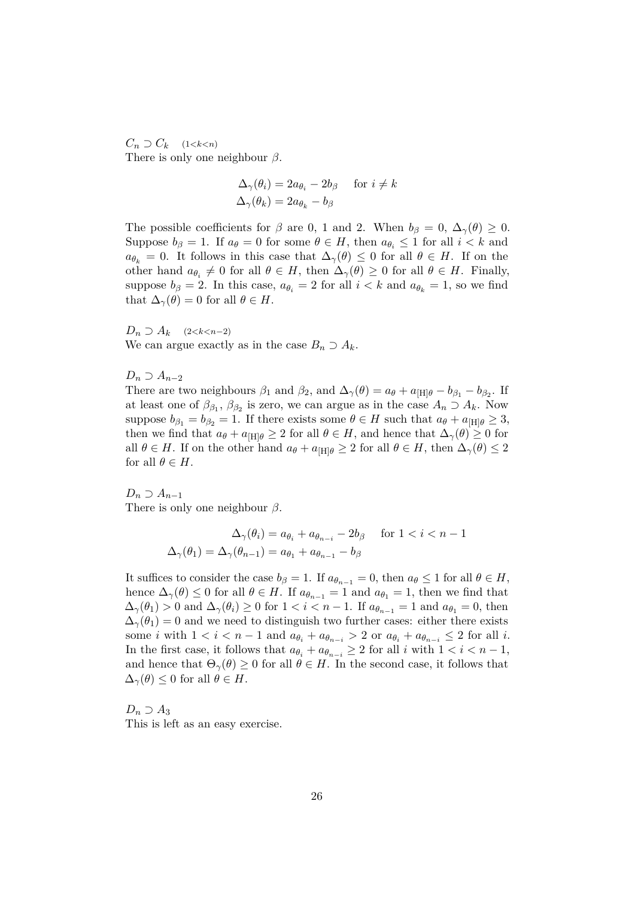$C_n \supset C_k \quad {\scriptstyle (1<k<n)}$
There is only one neighbour $\beta$.

$$\Delta_\gamma(\theta_i) = 2a_{\theta_i} - 2b_\beta \quad \text{for } i \neq k$$
$$\Delta_\gamma(\theta_k) = 2a_{\theta_k} - b_\beta$$

The possible coefficients for $\beta$ are 0, 1 and 2. When $b_\beta = 0$, $\Delta_\gamma(\theta) \geq 0$. Suppose $b_\beta = 1$. If $a_\theta = 0$ for some $\theta \in H$, then $a_{\theta_i} \leq 1$ for all $i < k$ and $a_{\theta_k} = 0$. It follows in this case that $\Delta_\gamma(\theta) \leq 0$ for all $\theta \in H$. If on the other hand $a_{\theta_i} \neq 0$ for all $\theta \in H$, then $\Delta_\gamma(\theta) \geq 0$ for all $\theta \in H$. Finally, suppose $b_\beta = 2$. In this case, $a_{\theta_i} = 2$ for all $i < k$ and $a_{\theta_k} = 1$, so we find that $\Delta_\gamma(\theta) = 0$ for all $\theta \in H$.

$D_n \supset A_k \quad {\scriptstyle (2<k<n-2)}$
We can argue exactly as in the case $B_n \supset A_k$.

$D_n \supset A_{n-2}$
There are two neighbours $\beta_1$ and $\beta_2$, and $\Delta_\gamma(\theta) = a_\theta + a_{[\mathrm{H}]\theta} - b_{\beta_1} - b_{\beta_2}$. If at least one of $\beta_{\beta_1}$, $\beta_{\beta_2}$ is zero, we can argue as in the case $A_n \supset A_k$. Now suppose $b_{\beta_1} = b_{\beta_2} = 1$. If there exists some $\theta \in H$ such that $a_\theta + a_{[\mathrm{H}]\theta} \geq 3$, then we find that $a_\theta + a_{[\mathrm{H}]\theta} \geq 2$ for all $\theta \in H$, and hence that $\Delta_\gamma(\theta) \geq 0$ for all $\theta \in H$. If on the other hand $a_\theta + a_{[\mathrm{H}]\theta} \geq 2$ for all $\theta \in H$, then $\Delta_\gamma(\theta) \leq 2$ for all $\theta \in H$.

$D_n \supset A_{n-1}$
There is only one neighbour $\beta$.

$$\Delta_\gamma(\theta_i) = a_{\theta_i} + a_{\theta_{n-i}} - 2b_\beta \quad \text{for } 1 < i < n-1$$
$$\Delta_\gamma(\theta_1) = \Delta_\gamma(\theta_{n-1}) = a_{\theta_1} + a_{\theta_{n-1}} - b_\beta$$

It suffices to consider the case $b_\beta = 1$. If $a_{\theta_{n-1}} = 0$, then $a_\theta \leq 1$ for all $\theta \in H$, hence $\Delta_\gamma(\theta) \leq 0$ for all $\theta \in H$. If $a_{\theta_{n-1}} = 1$ and $a_{\theta_1} = 1$, then we find that $\Delta_\gamma(\theta_1) > 0$ and $\Delta_\gamma(\theta_i) \geq 0$ for $1 < i < n-1$. If $a_{\theta_{n-1}} = 1$ and $a_{\theta_1} = 0$, then $\Delta_\gamma(\theta_1) = 0$ and we need to distinguish two further cases: either there exists some $i$ with $1 < i < n-1$ and $a_{\theta_i} + a_{\theta_{n-i}} > 2$ or $a_{\theta_i} + a_{\theta_{n-i}} \leq 2$ for all $i$. In the first case, it follows that $a_{\theta_i} + a_{\theta_{n-i}} \geq 2$ for all $i$ with $1 < i < n-1$, and hence that $\Theta_\gamma(\theta) \geq 0$ for all $\theta \in H$. In the second case, it follows that $\Delta_\gamma(\theta) \leq 0$ for all $\theta \in H$.

$D_n \supset A_3$
This is left as an easy exercise.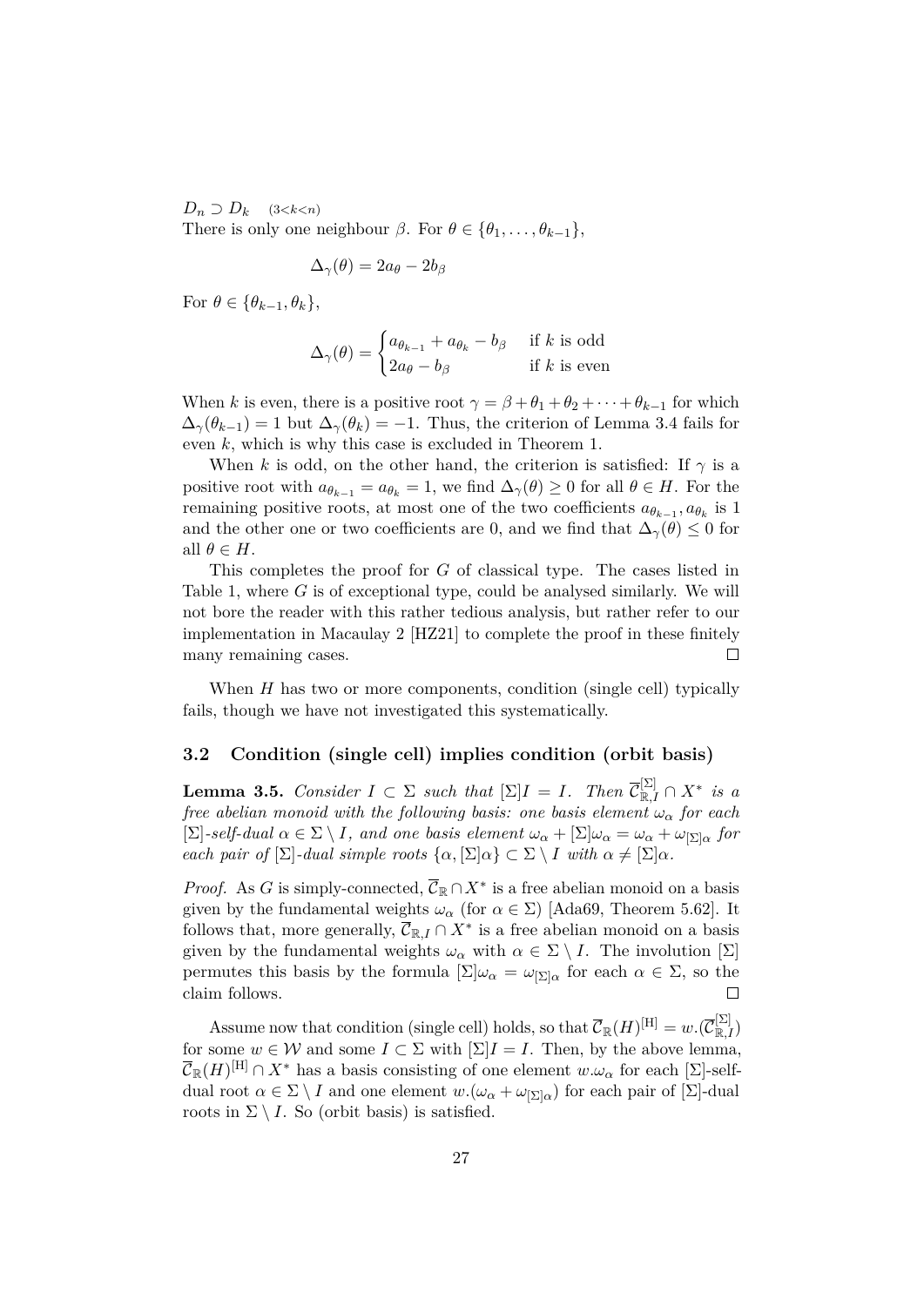$D_n \supset D_k \quad {\scriptstyle (3<k<n)}$

There is only one neighbour $\beta$. For $\theta \in \{\theta_1, \ldots, \theta_{k-1}\}$,

$$\Delta_\gamma(\theta) = 2a_\theta - 2b_\beta$$

For $\theta \in \{\theta_{k-1}, \theta_k\}$,

$$\Delta_\gamma(\theta) = \begin{cases} a_{\theta_{k-1}} + a_{\theta_k} - b_\beta & \text{if } k \text{ is odd} \\ 2a_\theta - b_\beta & \text{if } k \text{ is even} \end{cases}$$

When $k$ is even, there is a positive root $\gamma = \beta + \theta_1 + \theta_2 + \cdots + \theta_{k-1}$ for which $\Delta_\gamma(\theta_{k-1}) = 1$ but $\Delta_\gamma(\theta_k) = -1$. Thus, the criterion of Lemma 3.4 fails for even $k$, which is why this case is excluded in Theorem 1.

When $k$ is odd, on the other hand, the criterion is satisfied: If $\gamma$ is a positive root with $a_{\theta_{k-1}} = a_{\theta_k} = 1$, we find $\Delta_\gamma(\theta) \geq 0$ for all $\theta \in H$. For the remaining positive roots, at most one of the two coefficients $a_{\theta_{k-1}}, a_{\theta_k}$ is 1 and the other one or two coefficients are 0, and we find that $\Delta_\gamma(\theta) \leq 0$ for all $\theta \in H$.

This completes the proof for $G$ of classical type. The cases listed in Table 1, where $G$ is of exceptional type, could be analysed similarly. We will not bore the reader with this rather tedious analysis, but rather refer to our implementation in Macaulay 2 [HZ21] to complete the proof in these finitely many remaining cases. $\square$

When $H$ has two or more components, condition (single cell) typically fails, though we have not investigated this systematically.

### 3.2 Condition (single cell) implies condition (orbit basis)

**Lemma 3.5.** *Consider $I \subset \Sigma$ such that $[\Sigma]I = I$. Then $\overline{\mathcal{C}}_{\mathbb{R},I}^{[\Sigma]} \cap X^*$ is a free abelian monoid with the following basis: one basis element $\omega_\alpha$ for each $[\Sigma]$-self-dual $\alpha \in \Sigma \setminus I$, and one basis element $\omega_\alpha + [\Sigma]\omega_\alpha = \omega_\alpha + \omega_{[\Sigma]\alpha}$ for each pair of $[\Sigma]$-dual simple roots $\{\alpha, [\Sigma]\alpha\} \subset \Sigma \setminus I$ with $\alpha \neq [\Sigma]\alpha$.*

*Proof.* As $G$ is simply-connected, $\overline{\mathcal{C}}_{\mathbb{R}} \cap X^*$ is a free abelian monoid on a basis given by the fundamental weights $\omega_\alpha$ (for $\alpha \in \Sigma$) [Ada69, Theorem 5.62]. It follows that, more generally, $\overline{\mathcal{C}}_{\mathbb{R},I} \cap X^*$ is a free abelian monoid on a basis given by the fundamental weights $\omega_\alpha$ with $\alpha \in \Sigma \setminus I$. The involution $[\Sigma]$ permutes this basis by the formula $[\Sigma]\omega_\alpha = \omega_{[\Sigma]\alpha}$ for each $\alpha \in \Sigma$, so the claim follows. $\square$

Assume now that condition (single cell) holds, so that $\overline{\mathcal{C}}_{\mathbb{R}}(H)^{[\mathrm{H}]} = w.(\overline{\mathcal{C}}_{\mathbb{R},I}^{[\Sigma]})$ for some $w \in \mathcal{W}$ and some $I \subset \Sigma$ with $[\Sigma]I = I$. Then, by the above lemma, $\overline{\mathcal{C}}_{\mathbb{R}}(H)^{[\mathrm{H}]} \cap X^*$ has a basis consisting of one element $w.\omega_\alpha$ for each $[\Sigma]$-self-dual root $\alpha \in \Sigma \setminus I$ and one element $w.(\omega_\alpha + \omega_{[\Sigma]\alpha})$ for each pair of $[\Sigma]$-dual roots in $\Sigma \setminus I$. So (orbit basis) is satisfied.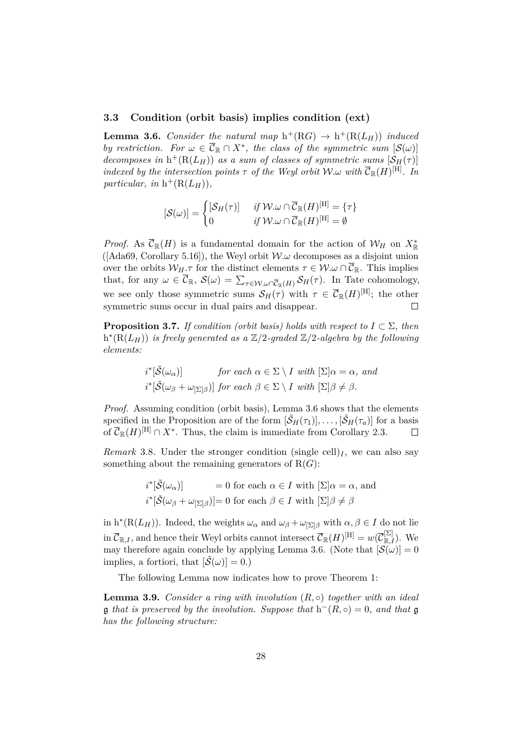### 3.3 Condition (orbit basis) implies condition (ext)

**Lemma 3.6.** *Consider the natural map* $\mathrm{h}^+(\mathrm{R}G) \to \mathrm{h}^+(\mathrm{R}(L_H))$ *induced by restriction. For* $\omega \in \overline{\mathcal{C}}_{\mathbb{R}} \cap X^*$*, the class of the symmetric sum* $[\mathcal{S}(\omega)]$ *decomposes in* $\mathrm{h}^+(\mathrm{R}(L_H))$ *as a sum of classes of symmetric sums* $[\mathcal{S}_H(\tau)]$ *indexed by the intersection points* $\tau$ *of the Weyl orbit* $\mathcal{W}.\omega$ *with* $\overline{\mathcal{C}}_{\mathbb{R}}(H)^{[\mathrm{H}]}$*. In particular, in* $\mathrm{h}^+(\mathrm{R}(L_H))$*,*

$$[\mathcal{S}(\omega)] = \begin{cases} [\mathcal{S}_H(\tau)] & \text{if } \mathcal{W}.\omega \cap \overline{\mathcal{C}}_{\mathbb{R}}(H)^{[\mathrm{H}]} = \{\tau\} \\ 0 & \text{if } \mathcal{W}.\omega \cap \overline{\mathcal{C}}_{\mathbb{R}}(H)^{[\mathrm{H}]} = \emptyset \end{cases}$$

*Proof.* As $\overline{\mathcal{C}}_{\mathbb{R}}(H)$ is a fundamental domain for the action of $\mathcal{W}_H$ on $X^*_{\mathbb{R}}$ ([Ada69, Corollary 5.16]), the Weyl orbit $\mathcal{W}.\omega$ decomposes as a disjoint union over the orbits $\mathcal{W}_H.\tau$ for the distinct elements $\tau \in \mathcal{W}.\omega \cap \overline{\mathcal{C}}_{\mathbb{R}}$. This implies that, for any $\omega \in \overline{\mathcal{C}}_{\mathbb{R}}$, $\mathcal{S}(\omega) = \sum_{\tau \in \mathcal{W}.\omega \cap \overline{\mathcal{C}}_{\mathbb{R}}(H)} \mathcal{S}_H(\tau)$. In Tate cohomology, we see only those symmetric sums $\mathcal{S}_H(\tau)$ with $\tau \in \overline{\mathcal{C}}_{\mathbb{R}}(H)^{[\mathrm{H}]}$; the other symmetric sums occur in dual pairs and disappear. □

**Proposition 3.7.** *If condition (orbit basis) holds with respect to* $I \subset \Sigma$*, then* $\mathrm{h}^*(\mathrm{R}(L_H))$ *is freely generated as a* $\mathbb{Z}/2$*-graded* $\mathbb{Z}/2$*-algebra by the following elements:*

$$\begin{aligned} &i^*[\tilde{\mathcal{S}}(\omega_\alpha)] && \text{for each } \alpha \in \Sigma \setminus I \text{ with } [\Sigma]\alpha = \alpha, \text{ and} \\ &i^*[\tilde{\mathcal{S}}(\omega_\beta + \omega_{[\Sigma]\beta})] && \text{for each } \beta \in \Sigma \setminus I \text{ with } [\Sigma]\beta \neq \beta. \end{aligned}$$

*Proof.* Assuming condition (orbit basis), Lemma 3.6 shows that the elements specified in the Proposition are of the form $[\tilde{\mathcal{S}}_H(\tau_1)], \ldots, [\tilde{\mathcal{S}}_H(\tau_a)]$ for a basis of $\overline{\mathcal{C}}_{\mathbb{R}}(H)^{[\mathrm{H}]} \cap X^*$. Thus, the claim is immediate from Corollary 2.3. □

*Remark* 3.8. Under the stronger condition (single cell)$_I$, we can also say something about the remaining generators of $\mathrm{R}(G)$:

$$\begin{aligned} &i^*[\tilde{\mathcal{S}}(\omega_\alpha)] && = 0 \text{ for each } \alpha \in I \text{ with } [\Sigma]\alpha = \alpha, \text{ and} \\ &i^*[\tilde{\mathcal{S}}(\omega_\beta + \omega_{[\Sigma]\beta})] && = 0 \text{ for each } \beta \in I \text{ with } [\Sigma]\beta \neq \beta \end{aligned}$$

in $\mathrm{h}^*(\mathrm{R}(L_H))$. Indeed, the weights $\omega_\alpha$ and $\omega_\beta + \omega_{[\Sigma]\beta}$ with $\alpha, \beta \in I$ do not lie in $\overline{\mathcal{C}}_{\mathbb{R},I}$, and hence their Weyl orbits cannot intersect $\overline{\mathcal{C}}_{\mathbb{R}}(H)^{[\mathrm{H}]} = w(\overline{\mathcal{C}}^{[\Sigma]}_{\mathbb{R},I})$. We may therefore again conclude by applying Lemma 3.6. (Note that $[\mathcal{S}(\omega)] = 0$ implies, a fortiori, that $[\tilde{\mathcal{S}}(\omega)] = 0$.)

The following Lemma now indicates how to prove Theorem 1:

**Lemma 3.9.** *Consider a ring with involution* $(R, \circ)$ *together with an ideal* $\mathfrak{g}$ *that is preserved by the involution. Suppose that* $\mathrm{h}^-(R, \circ) = 0$*, and that* $\mathfrak{g}$ *has the following structure:*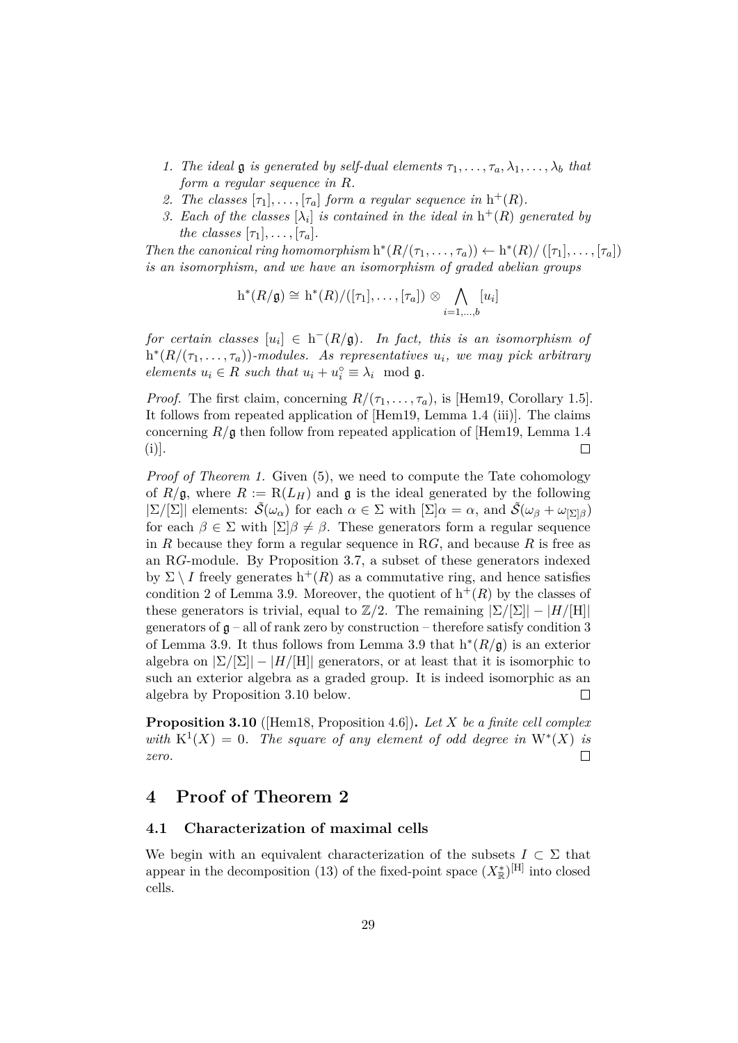1. *The ideal $\mathfrak{g}$ is generated by self-dual elements $\tau_1, \ldots, \tau_a, \lambda_1, \ldots, \lambda_b$ that form a regular sequence in $R$.*
2. *The classes $[\tau_1], \ldots, [\tau_a]$ form a regular sequence in $\mathrm{h}^+(R)$.*
3. *Each of the classes $[\lambda_i]$ is contained in the ideal in $\mathrm{h}^+(R)$ generated by the classes $[\tau_1], \ldots, [\tau_a]$.*

*Then the canonical ring homomorphism $\mathrm{h}^*(R/(\tau_1, \ldots, \tau_a)) \leftarrow \mathrm{h}^*(R)/([\tau_1], \ldots, [\tau_a])$ is an isomorphism, and we have an isomorphism of graded abelian groups*

$$\mathrm{h}^*(R/\mathfrak{g}) \cong \mathrm{h}^*(R)/([\tau_1], \ldots, [\tau_a]) \otimes \bigwedge_{i=1,\ldots,b} [u_i]$$

*for certain classes $[u_i] \in \mathrm{h}^-(R/\mathfrak{g})$. In fact, this is an isomorphism of $\mathrm{h}^*(R/(\tau_1, \ldots, \tau_a))$-modules. As representatives $u_i$, we may pick arbitrary elements $u_i \in R$ such that $u_i + u_i^\circ \equiv \lambda_i \mod \mathfrak{g}$.*

*Proof.* The first claim, concerning $R/(\tau_1, \ldots, \tau_a)$, is [Hem19, Corollary 1.5]. It follows from repeated application of [Hem19, Lemma 1.4 (iii)]. The claims concerning $R/\mathfrak{g}$ then follow from repeated application of [Hem19, Lemma 1.4 (i)]. □

*Proof of Theorem 1.* Given (5), we need to compute the Tate cohomology of $R/\mathfrak{g}$, where $R := \mathrm{R}(L_H)$ and $\mathfrak{g}$ is the ideal generated by the following $|\Sigma/[\Sigma]|$ elements: $\tilde{\mathcal{S}}(\omega_\alpha)$ for each $\alpha \in \Sigma$ with $[\Sigma]\alpha = \alpha$, and $\tilde{\mathcal{S}}(\omega_\beta + \omega_{[\Sigma]\beta})$ for each $\beta \in \Sigma$ with $[\Sigma]\beta \neq \beta$. These generators form a regular sequence in $R$ because they form a regular sequence in $\mathrm{R}G$, and because $R$ is free as an $\mathrm{R}G$-module. By Proposition 3.7, a subset of these generators indexed by $\Sigma \setminus I$ freely generates $\mathrm{h}^+(R)$ as a commutative ring, and hence satisfies condition 2 of Lemma 3.9. Moreover, the quotient of $\mathrm{h}^+(R)$ by the classes of these generators is trivial, equal to $\mathbb{Z}/2$. The remaining $|\Sigma/[\Sigma]| - |H/[\mathrm{H}]|$ generators of $\mathfrak{g}$ – all of rank zero by construction – therefore satisfy condition 3 of Lemma 3.9. It thus follows from Lemma 3.9 that $\mathrm{h}^*(R/\mathfrak{g})$ is an exterior algebra on $|\Sigma/[\Sigma]| - |H/[\mathrm{H}]|$ generators, or at least that it is isomorphic to such an exterior algebra as a graded group. It is indeed isomorphic as an algebra by Proposition 3.10 below. □

**Proposition 3.10** ([Hem18, Proposition 4.6])**.** *Let $X$ be a finite cell complex with $\mathrm{K}^1(X) = 0$. The square of any element of odd degree in $\mathrm{W}^*(X)$ is zero.* □

# 4 Proof of Theorem 2

## 4.1 Characterization of maximal cells

We begin with an equivalent characterization of the subsets $I \subset \Sigma$ that appear in the decomposition (13) of the fixed-point space $(X^*_{\mathbb{R}})^{[\mathrm{H}]}$ into closed cells.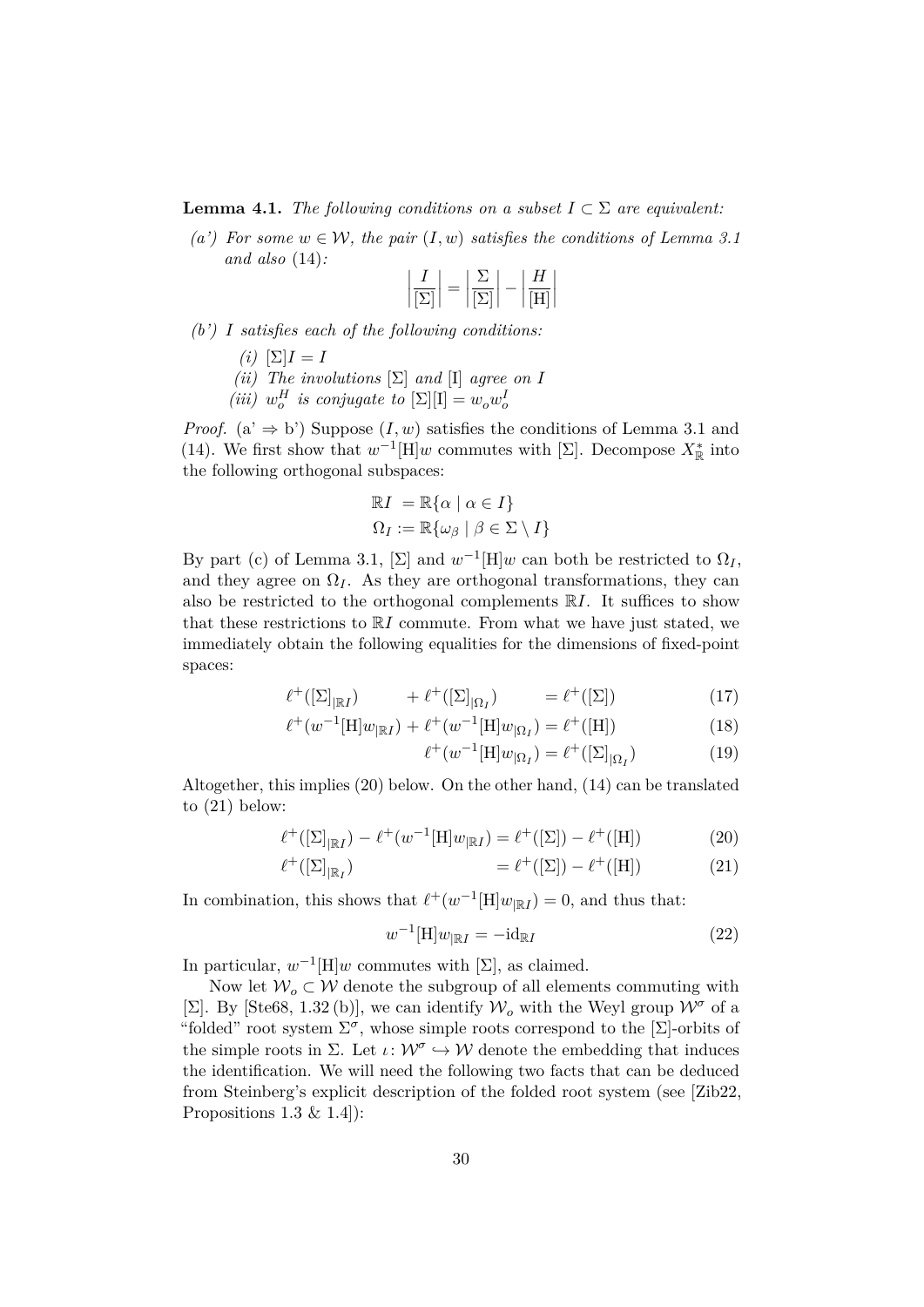**Lemma 4.1.** *The following conditions on a subset $I \subset \Sigma$ are equivalent:*

*(a') For some $w \in \mathcal{W}$, the pair $(I, w)$ satisfies the conditions of Lemma 3.1 and also* (14)*:*

$$\left|\frac{I}{[\Sigma]}\right| = \left|\frac{\Sigma}{[\Sigma]}\right| - \left|\frac{H}{[\mathrm{H}]}\right|$$

*(b') $I$ satisfies each of the following conditions:*

- *(i) $[\Sigma]I = I$*
- *(ii) The involutions $[\Sigma]$ and $[\mathrm{I}]$ agree on $I$*
- *(iii) $w_o^H$ is conjugate to $[\Sigma][\mathrm{I}] = w_o w_o^I$*

*Proof.* (a' $\Rightarrow$ b') Suppose $(I, w)$ satisfies the conditions of Lemma 3.1 and (14). We first show that $w^{-1}[\mathrm{H}]w$ commutes with $[\Sigma]$. Decompose $X^*_{\mathbb{R}}$ into the following orthogonal subspaces:

$$\begin{aligned}
\mathbb{R}I \ &= \mathbb{R}\{\alpha \mid \alpha \in I\} \\
\Omega_I &:= \mathbb{R}\{\omega_\beta \mid \beta \in \Sigma \setminus I\}
\end{aligned}$$

By part (c) of Lemma 3.1, $[\Sigma]$ and $w^{-1}[\mathrm{H}]w$ can both be restricted to $\Omega_I$, and they agree on $\Omega_I$. As they are orthogonal transformations, they can also be restricted to the orthogonal complements $\mathbb{R}I$. It suffices to show that these restrictions to $\mathbb{R}I$ commute. From what we have just stated, we immediately obtain the following equalities for the dimensions of fixed-point spaces:

$$\ell^+([\Sigma]_{|\mathbb{R}I}) + \ell^+([\Sigma]_{|\Omega_I}) = \ell^+([\Sigma]) \tag{17}$$

$$\ell^+(w^{-1}[\mathrm{H}]w_{|\mathbb{R}I}) + \ell^+(w^{-1}[\mathrm{H}]w_{|\Omega_I}) = \ell^+([\mathrm{H}]) \tag{18}$$

$$\ell^+(w^{-1}[\mathrm{H}]w_{|\Omega_I}) = \ell^+([\Sigma]_{|\Omega_I}) \tag{19}$$

Altogether, this implies (20) below. On the other hand, (14) can be translated to (21) below:

$$\ell^+([\Sigma]_{|\mathbb{R}I}) - \ell^+(w^{-1}[\mathrm{H}]w_{|\mathbb{R}I}) = \ell^+([\Sigma]) - \ell^+([\mathrm{H}]) \tag{20}$$

$$\ell^+([\Sigma]_{|\mathbb{R}_I}) = \ell^+([\Sigma]) - \ell^+([\mathrm{H}]) \tag{21}$$

In combination, this shows that $\ell^+(w^{-1}[\mathrm{H}]w_{|\mathbb{R}I}) = 0$, and thus that:

$$w^{-1}[\mathrm{H}]w_{|\mathbb{R}I} = -\mathrm{id}_{\mathbb{R}I} \tag{22}$$

In particular, $w^{-1}[\mathrm{H}]w$ commutes with $[\Sigma]$, as claimed.

Now let $\mathcal{W}_o \subset \mathcal{W}$ denote the subgroup of all elements commuting with $[\Sigma]$. By [Ste68, 1.32 (b)], we can identify $\mathcal{W}_o$ with the Weyl group $\mathcal{W}^\sigma$ of a "folded" root system $\Sigma^\sigma$, whose simple roots correspond to the $[\Sigma]$-orbits of the simple roots in $\Sigma$. Let $\iota \colon \mathcal{W}^\sigma \hookrightarrow \mathcal{W}$ denote the embedding that induces the identification. We will need the following two facts that can be deduced from Steinberg's explicit description of the folded root system (see [Zib22, Propositions 1.3 & 1.4]):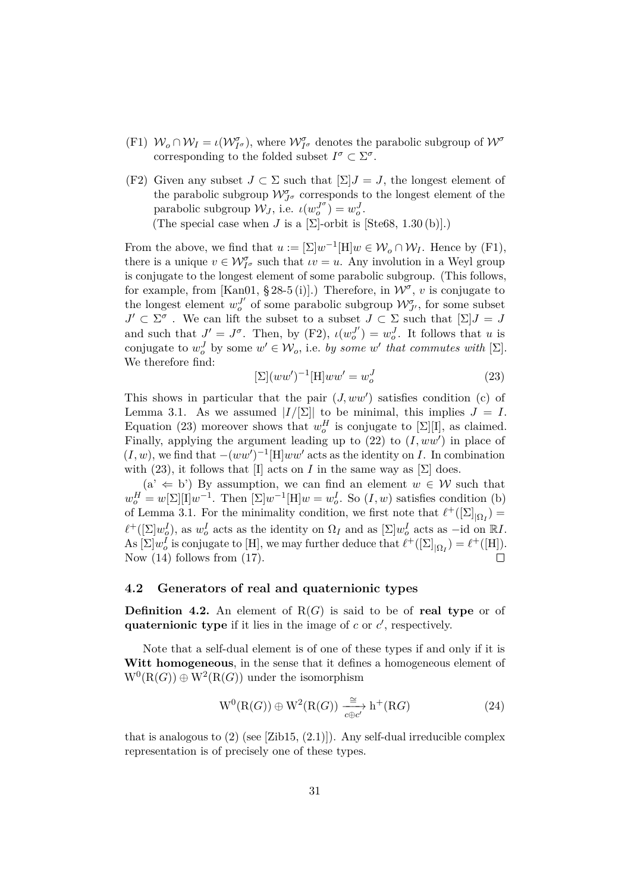(F1) $\mathcal{W}_o \cap \mathcal{W}_I = \iota(\mathcal{W}^\sigma_{I^\sigma})$, where $\mathcal{W}^\sigma_{I^\sigma}$ denotes the parabolic subgroup of $\mathcal{W}^\sigma$ corresponding to the folded subset $I^\sigma \subset \Sigma^\sigma$.

(F2) Given any subset $J \subset \Sigma$ such that $[\Sigma]J = J$, the longest element of the parabolic subgroup $\mathcal{W}^\sigma_{J^\sigma}$ corresponds to the longest element of the parabolic subgroup $\mathcal{W}_J$, i.e. $\iota(w_o^{J^\sigma}) = w_o^J$.
(The special case when $J$ is a $[\Sigma]$-orbit is [Ste68, 1.30 (b)].)

From the above, we find that $u := [\Sigma]w^{-1}[\mathrm{H}]w \in \mathcal{W}_o \cap \mathcal{W}_I$. Hence by (F1), there is a unique $v \in \mathcal{W}^\sigma_{I^\sigma}$ such that $\iota v = u$. Any involution in a Weyl group is conjugate to the longest element of some parabolic subgroup. (This follows, for example, from [Kan01, § 28-5 (i)].) Therefore, in $\mathcal{W}^\sigma$, $v$ is conjugate to the longest element $w_o^{J'}$ of some parabolic subgroup $\mathcal{W}^\sigma_{J'}$, for some subset $J' \subset \Sigma^\sigma$ . We can lift the subset to a subset $J \subset \Sigma$ such that $[\Sigma]J = J$ and such that $J' = J^\sigma$. Then, by (F2), $\iota(w_o^{J'}) = w_o^J$. It follows that $u$ is conjugate to $w_o^J$ by some $w' \in \mathcal{W}_o$, i.e. *by some $w'$ that commutes with $[\Sigma]$*. We therefore find:

$$[\Sigma](ww')^{-1}[\mathrm{H}]ww' = w_o^J \tag{23}$$

This shows in particular that the pair $(J, ww')$ satisfies condition (c) of Lemma 3.1. As we assumed $|I/[\Sigma]|$ to be minimal, this implies $J = I$. Equation (23) moreover shows that $w_o^H$ is conjugate to $[\Sigma][\mathrm{I}]$, as claimed. Finally, applying the argument leading up to (22) to $(I, ww')$ in place of $(I, w)$, we find that $-(ww')^{-1}[\mathrm{H}]ww'$ acts as the identity on $I$. In combination with (23), it follows that $[\mathrm{I}]$ acts on $I$ in the same way as $[\Sigma]$ does.

(a' $\Leftarrow$ b') By assumption, we can find an element $w \in \mathcal{W}$ such that $w_o^H = w[\Sigma][\mathrm{I}]w^{-1}$. Then $[\Sigma]w^{-1}[\mathrm{H}]w = w_o^I$. So $(I, w)$ satisfies condition (b) of Lemma 3.1. For the minimality condition, we first note that $\ell^+([\Sigma]_{|\Omega_I}) = \ell^+([\Sigma]w_o^I)$, as $w_o^I$ acts as the identity on $\Omega_I$ and as $[\Sigma]w_o^I$ acts as $-\mathrm{id}$ on $\mathbb{R}I$. As $[\Sigma]w_o^I$ is conjugate to $[\mathrm{H}]$, we may further deduce that $\ell^+([\Sigma]_{|\Omega_I}) = \ell^+([\mathrm{H}])$. Now (14) follows from (17). $\square$

### 4.2 Generators of real and quaternionic types

**Definition 4.2.** An element of $\mathrm{R}(G)$ is said to be of **real type** or of **quaternionic type** if it lies in the image of $c$ or $c'$, respectively.

Note that a self-dual element is of one of these types if and only if it is **Witt homogeneous**, in the sense that it defines a homogeneous element of $\mathrm{W}^0(\mathrm{R}(G)) \oplus \mathrm{W}^2(\mathrm{R}(G))$ under the isomorphism

$$\mathrm{W}^0(\mathrm{R}(G)) \oplus \mathrm{W}^2(\mathrm{R}(G)) \xrightarrow[c \oplus c']{\cong} \mathrm{h}^+(\mathrm{R}G) \tag{24}$$

that is analogous to (2) (see [Zib15, (2.1)]). Any self-dual irreducible complex representation is of precisely one of these types.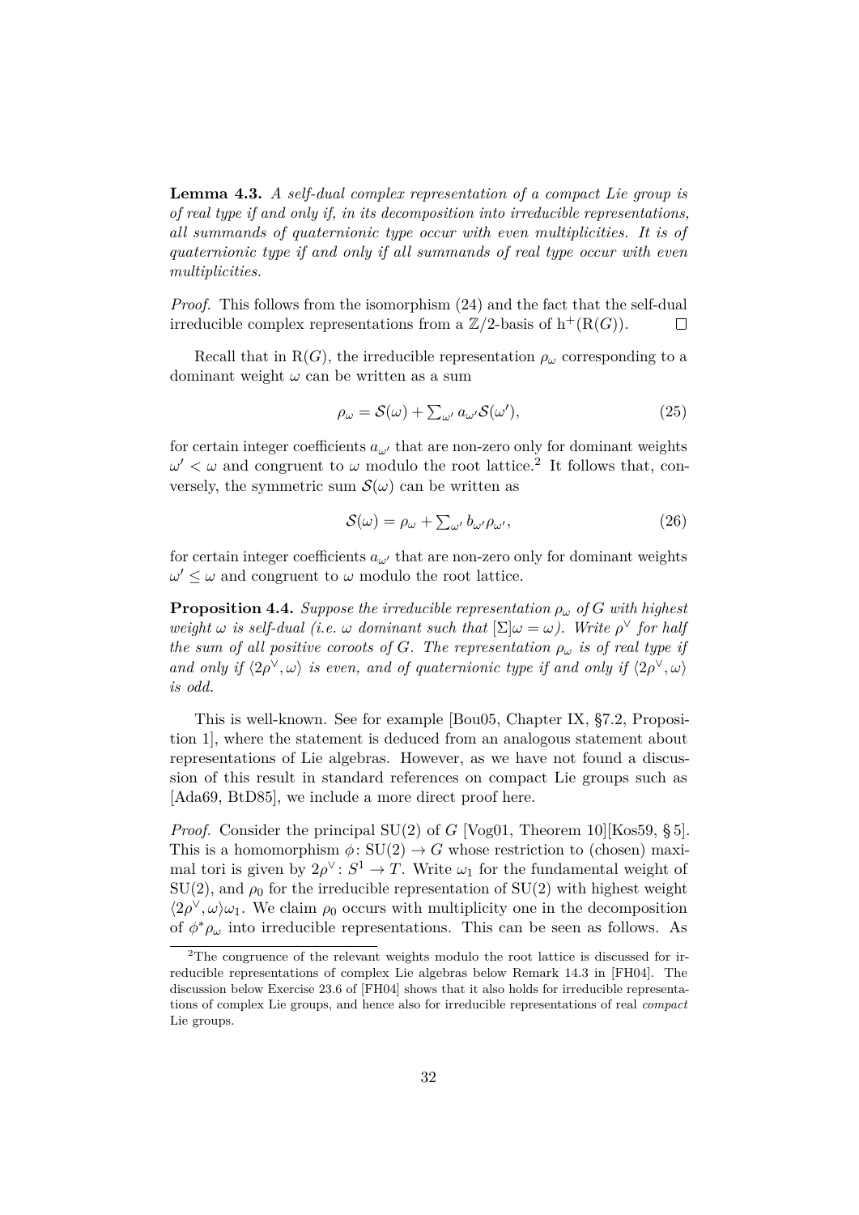**Lemma 4.3.** *A self-dual complex representation of a compact Lie group is of real type if and only if, in its decomposition into irreducible representations, all summands of quaternionic type occur with even multiplicities. It is of quaternionic type if and only if all summands of real type occur with even multiplicities.*

*Proof.* This follows from the isomorphism (24) and the fact that the self-dual irreducible complex representations from a $\mathbb{Z}/2$-basis of $\mathrm{h}^+(\mathrm{R}(G))$. $\square$

Recall that in $\mathrm{R}(G)$, the irreducible representation $\rho_\omega$ corresponding to a dominant weight $\omega$ can be written as a sum

$$\rho_\omega = \mathcal{S}(\omega) + \textstyle\sum_{\omega'} a_{\omega'} \mathcal{S}(\omega'), \tag{25}$$

for certain integer coefficients $a_{\omega'}$ that are non-zero only for dominant weights $\omega' < \omega$ and congruent to $\omega$ modulo the root lattice.[2] It follows that, conversely, the symmetric sum $\mathcal{S}(\omega)$ can be written as

$$\mathcal{S}(\omega) = \rho_\omega + \textstyle\sum_{\omega'} b_{\omega'} \rho_{\omega'}, \tag{26}$$

for certain integer coefficients $a_{\omega'}$ that are non-zero only for dominant weights $\omega' \leq \omega$ and congruent to $\omega$ modulo the root lattice.

**Proposition 4.4.** *Suppose the irreducible representation $\rho_\omega$ of $G$ with highest weight $\omega$ is self-dual (i.e. $\omega$ dominant such that $[\Sigma]\omega = \omega$). Write $\rho^\vee$ for half the sum of all positive coroots of $G$. The representation $\rho_\omega$ is of real type if and only if $\langle 2\rho^\vee, \omega \rangle$ is even, and of quaternionic type if and only if $\langle 2\rho^\vee, \omega \rangle$ is odd.*

This is well-known. See for example [Bou05, Chapter IX, §7.2, Proposition 1], where the statement is deduced from an analogous statement about representations of Lie algebras. However, as we have not found a discussion of this result in standard references on compact Lie groups such as [Ada69, BtD85], we include a more direct proof here.

*Proof.* Consider the principal $\mathrm{SU}(2)$ of $G$ [Vog01, Theorem 10][Kos59, § 5]. This is a homomorphism $\phi\colon \mathrm{SU}(2) \to G$ whose restriction to (chosen) maximal tori is given by $2\rho^\vee\colon S^1 \to T$. Write $\omega_1$ for the fundamental weight of $\mathrm{SU}(2)$, and $\rho_0$ for the irreducible representation of $\mathrm{SU}(2)$ with highest weight $\langle 2\rho^\vee, \omega \rangle \omega_1$. We claim $\rho_0$ occurs with multiplicity one in the decomposition of $\phi^*\rho_\omega$ into irreducible representations. This can be seen as follows. As

[2] The congruence of the relevant weights modulo the root lattice is discussed for irreducible representations of complex Lie algebras below Remark 14.3 in [FH04]. The discussion below Exercise 23.6 of [FH04] shows that it also holds for irreducible representations of complex Lie groups, and hence also for irreducible representations of real *compact* Lie groups.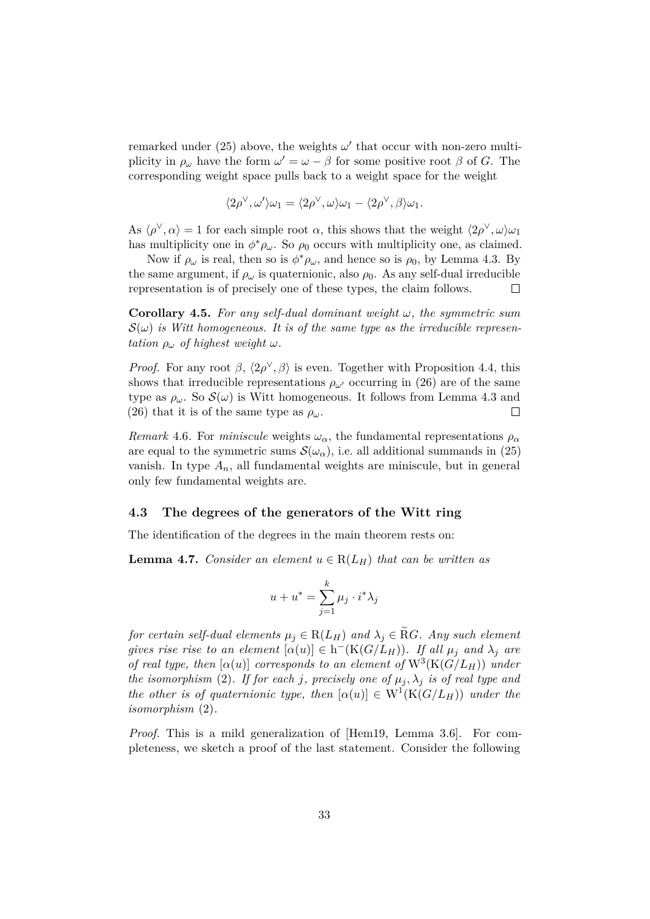remarked under (25) above, the weights $\omega'$ that occur with non-zero multiplicity in $\rho_\omega$ have the form $\omega' = \omega - \beta$ for some positive root $\beta$ of $G$. The corresponding weight space pulls back to a weight space for the weight

$$\langle 2\rho^\vee, \omega' \rangle \omega_1 = \langle 2\rho^\vee, \omega \rangle \omega_1 - \langle 2\rho^\vee, \beta \rangle \omega_1.$$

As $\langle \rho^\vee, \alpha \rangle = 1$ for each simple root $\alpha$, this shows that the weight $\langle 2\rho^\vee, \omega \rangle \omega_1$ has multiplicity one in $\phi^* \rho_\omega$. So $\rho_0$ occurs with multiplicity one, as claimed.

Now if $\rho_\omega$ is real, then so is $\phi^* \rho_\omega$, and hence so is $\rho_0$, by Lemma 4.3. By the same argument, if $\rho_\omega$ is quaternionic, also $\rho_0$. As any self-dual irreducible representation is of precisely one of these types, the claim follows. $\square$

**Corollary 4.5.** *For any self-dual dominant weight $\omega$, the symmetric sum $\mathcal{S}(\omega)$ is Witt homogeneous. It is of the same type as the irreducible representation $\rho_\omega$ of highest weight $\omega$.*

*Proof.* For any root $\beta$, $\langle 2\rho^\vee, \beta \rangle$ is even. Together with Proposition 4.4, this shows that irreducible representations $\rho_{\omega'}$ occurring in (26) are of the same type as $\rho_\omega$. So $\mathcal{S}(\omega)$ is Witt homogeneous. It follows from Lemma 4.3 and (26) that it is of the same type as $\rho_\omega$. $\square$

*Remark* 4.6. For *miniscule* weights $\omega_\alpha$, the fundamental representations $\rho_\alpha$ are equal to the symmetric sums $\mathcal{S}(\omega_\alpha)$, i.e. all additional summands in (25) vanish. In type $A_n$, all fundamental weights are miniscule, but in general only few fundamental weights are.

### 4.3 The degrees of the generators of the Witt ring

The identification of the degrees in the main theorem rests on:

**Lemma 4.7.** *Consider an element $u \in \mathrm{R}(L_H)$ that can be written as*

$$u + u^* = \sum_{j=1}^{k} \mu_j \cdot i^* \lambda_j$$

*for certain self-dual elements $\mu_j \in \mathrm{R}(L_H)$ and $\lambda_j \in \widetilde{\mathrm{R}}G$. Any such element gives rise rise to an element $[\alpha(u)] \in \mathrm{h}^-(\mathrm{K}(G/L_H))$. If all $\mu_j$ and $\lambda_j$ are of real type, then $[\alpha(u)]$ corresponds to an element of $\mathrm{W}^3(\mathrm{K}(G/L_H))$ under the isomorphism (2). If for each $j$, precisely one of $\mu_j, \lambda_j$ is of real type and the other is of quaternionic type, then $[\alpha(u)] \in \mathrm{W}^1(\mathrm{K}(G/L_H))$ under the isomorphism (2).*

*Proof.* This is a mild generalization of [Hem19, Lemma 3.6]. For completeness, we sketch a proof of the last statement. Consider the following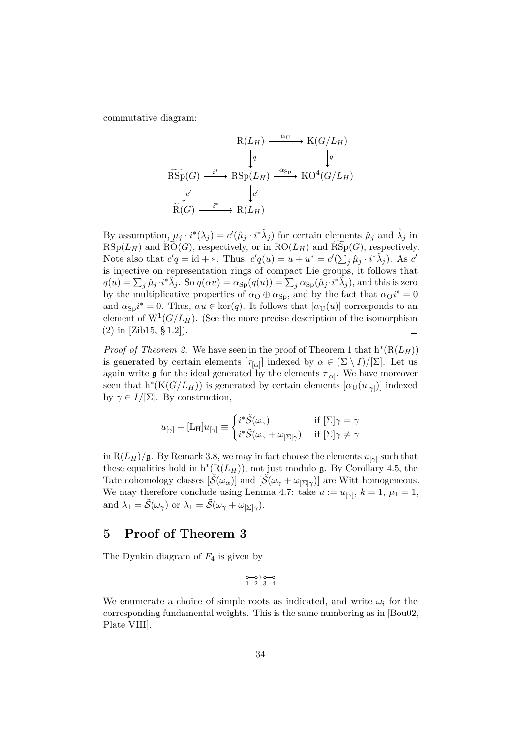commutative diagram:

$$\begin{array}{ccccc}
 & & \mathrm{R}(L_H) & \xrightarrow{\alpha_{\mathrm{U}}} & \mathrm{K}(G/L_H) \\
 & & \big\downarrow q & & \big\downarrow q \\
\widetilde{\mathrm{RSp}}(G) & \xrightarrow{i^*} & \mathrm{RSp}(L_H) & \xrightarrow{\alpha_{\mathrm{Sp}}} & \mathrm{KO}^4(G/L_H) \\
\big\downarrow c' & & \big\downarrow c' & & \\
\widetilde{\mathrm{R}}(G) & \xrightarrow{i^*} & \mathrm{R}(L_H) & &
\end{array}$$

By assumption, $\mu_j \cdot i^*(\lambda_j) = c'(\hat{\mu}_j \cdot i^*\hat{\lambda}_j)$ for certain elements $\hat{\mu}_j$ and $\hat{\lambda}_j$ in $\mathrm{RSp}(L_H)$ and $\widetilde{\mathrm{RO}}(G)$, respectively, or in $\mathrm{RO}(L_H)$ and $\widetilde{\mathrm{RSp}}(G)$, respectively. Note also that $c'q = \mathrm{id} + *$. Thus, $c'q(u) = u + u^* = c'(\sum_j \hat{\mu}_j \cdot i^*\hat{\lambda}_j)$. As $c'$ is injective on representation rings of compact Lie groups, it follows that $q(u) = \sum_j \hat{\mu}_j \cdot i^*\hat{\lambda}_j$. So $q(\alpha u) = \alpha_{\mathrm{Sp}}(q(u)) = \sum_j \alpha_{\mathrm{Sp}}(\hat{\mu}_j \cdot i^*\hat{\lambda}_j)$, and this is zero by the multiplicative properties of $\alpha_{\mathrm{O}} \oplus \alpha_{\mathrm{Sp}}$, and by the fact that $\alpha_{\mathrm{O}} i^* = 0$ and $\alpha_{\mathrm{Sp}} i^* = 0$. Thus, $\alpha u \in \ker(q)$. It follows that $[\alpha_{\mathrm{U}}(u)]$ corresponds to an element of $\mathrm{W}^1(G/L_H)$. (See the more precise description of the isomorphism (2) in [Zib15, § 1.2]). $\square$

*Proof of Theorem 2.* We have seen in the proof of Theorem 1 that $\mathrm{h}^*(\mathrm{R}(L_H))$ is generated by certain elements $[\tau_{[\alpha]}]$ indexed by $\alpha \in (\Sigma \setminus I)/[\Sigma]$. Let us again write $\mathfrak{g}$ for the ideal generated by the elements $\tau_{[\alpha]}$. We have moreover seen that $\mathrm{h}^*(\mathrm{K}(G/L_H))$ is generated by certain elements $[\alpha_{\mathrm{U}}(u_{[\gamma]})]$ indexed by $\gamma \in I/[\Sigma]$. By construction,

$$u_{[\gamma]} + [\mathrm{L_H}]u_{[\gamma]} \equiv \begin{cases} i^*\tilde{\mathcal{S}}(\omega_\gamma) & \text{if } [\Sigma]\gamma = \gamma \\ i^*\tilde{\mathcal{S}}(\omega_\gamma + \omega_{[\Sigma]\gamma}) & \text{if } [\Sigma]\gamma \neq \gamma \end{cases}$$

in $\mathrm{R}(L_H)/\mathfrak{g}$. By Remark 3.8, we may in fact choose the elements $u_{[\gamma]}$ such that these equalities hold in $\mathrm{h}^*(\mathrm{R}(L_H))$, not just modulo $\mathfrak{g}$. By Corollary 4.5, the Tate cohomology classes $[\tilde{\mathcal{S}}(\omega_\alpha)]$ and $[\tilde{\mathcal{S}}(\omega_\gamma + \omega_{[\Sigma]\gamma})]$ are Witt homogeneous. We may therefore conclude using Lemma 4.7: take $u := u_{[\gamma]}$, $k = 1$, $\mu_1 = 1$, and $\lambda_1 = \tilde{\mathcal{S}}(\omega_\gamma)$ or $\lambda_1 = \tilde{\mathcal{S}}(\omega_\gamma + \omega_{[\Sigma]\gamma})$. $\square$

## 5 Proof of Theorem 3

The Dynkin diagram of $F_4$ is given by

$$\underset{1}{\circ} - \underset{2}{\circ} \Rightarrow \underset{3}{\circ} - \underset{4}{\circ}$$

We enumerate a choice of simple roots as indicated, and write $\omega_i$ for the corresponding fundamental weights. This is the same numbering as in [Bou02, Plate VIII].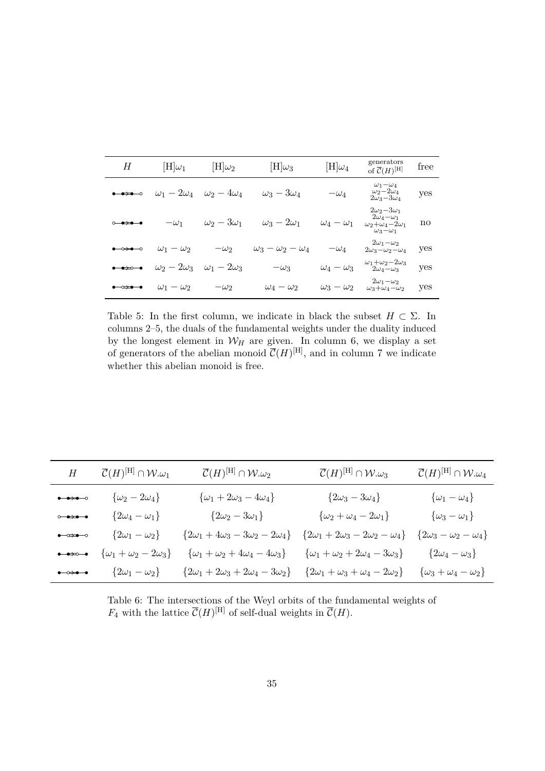| $H$ | $[\mathrm{H}]\omega_1$ | $[\mathrm{H}]\omega_2$ | $[\mathrm{H}]\omega_3$ | $[\mathrm{H}]\omega_4$ | generators of $\overline{\mathcal{C}}(H)^{[\mathrm{H}]}$ | free |
|---|---|---|---|---|---|---|
| ●—●⇒●—○ | $\omega_1 - 2\omega_4$ | $\omega_2 - 4\omega_4$ | $\omega_3 - 3\omega_4$ | $-\omega_4$ | $\omega_1-\omega_4$, $\omega_2-2\omega_4$, $2\omega_3-3\omega_4$ | yes |
| ○—●⇒●—● | $-\omega_1$ | $\omega_2 - 3\omega_1$ | $\omega_3 - 2\omega_1$ | $\omega_4 - \omega_1$ | $2\omega_2-3\omega_1$, $2\omega_4-\omega_1$, $\omega_2+\omega_4-2\omega_1$, $\omega_3-\omega_1$ | no |
| ●—○⇒●—○ | $\omega_1 - \omega_2$ | $-\omega_2$ | $\omega_3 - \omega_2 - \omega_4$ | $-\omega_4$ | $2\omega_1-\omega_2$, $2\omega_3-\omega_2-\omega_4$ | yes |
| ●—●⇒○—● | $\omega_2 - 2\omega_3$ | $\omega_1 - 2\omega_3$ | $-\omega_3$ | $\omega_4 - \omega_3$ | $\omega_1+\omega_2-2\omega_3$, $2\omega_4-\omega_3$ | yes |
| ●—○⇒●—● | $\omega_1 - \omega_2$ | $-\omega_2$ | $\omega_4 - \omega_2$ | $\omega_3 - \omega_2$ | $2\omega_1-\omega_2$, $\omega_3+\omega_4-\omega_2$ | yes |

Table 5: In the first column, we indicate in black the subset $H \subset \Sigma$. In columns 2–5, the duals of the fundamental weights under the duality induced by the longest element in $\mathcal{W}_H$ are given. In column 6, we display a set of generators of the abelian monoid $\overline{\mathcal{C}}(H)^{[\mathrm{H}]}$, and in column 7 we indicate whether this abelian monoid is free.

| $H$ | $\overline{\mathcal{C}}(H)^{[\mathrm{H}]} \cap \mathcal{W}.\omega_1$ | $\overline{\mathcal{C}}(H)^{[\mathrm{H}]} \cap \mathcal{W}.\omega_2$ | $\overline{\mathcal{C}}(H)^{[\mathrm{H}]} \cap \mathcal{W}.\omega_3$ | $\overline{\mathcal{C}}(H)^{[\mathrm{H}]} \cap \mathcal{W}.\omega_4$ |
|---|---|---|---|---|
| ●—●⇒●—○ | $\{\omega_2 - 2\omega_4\}$ | $\{\omega_1 + 2\omega_3 - 4\omega_4\}$ | $\{2\omega_3 - 3\omega_4\}$ | $\{\omega_1 - \omega_4\}$ |
| ○—●⇒●—● | $\{2\omega_4 - \omega_1\}$ | $\{2\omega_2 - 3\omega_1\}$ | $\{\omega_2 + \omega_4 - 2\omega_1\}$ | $\{\omega_3 - \omega_1\}$ |
| ●—○⇒●—○ | $\{2\omega_1 - \omega_2\}$ | $\{2\omega_1 + 4\omega_3 - 3\omega_2 - 2\omega_4\}$ | $\{2\omega_1 + 2\omega_3 - 2\omega_2 - \omega_4\}$ | $\{2\omega_3 - \omega_2 - \omega_4\}$ |
| ●—●⇒○—● | $\{\omega_1 + \omega_2 - 2\omega_3\}$ | $\{\omega_1 + \omega_2 + 4\omega_4 - 4\omega_3\}$ | $\{\omega_1 + \omega_2 + 2\omega_4 - 3\omega_3\}$ | $\{2\omega_4 - \omega_3\}$ |
| ●—○⇒●—● | $\{2\omega_1 - \omega_2\}$ | $\{2\omega_1 + 2\omega_3 + 2\omega_4 - 3\omega_2\}$ | $\{2\omega_1 + \omega_3 + \omega_4 - 2\omega_2\}$ | $\{\omega_3 + \omega_4 - \omega_2\}$ |

Table 6: The intersections of the Weyl orbits of the fundamental weights of $F_4$ with the lattice $\overline{\mathcal{C}}(H)^{[\mathrm{H}]}$ of self-dual weights in $\overline{\mathcal{C}}(H)$.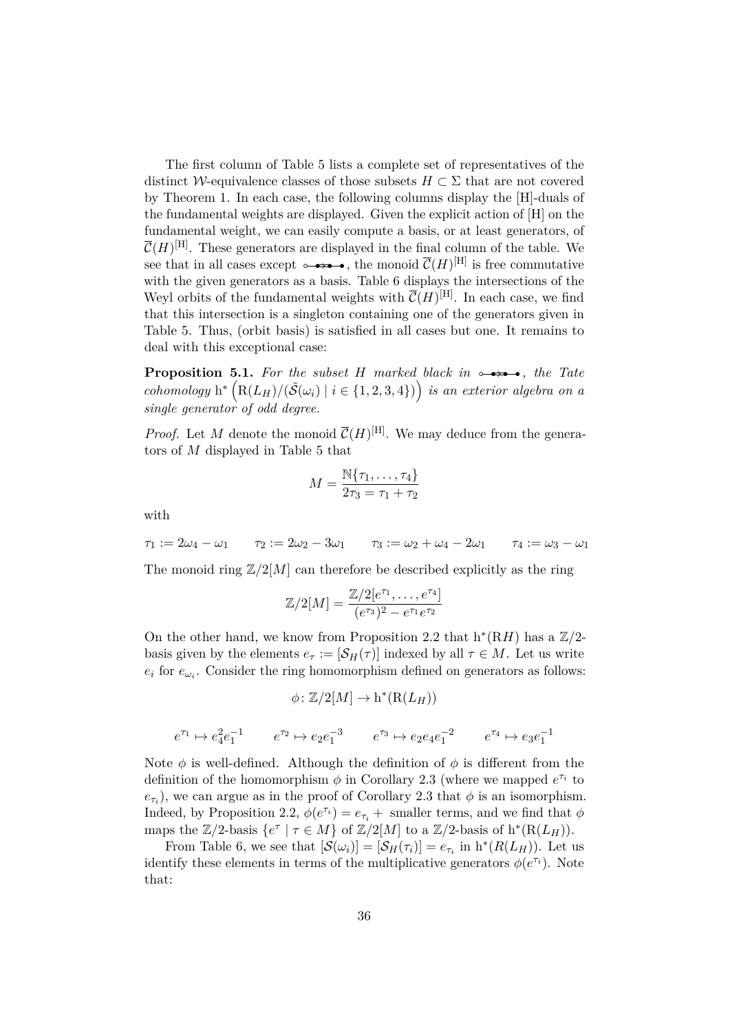The first column of Table 5 lists a complete set of representatives of the distinct $\mathcal{W}$-equivalence classes of those subsets $H \subset \Sigma$ that are not covered by Theorem 1. In each case, the following columns display the [H]-duals of the fundamental weights are displayed. Given the explicit action of [H] on the fundamental weight, we can easily compute a basis, or at least generators, of $\overline{\mathcal{C}}(H)^{[\mathrm{H}]}$. These generators are displayed in the final column of the table. We see that in all cases except $\circ\!\!-\!\!\bullet\!\!\Rightarrow\!\!\bullet\!\!-\!\!\bullet$, the monoid $\overline{\mathcal{C}}(H)^{[\mathrm{H}]}$ is free commutative with the given generators as a basis. Table 6 displays the intersections of the Weyl orbits of the fundamental weights with $\overline{\mathcal{C}}(H)^{[\mathrm{H}]}$. In each case, we find that this intersection is a singleton containing one of the generators given in Table 5. Thus, (orbit basis) is satisfied in all cases but one. It remains to deal with this exceptional case:

**Proposition 5.1.** *For the subset $H$ marked black in $\circ\!\!-\!\!\bullet\!\!\Rightarrow\!\!\bullet\!\!-\!\!\bullet$, the Tate cohomology $\mathrm{h}^*\left(\mathrm{R}(L_H)/(\tilde{\mathcal{S}}(\omega_i) \mid i \in \{1,2,3,4\})\right)$ is an exterior algebra on a single generator of odd degree.*

*Proof.* Let $M$ denote the monoid $\overline{\mathcal{C}}(H)^{[\mathrm{H}]}$. We may deduce from the generators of $M$ displayed in Table 5 that

$$M = \frac{\mathbb{N}\{\tau_1, \dots, \tau_4\}}{2\tau_3 = \tau_1 + \tau_2}$$

with

$$\tau_1 := 2\omega_4 - \omega_1 \qquad \tau_2 := 2\omega_2 - 3\omega_1 \qquad \tau_3 := \omega_2 + \omega_4 - 2\omega_1 \qquad \tau_4 := \omega_3 - \omega_1$$

The monoid ring $\mathbb{Z}/2[M]$ can therefore be described explicitly as the ring

$$\mathbb{Z}/2[M] = \frac{\mathbb{Z}/2[e^{\tau_1}, \dots, e^{\tau_4}]}{(e^{\tau_3})^2 - e^{\tau_1}e^{\tau_2}}$$

On the other hand, we know from Proposition 2.2 that $\mathrm{h}^*(\mathrm{R}H)$ has a $\mathbb{Z}/2$-basis given by the elements $e_\tau := [\mathcal{S}_H(\tau)]$ indexed by all $\tau \in M$. Let us write $e_i$ for $e_{\omega_i}$. Consider the ring homomorphism defined on generators as follows:

$$\phi\colon \mathbb{Z}/2[M] \to \mathrm{h}^*(\mathrm{R}(L_H))$$

$$e^{\tau_1} \mapsto e_4^2 e_1^{-1} \qquad e^{\tau_2} \mapsto e_2 e_1^{-3} \qquad e^{\tau_3} \mapsto e_2 e_4 e_1^{-2} \qquad e^{\tau_4} \mapsto e_3 e_1^{-1}$$

Note $\phi$ is well-defined. Although the definition of $\phi$ is different from the definition of the homomorphism $\phi$ in Corollary 2.3 (where we mapped $e^{\tau_i}$ to $e_{\tau_i}$), we can argue as in the proof of Corollary 2.3 that $\phi$ is an isomorphism. Indeed, by Proposition 2.2, $\phi(e^{\tau_i}) = e_{\tau_i} +$ smaller terms, and we find that $\phi$ maps the $\mathbb{Z}/2$-basis $\{e^\tau \mid \tau \in M\}$ of $\mathbb{Z}/2[M]$ to a $\mathbb{Z}/2$-basis of $\mathrm{h}^*(\mathrm{R}(L_H))$.

From Table 6, we see that $[\mathcal{S}(\omega_i)] = [\mathcal{S}_H(\tau_i)] = e_{\tau_i}$ in $\mathrm{h}^*(R(L_H))$. Let us identify these elements in terms of the multiplicative generators $\phi(e^{\tau_i})$. Note that: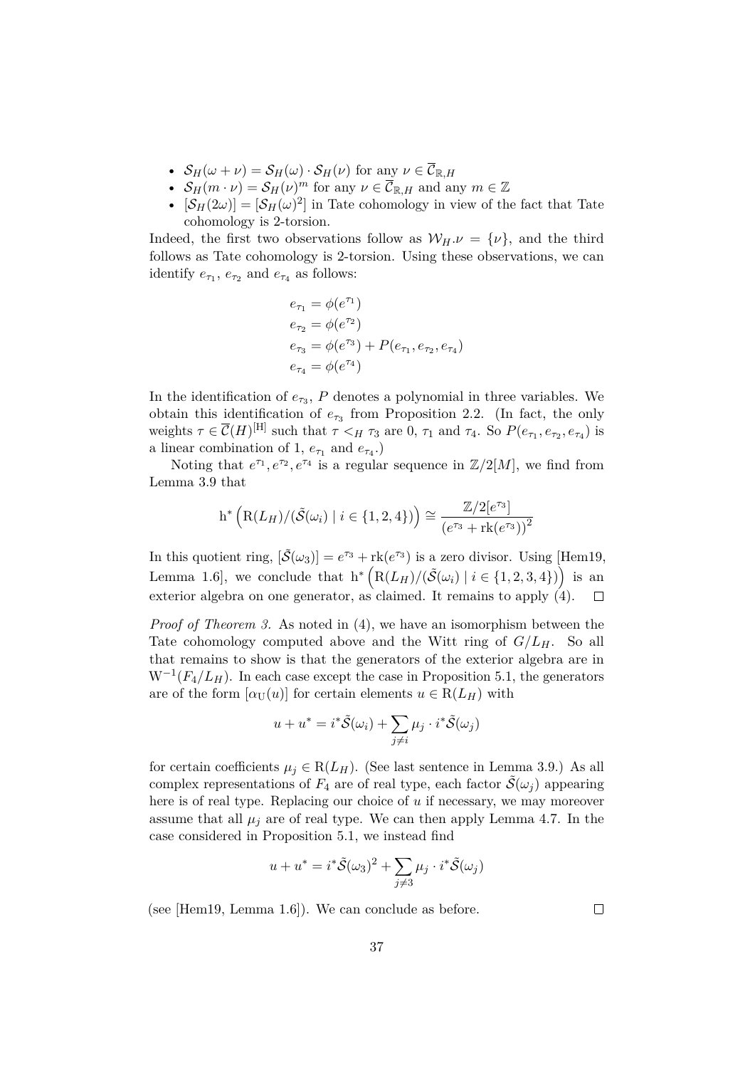- $\mathcal{S}_H(\omega + \nu) = \mathcal{S}_H(\omega) \cdot \mathcal{S}_H(\nu)$ for any $\nu \in \overline{\mathcal{C}}_{\mathbb{R},H}$
- $\mathcal{S}_H(m \cdot \nu) = \mathcal{S}_H(\nu)^m$ for any $\nu \in \overline{\mathcal{C}}_{\mathbb{R},H}$ and any $m \in \mathbb{Z}$
- $[\mathcal{S}_H(2\omega)] = [\mathcal{S}_H(\omega)^2]$ in Tate cohomology in view of the fact that Tate cohomology is 2-torsion.

Indeed, the first two observations follow as $\mathcal{W}_H.\nu = \{\nu\}$, and the third follows as Tate cohomology is 2-torsion. Using these observations, we can identify $e_{\tau_1}$, $e_{\tau_2}$ and $e_{\tau_4}$ as follows:

$$
\begin{aligned}
e_{\tau_1} &= \phi(e^{\tau_1}) \\
e_{\tau_2} &= \phi(e^{\tau_2}) \\
e_{\tau_3} &= \phi(e^{\tau_3}) + P(e_{\tau_1}, e_{\tau_2}, e_{\tau_4}) \\
e_{\tau_4} &= \phi(e^{\tau_4})
\end{aligned}
$$

In the identification of $e_{\tau_3}$, $P$ denotes a polynomial in three variables. We obtain this identification of $e_{\tau_3}$ from Proposition 2.2. (In fact, the only weights $\tau \in \overline{\mathcal{C}}(H)^{[\mathrm{H}]}$ such that $\tau <_H \tau_3$ are $0$, $\tau_1$ and $\tau_4$. So $P(e_{\tau_1}, e_{\tau_2}, e_{\tau_4})$ is a linear combination of $1$, $e_{\tau_1}$ and $e_{\tau_4}$.)

Noting that $e^{\tau_1}, e^{\tau_2}, e^{\tau_4}$ is a regular sequence in $\mathbb{Z}/2[M]$, we find from Lemma 3.9 that

$$
\mathrm{h}^*\left(\mathrm{R}(L_H)/(\tilde{\mathcal{S}}(\omega_i) \mid i \in \{1,2,4\})\right) \cong \frac{\mathbb{Z}/2[e^{\tau_3}]}{\left(e^{\tau_3} + \mathrm{rk}(e^{\tau_3})\right)^2}
$$

In this quotient ring, $[\tilde{\mathcal{S}}(\omega_3)] = e^{\tau_3} + \mathrm{rk}(e^{\tau_3})$ is a zero divisor. Using [Hem19, Lemma 1.6], we conclude that $\mathrm{h}^*\left(\mathrm{R}(L_H)/(\tilde{\mathcal{S}}(\omega_i) \mid i \in \{1,2,3,4\})\right)$ is an exterior algebra on one generator, as claimed. It remains to apply (4). $\square$

*Proof of Theorem 3.* As noted in (4), we have an isomorphism between the Tate cohomology computed above and the Witt ring of $G/L_H$. So all that remains to show is that the generators of the exterior algebra are in $\mathrm{W}^{-1}(F_4/L_H)$. In each case except the case in Proposition 5.1, the generators are of the form $[\alpha_{\mathrm{U}}(u)]$ for certain elements $u \in \mathrm{R}(L_H)$ with

$$
u + u^* = i^*\tilde{\mathcal{S}}(\omega_i) + \sum_{j \neq i} \mu_j \cdot i^*\tilde{\mathcal{S}}(\omega_j)
$$

for certain coefficients $\mu_j \in \mathrm{R}(L_H)$. (See last sentence in Lemma 3.9.) As all complex representations of $F_4$ are of real type, each factor $\tilde{\mathcal{S}}(\omega_j)$ appearing here is of real type. Replacing our choice of $u$ if necessary, we may moreover assume that all $\mu_j$ are of real type. We can then apply Lemma 4.7. In the case considered in Proposition 5.1, we instead find

$$
u + u^* = i^*\tilde{\mathcal{S}}(\omega_3)^2 + \sum_{j \neq 3} \mu_j \cdot i^*\tilde{\mathcal{S}}(\omega_j)
$$

(see [Hem19, Lemma 1.6]). We can conclude as before. $\square$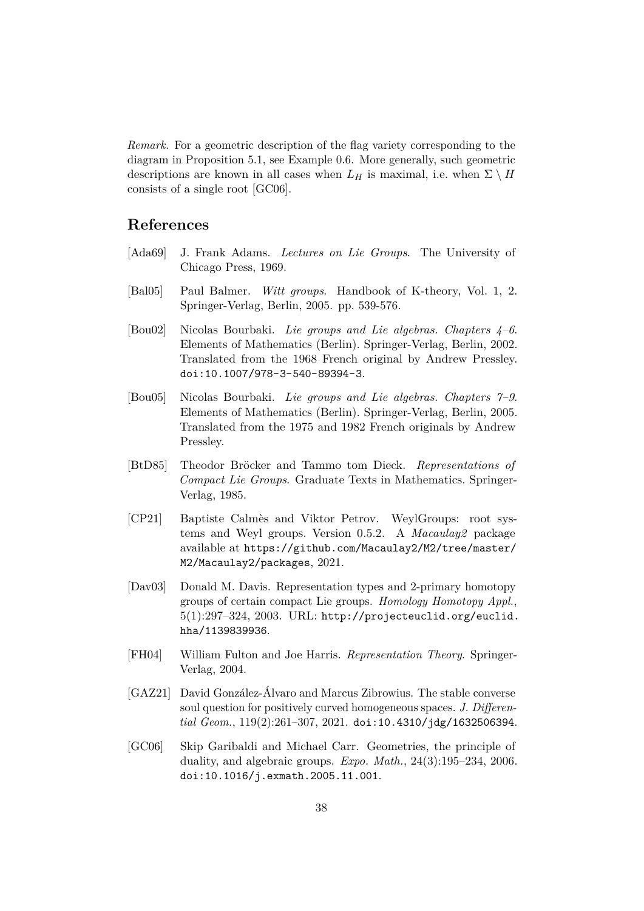*Remark.* For a geometric description of the flag variety corresponding to the diagram in Proposition 5.1, see Example 0.6. More generally, such geometric descriptions are known in all cases when $L_H$ is maximal, i.e. when $\Sigma \setminus H$ consists of a single root [GC06].

## References

[Ada69] J. Frank Adams. *Lectures on Lie Groups*. The University of Chicago Press, 1969.

[Bal05] Paul Balmer. *Witt groups*. Handbook of K-theory, Vol. 1, 2. Springer-Verlag, Berlin, 2005. pp. 539-576.

[Bou02] Nicolas Bourbaki. *Lie groups and Lie algebras. Chapters 4–6*. Elements of Mathematics (Berlin). Springer-Verlag, Berlin, 2002. Translated from the 1968 French original by Andrew Pressley. `doi:10.1007/978-3-540-89394-3`.

[Bou05] Nicolas Bourbaki. *Lie groups and Lie algebras. Chapters 7–9*. Elements of Mathematics (Berlin). Springer-Verlag, Berlin, 2005. Translated from the 1975 and 1982 French originals by Andrew Pressley.

[BtD85] Theodor Bröcker and Tammo tom Dieck. *Representations of Compact Lie Groups*. Graduate Texts in Mathematics. Springer-Verlag, 1985.

[CP21] Baptiste Calmès and Viktor Petrov. WeylGroups: root systems and Weyl groups. Version 0.5.2. A *Macaulay2* package available at `https://github.com/Macaulay2/M2/tree/master/M2/Macaulay2/packages`, 2021.

[Dav03] Donald M. Davis. Representation types and 2-primary homotopy groups of certain compact Lie groups. *Homology Homotopy Appl.*, 5(1):297–324, 2003. URL: `http://projecteuclid.org/euclid.hha/1139839936`.

[FH04] William Fulton and Joe Harris. *Representation Theory*. Springer-Verlag, 2004.

[GAZ21] David González-Álvaro and Marcus Zibrowius. The stable converse soul question for positively curved homogeneous spaces. *J. Differential Geom.*, 119(2):261–307, 2021. `doi:10.4310/jdg/1632506394`.

[GC06] Skip Garibaldi and Michael Carr. Geometries, the principle of duality, and algebraic groups. *Expo. Math.*, 24(3):195–234, 2006. `doi:10.1016/j.exmath.2005.11.001`.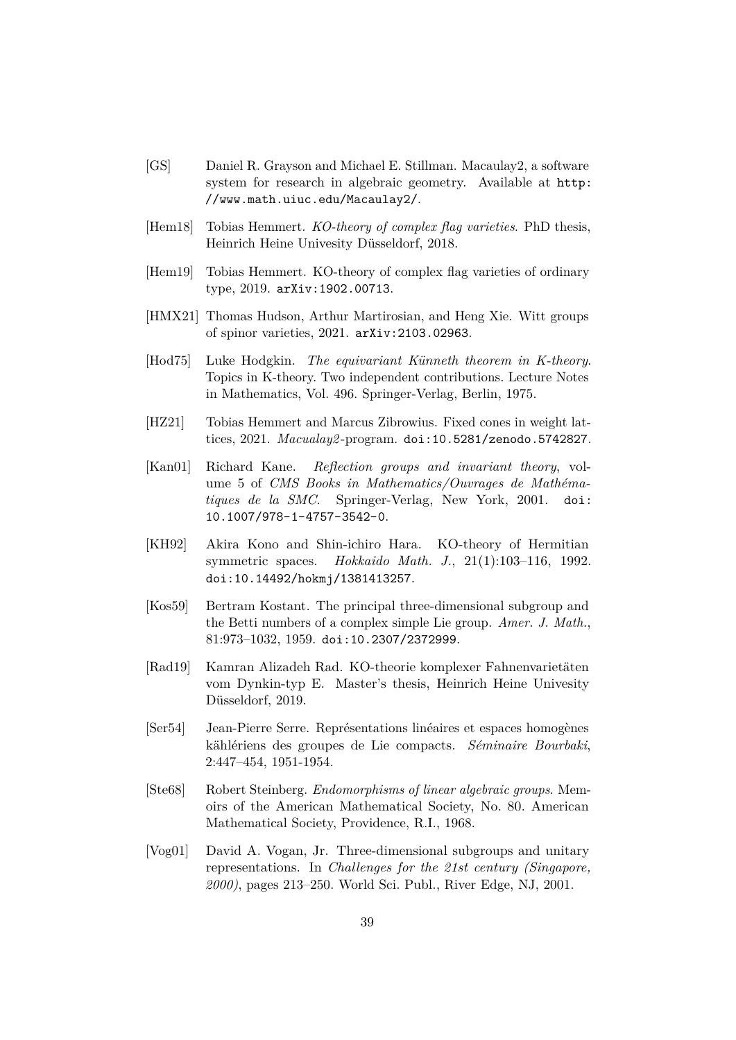[GS] Daniel R. Grayson and Michael E. Stillman. Macaulay2, a software system for research in algebraic geometry. Available at `http://www.math.uiuc.edu/Macaulay2/`.

[Hem18] Tobias Hemmert. *KO-theory of complex flag varieties*. PhD thesis, Heinrich Heine Univesity Düsseldorf, 2018.

[Hem19] Tobias Hemmert. KO-theory of complex flag varieties of ordinary type, 2019. `arXiv:1902.00713`.

[HMX21] Thomas Hudson, Arthur Martirosian, and Heng Xie. Witt groups of spinor varieties, 2021. `arXiv:2103.02963`.

[Hod75] Luke Hodgkin. *The equivariant Künneth theorem in K-theory*. Topics in K-theory. Two independent contributions. Lecture Notes in Mathematics, Vol. 496. Springer-Verlag, Berlin, 1975.

[HZ21] Tobias Hemmert and Marcus Zibrowius. Fixed cones in weight lattices, 2021. *Macualay2*-program. `doi:10.5281/zenodo.5742827`.

[Kan01] Richard Kane. *Reflection groups and invariant theory*, volume 5 of *CMS Books in Mathematics/Ouvrages de Mathématiques de la SMC*. Springer-Verlag, New York, 2001. `doi:10.1007/978-1-4757-3542-0`.

[KH92] Akira Kono and Shin-ichiro Hara. KO-theory of Hermitian symmetric spaces. *Hokkaido Math. J.*, 21(1):103–116, 1992. `doi:10.14492/hokmj/1381413257`.

[Kos59] Bertram Kostant. The principal three-dimensional subgroup and the Betti numbers of a complex simple Lie group. *Amer. J. Math.*, 81:973–1032, 1959. `doi:10.2307/2372999`.

[Rad19] Kamran Alizadeh Rad. KO-theorie komplexer Fahnenvarietäten vom Dynkin-typ E. Master's thesis, Heinrich Heine Univesity Düsseldorf, 2019.

[Ser54] Jean-Pierre Serre. Représentations linéaires et espaces homogènes kählériens des groupes de Lie compacts. *Séminaire Bourbaki*, 2:447–454, 1951-1954.

[Ste68] Robert Steinberg. *Endomorphisms of linear algebraic groups*. Memoirs of the American Mathematical Society, No. 80. American Mathematical Society, Providence, R.I., 1968.

[Vog01] David A. Vogan, Jr. Three-dimensional subgroups and unitary representations. In *Challenges for the 21st century (Singapore, 2000)*, pages 213–250. World Sci. Publ., River Edge, NJ, 2001.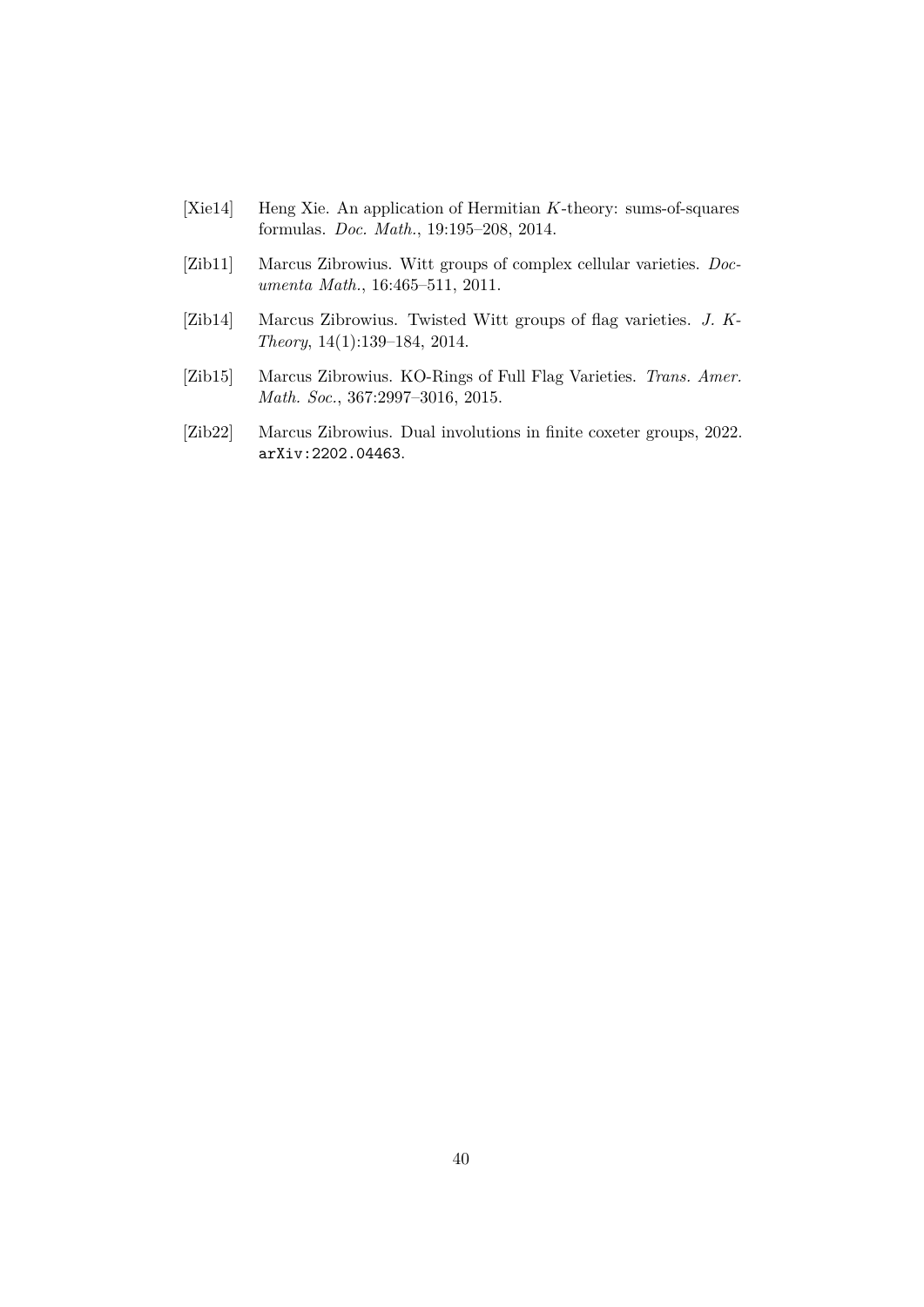[Xie14] Heng Xie. An application of Hermitian $K$-theory: sums-of-squares formulas. *Doc. Math.*, 19:195–208, 2014.

[Zib11] Marcus Zibrowius. Witt groups of complex cellular varieties. *Documenta Math.*, 16:465–511, 2011.

[Zib14] Marcus Zibrowius. Twisted Witt groups of flag varieties. *J. K-Theory*, 14(1):139–184, 2014.

[Zib15] Marcus Zibrowius. KO-Rings of Full Flag Varieties. *Trans. Amer. Math. Soc.*, 367:2997–3016, 2015.

[Zib22] Marcus Zibrowius. Dual involutions in finite coxeter groups, 2022. `arXiv:2202.04463`.